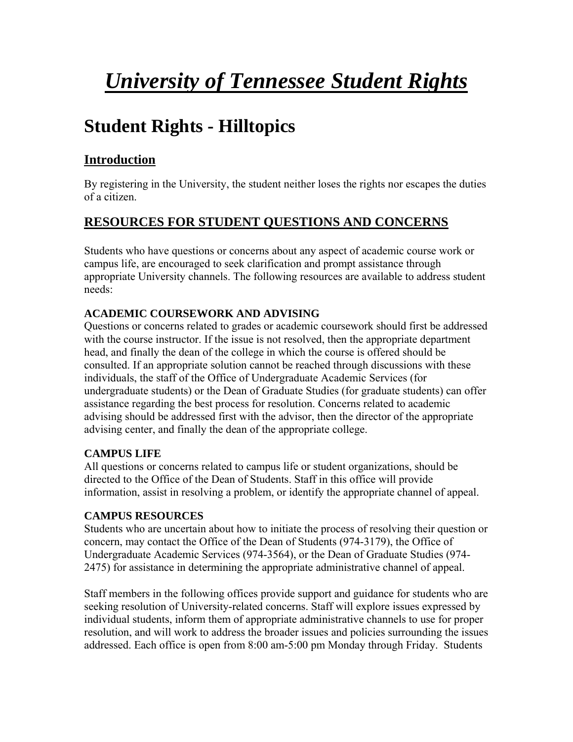# *University of Tennessee Student Rights*

## Student Rights - Hilltopics

### Introduction

By registering in the University, the student neither loses the rights nor escapes the duties of a citizen.

### RESOURCES FOR STUDENT QUESTIONS AND CONCERNS

Students who have questions or concerns about any aspect of academic course work or campus life, are encouraged to seek clarification and prompt assistance through appropriate University channels. The following resources are available to address student needs:

**ACADEMIC COURSEWORK AND ADVISING**

Questions or concerns related to grades or academic coursework should first be addressed with the course instructor. If the issue is not resolved, then the appropriate department head, and finally the dean of the college in which the course is offered should be consulted. If an appropriate solution cannot be reached through discussions with these individuals, the staff of the Office of Undergraduate Academic Services (for undergraduate students) or the Dean of Graduate Studies (for graduate students) can offer assistance regarding the best process for resolution. Concerns related to academic advising should be addressed first with the advisor, then the director of the appropriate advising center, and finally the dean of the appropriate college.

**CAMPUS LIFE**

All questions or concerns related to campus life or student organizations, should be directed to the Office of the Dean of Students. Staff in this office will provide information, assist in resolving a problem, or identify the appropriate channel of appeal.

**CAMPUS RESOURCES**

Students who are uncertain about how to initiate the process of resolving their question or concern, may contact the Office of the Dean of Students (974-3179), the Office of Undergraduate Academic Services (974-3564), or the Dean of Graduate Studies (974-2475) for assistance in determining the appropriate administrative channel of appeal.

Staff members in the following offices provide support and guidance for students who are seeking resolution of University-related concerns. Staff will explore issues expressed by individual students, inform them of appropriate administrative channels to use for proper resolution, and will work to address the broader issues and policies surrounding the issues addressed. Each office is open from 8:00 am-5:00 pm Monday through Friday. Students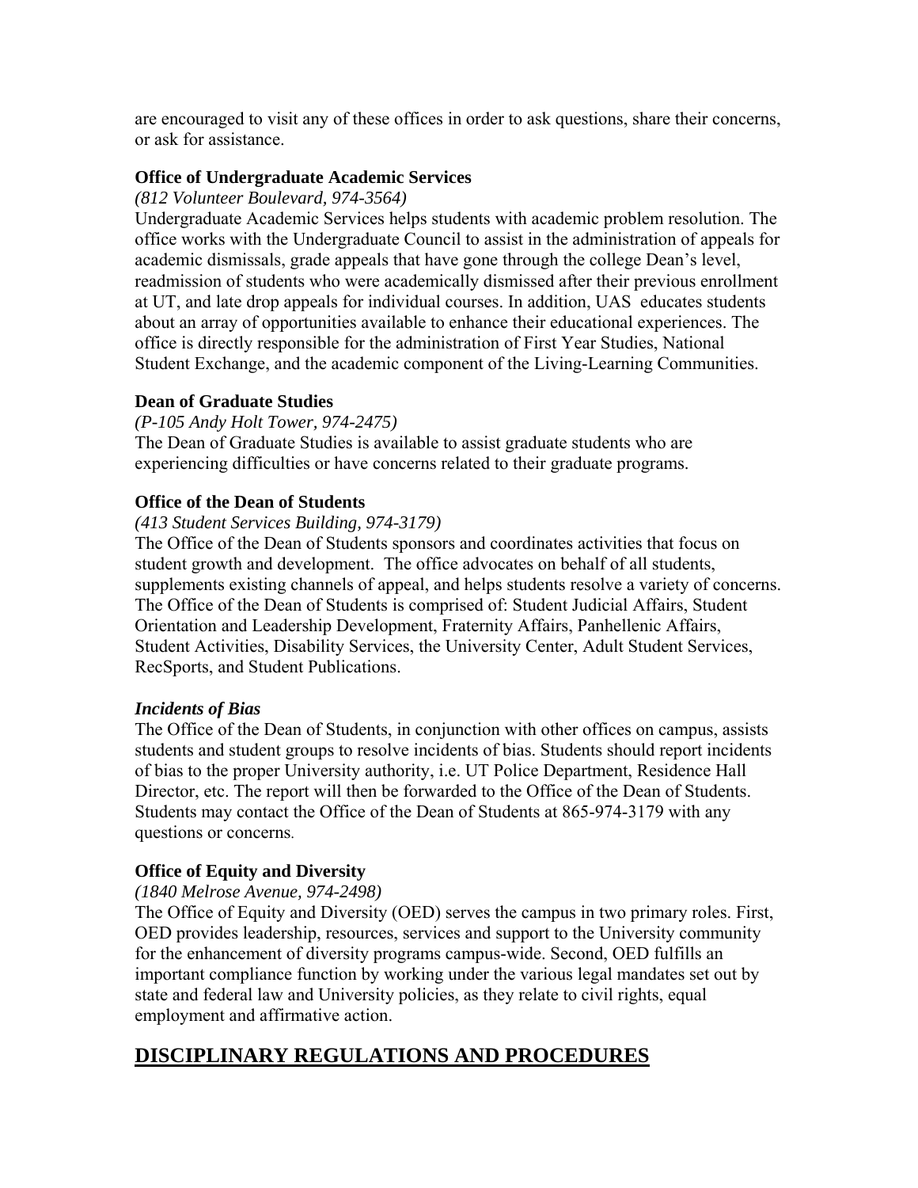are encouraged to visit any of these offices in order to ask questions, share their concerns, or ask for assistance.

### Office of Undergraduate Academic Services

*(812 Volunteer Boulevard, 974-3564)*

Undergraduate Academic Services helps students with academic problem resolution. The office works with the Undergraduate Council to assist in the administration of appeals for academic dismissals, grade appeals that have gone through the college Dean's level, readmission of students who were academically dismissed after their previous enrollment at UT, and late drop appeals for individual courses. In addition, UAS educates students about an array of opportunities available to enhance their educational experiences. The office is directly responsible for the administration of First Year Studies, National Student Exchange, and the academic component of the Living-Learning Communities.

### Dean of Graduate Studies

*(P-105 Andy Holt Tower, 974-2475)*

The Dean of Graduate Studies is available to assist graduate students who are experiencing difficulties or have concerns related to their graduate programs.

### Office of the Dean of Students

*(413 Student Services Building, 974-3179)*

The Office of the Dean of Students sponsors and coordinates activities that focus on student growth and development. The office advocates on behalf of all students, supplements existing channels of appeal, and helps students resolve a variety of concerns. The Office of the Dean of Students is comprised of: Student Judicial Affairs, Student Orientation and Leadership Development, Fraternity Affairs, Panhellenic Affairs, Student Activities, Disability Services, the University Center, Adult Student Services, RecSports, and Student Publications.

#### *Incidents of Bias*

The Office of the Dean of Students, in conjunction with other offices on campus, assists students and student groups to resolve incidents of bias. Students should report incidents of bias to the proper University authority, i.e. UT Police Department, Residence Hall Director, etc. The report will then be forwarded to the Office of the Dean of Students. Students may contact the Office of the Dean of Students at 865-974-3179 with any questions or concerns.

### Office of Equity and Diversity

*(1840 Melrose Avenue, 974-2498)*

The Office of Equity and Diversity (OED) serves the campus in two primary roles. First, OED provides leadership, resources, services and support to the University community for the enhancement of diversity programs campus-wide. Second, OED fulfills an important compliance function by working under the various legal mandates set out by state and federal law and University policies, as they relate to civil rights, equal employment and affirmative action.

## DISCIPLINARY REGULATIONS AND PROCEDURES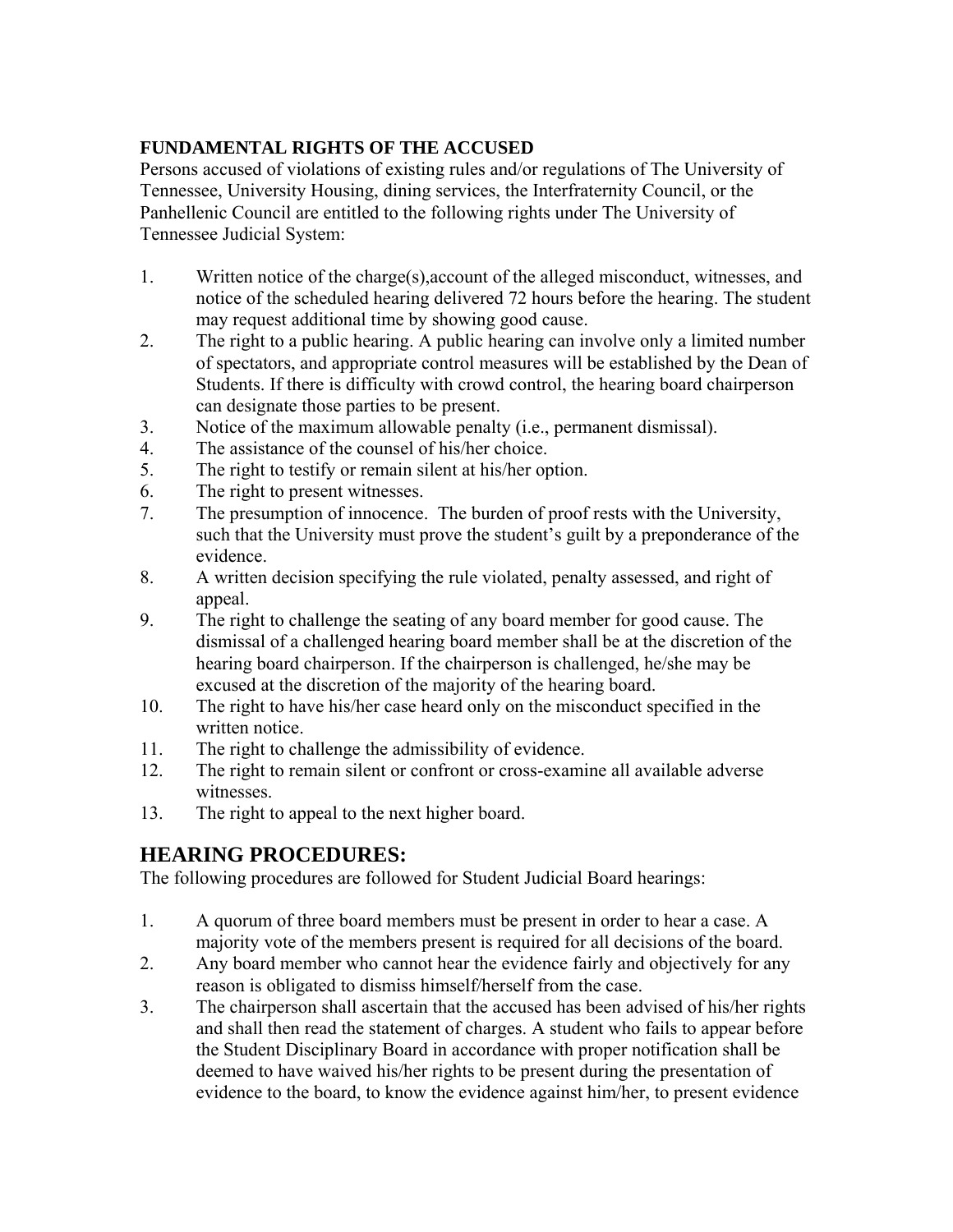**FUNDAMENTAL RIGHTS OF THE ACCUSED**

Persons accused of violations of existing rules and/or regulations of The University of Tennessee, University Housing, dining services, the Interfraternity Council, or the Panhellenic Council are entitled to the following rights under The University of Tennessee Judicial System:

1. Written notice of the charge(s),account of the alleged misconduct, witnesses, and notice of the scheduled hearing delivered 72 hours before the hearing. The student may request additional time by showing good cause.
2. The right to a public hearing. A public hearing can involve only a limited number of spectators, and appropriate control measures will be established by the Dean of Students. If there is difficulty with crowd control, the hearing board chairperson can designate those parties to be present.
3. Notice of the maximum allowable penalty (i.e., permanent dismissal).
4. The assistance of the counsel of his/her choice.
5. The right to testify or remain silent at his/her option.
6. The right to present witnesses.
7. The presumption of innocence. The burden of proof rests with the University, such that the University must prove the student's guilt by a preponderance of the evidence.
8. A written decision specifying the rule violated, penalty assessed, and right of appeal.
9. The right to challenge the seating of any board member for good cause. The dismissal of a challenged hearing board member shall be at the discretion of the hearing board chairperson. If the chairperson is challenged, he/she may be excused at the discretion of the majority of the hearing board.
10. The right to have his/her case heard only on the misconduct specified in the written notice.
11. The right to challenge the admissibility of evidence.
12. The right to remain silent or confront or cross-examine all available adverse witnesses.
13. The right to appeal to the next higher board.

## HEARING PROCEDURES:

The following procedures are followed for Student Judicial Board hearings:

1. A quorum of three board members must be present in order to hear a case. A majority vote of the members present is required for all decisions of the board.
2. Any board member who cannot hear the evidence fairly and objectively for any reason is obligated to dismiss himself/herself from the case.
3. The chairperson shall ascertain that the accused has been advised of his/her rights and shall then read the statement of charges. A student who fails to appear before the Student Disciplinary Board in accordance with proper notification shall be deemed to have waived his/her rights to be present during the presentation of evidence to the board, to know the evidence against him/her, to present evidence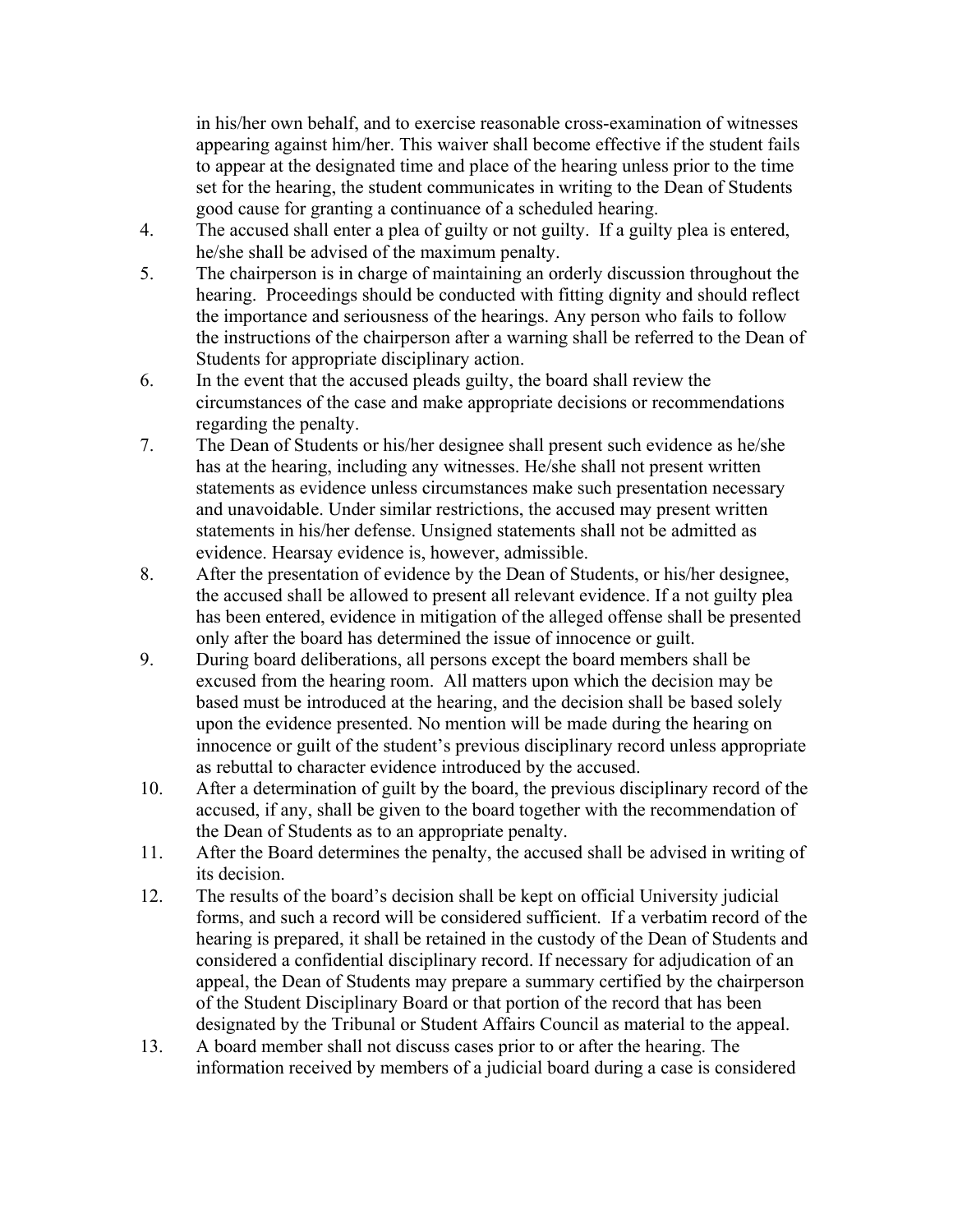in his/her own behalf, and to exercise reasonable cross-examination of witnesses appearing against him/her. This waiver shall become effective if the student fails to appear at the designated time and place of the hearing unless prior to the time set for the hearing, the student communicates in writing to the Dean of Students good cause for granting a continuance of a scheduled hearing.

4. The accused shall enter a plea of guilty or not guilty. If a guilty plea is entered, he/she shall be advised of the maximum penalty.
5. The chairperson is in charge of maintaining an orderly discussion throughout the hearing. Proceedings should be conducted with fitting dignity and should reflect the importance and seriousness of the hearings. Any person who fails to follow the instructions of the chairperson after a warning shall be referred to the Dean of Students for appropriate disciplinary action.
6. In the event that the accused pleads guilty, the board shall review the circumstances of the case and make appropriate decisions or recommendations regarding the penalty.
7. The Dean of Students or his/her designee shall present such evidence as he/she has at the hearing, including any witnesses. He/she shall not present written statements as evidence unless circumstances make such presentation necessary and unavoidable. Under similar restrictions, the accused may present written statements in his/her defense. Unsigned statements shall not be admitted as evidence. Hearsay evidence is, however, admissible.
8. After the presentation of evidence by the Dean of Students, or his/her designee, the accused shall be allowed to present all relevant evidence. If a not guilty plea has been entered, evidence in mitigation of the alleged offense shall be presented only after the board has determined the issue of innocence or guilt.
9. During board deliberations, all persons except the board members shall be excused from the hearing room. All matters upon which the decision may be based must be introduced at the hearing, and the decision shall be based solely upon the evidence presented. No mention will be made during the hearing on innocence or guilt of the student's previous disciplinary record unless appropriate as rebuttal to character evidence introduced by the accused.
10. After a determination of guilt by the board, the previous disciplinary record of the accused, if any, shall be given to the board together with the recommendation of the Dean of Students as to an appropriate penalty.
11. After the Board determines the penalty, the accused shall be advised in writing of its decision.
12. The results of the board's decision shall be kept on official University judicial forms, and such a record will be considered sufficient. If a verbatim record of the hearing is prepared, it shall be retained in the custody of the Dean of Students and considered a confidential disciplinary record. If necessary for adjudication of an appeal, the Dean of Students may prepare a summary certified by the chairperson of the Student Disciplinary Board or that portion of the record that has been designated by the Tribunal or Student Affairs Council as material to the appeal.
13. A board member shall not discuss cases prior to or after the hearing. The information received by members of a judicial board during a case is considered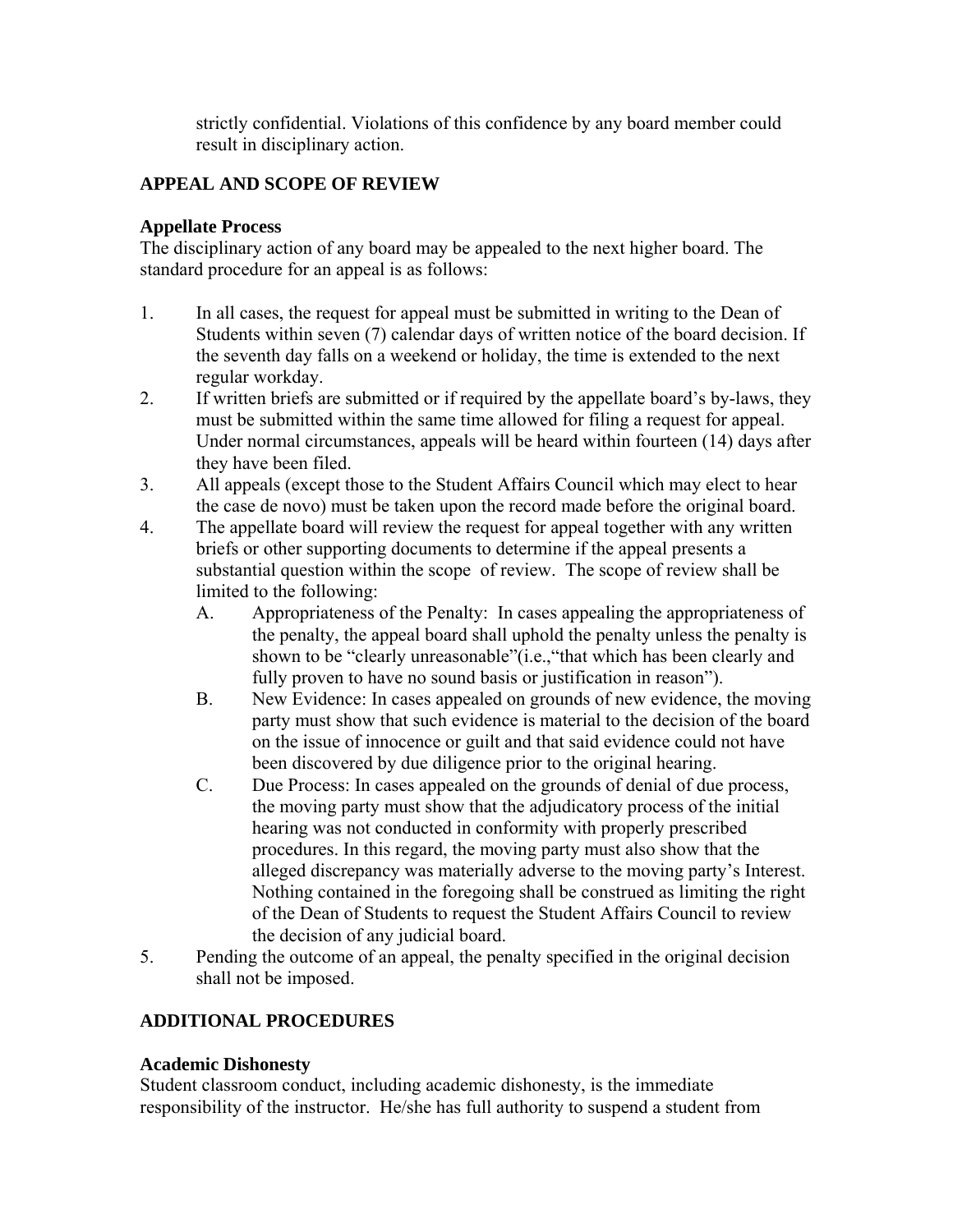strictly confidential. Violations of this confidence by any board member could result in disciplinary action.

## APPEAL AND SCOPE OF REVIEW

### Appellate Process

The disciplinary action of any board may be appealed to the next higher board. The standard procedure for an appeal is as follows:

1. In all cases, the request for appeal must be submitted in writing to the Dean of Students within seven (7) calendar days of written notice of the board decision. If the seventh day falls on a weekend or holiday, the time is extended to the next regular workday.
2. If written briefs are submitted or if required by the appellate board's by-laws, they must be submitted within the same time allowed for filing a request for appeal. Under normal circumstances, appeals will be heard within fourteen (14) days after they have been filed.
3. All appeals (except those to the Student Affairs Council which may elect to hear the case de novo) must be taken upon the record made before the original board.
4. The appellate board will review the request for appeal together with any written briefs or other supporting documents to determine if the appeal presents a substantial question within the scope of review. The scope of review shall be limited to the following:
   - A. Appropriateness of the Penalty: In cases appealing the appropriateness of the penalty, the appeal board shall uphold the penalty unless the penalty is shown to be "clearly unreasonable"(i.e.,"that which has been clearly and fully proven to have no sound basis or justification in reason").
   - B. New Evidence: In cases appealed on grounds of new evidence, the moving party must show that such evidence is material to the decision of the board on the issue of innocence or guilt and that said evidence could not have been discovered by due diligence prior to the original hearing.
   - C. Due Process: In cases appealed on the grounds of denial of due process, the moving party must show that the adjudicatory process of the initial hearing was not conducted in conformity with properly prescribed procedures. In this regard, the moving party must also show that the alleged discrepancy was materially adverse to the moving party's Interest. Nothing contained in the foregoing shall be construed as limiting the right of the Dean of Students to request the Student Affairs Council to review the decision of any judicial board.
5. Pending the outcome of an appeal, the penalty specified in the original decision shall not be imposed.

## ADDITIONAL PROCEDURES

### Academic Dishonesty

Student classroom conduct, including academic dishonesty, is the immediate responsibility of the instructor. He/she has full authority to suspend a student from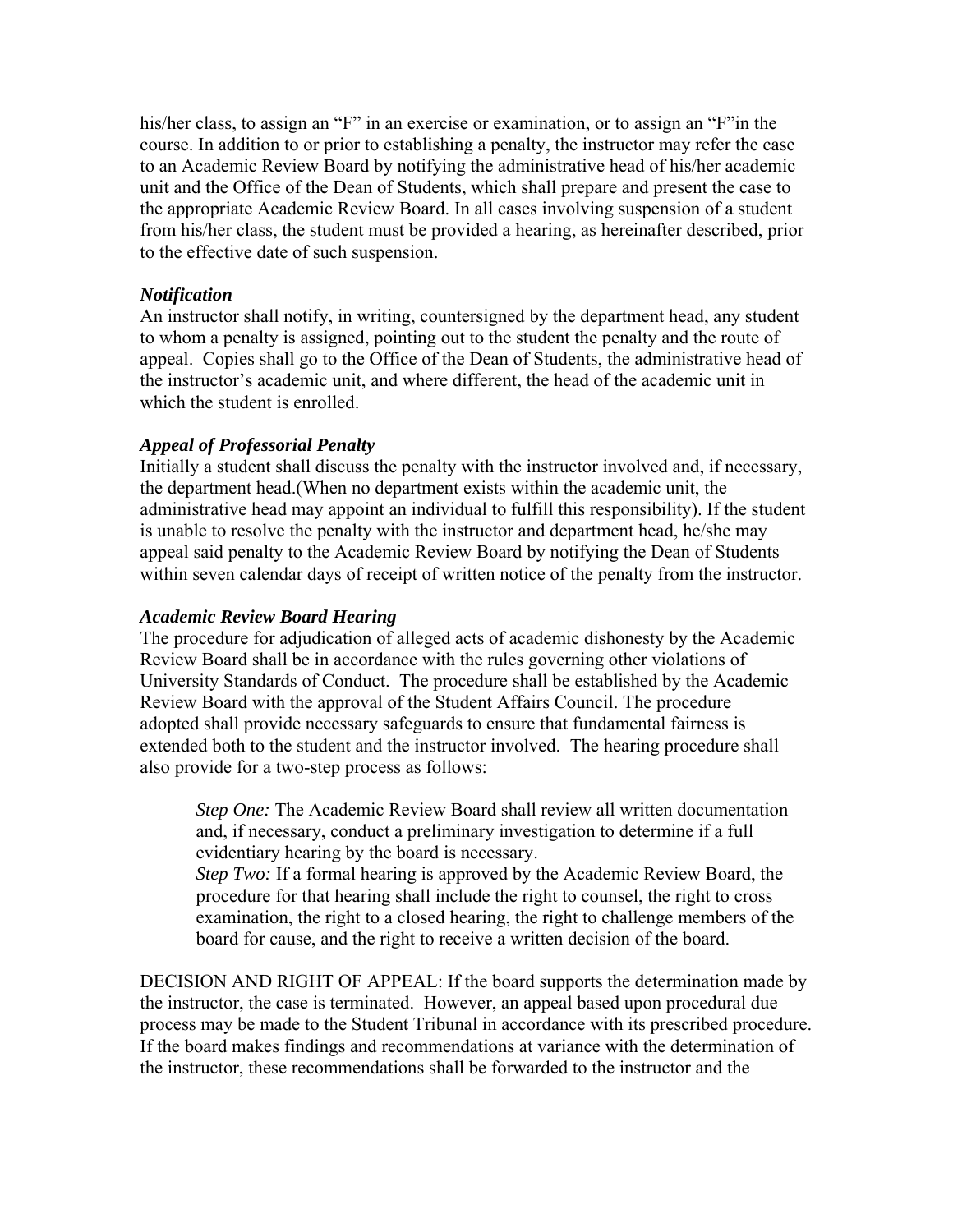his/her class, to assign an "F" in an exercise or examination, or to assign an "F"in the course. In addition to or prior to establishing a penalty, the instructor may refer the case to an Academic Review Board by notifying the administrative head of his/her academic unit and the Office of the Dean of Students, which shall prepare and present the case to the appropriate Academic Review Board. In all cases involving suspension of a student from his/her class, the student must be provided a hearing, as hereinafter described, prior to the effective date of such suspension.

***Notification***
An instructor shall notify, in writing, countersigned by the department head, any student to whom a penalty is assigned, pointing out to the student the penalty and the route of appeal. Copies shall go to the Office of the Dean of Students, the administrative head of the instructor's academic unit, and where different, the head of the academic unit in which the student is enrolled.

***Appeal of Professorial Penalty***
Initially a student shall discuss the penalty with the instructor involved and, if necessary, the department head.(When no department exists within the academic unit, the administrative head may appoint an individual to fulfill this responsibility). If the student is unable to resolve the penalty with the instructor and department head, he/she may appeal said penalty to the Academic Review Board by notifying the Dean of Students within seven calendar days of receipt of written notice of the penalty from the instructor.

***Academic Review Board Hearing***
The procedure for adjudication of alleged acts of academic dishonesty by the Academic Review Board shall be in accordance with the rules governing other violations of University Standards of Conduct. The procedure shall be established by the Academic Review Board with the approval of the Student Affairs Council. The procedure adopted shall provide necessary safeguards to ensure that fundamental fairness is extended both to the student and the instructor involved. The hearing procedure shall also provide for a two-step process as follows:

> *Step One:* The Academic Review Board shall review all written documentation and, if necessary, conduct a preliminary investigation to determine if a full evidentiary hearing by the board is necessary.
> *Step Two:* If a formal hearing is approved by the Academic Review Board, the procedure for that hearing shall include the right to counsel, the right to cross examination, the right to a closed hearing, the right to challenge members of the board for cause, and the right to receive a written decision of the board.

DECISION AND RIGHT OF APPEAL: If the board supports the determination made by the instructor, the case is terminated. However, an appeal based upon procedural due process may be made to the Student Tribunal in accordance with its prescribed procedure. If the board makes findings and recommendations at variance with the determination of the instructor, these recommendations shall be forwarded to the instructor and the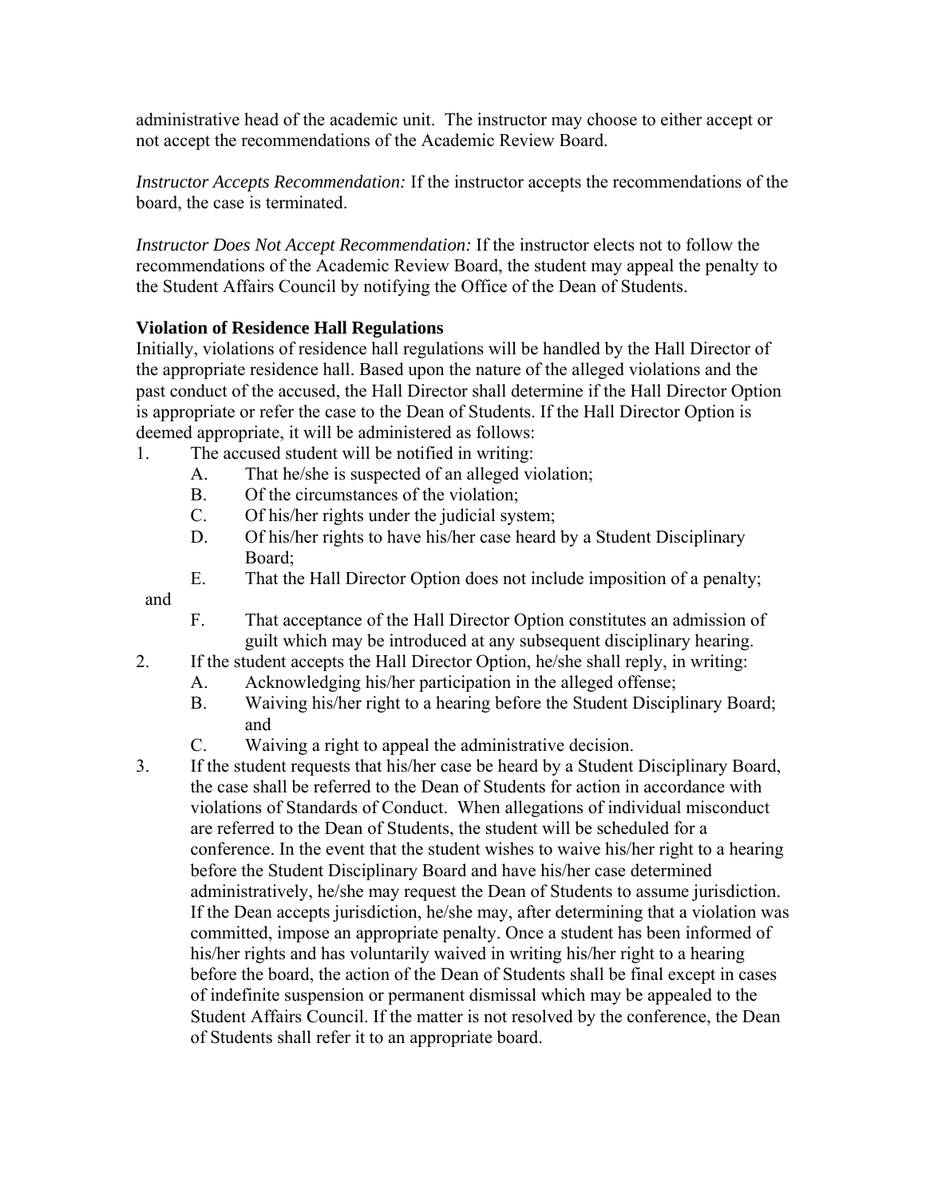administrative head of the academic unit. The instructor may choose to either accept or not accept the recommendations of the Academic Review Board.

*Instructor Accepts Recommendation:* If the instructor accepts the recommendations of the board, the case is terminated.

*Instructor Does Not Accept Recommendation:* If the instructor elects not to follow the recommendations of the Academic Review Board, the student may appeal the penalty to the Student Affairs Council by notifying the Office of the Dean of Students.

**Violation of Residence Hall Regulations**

Initially, violations of residence hall regulations will be handled by the Hall Director of the appropriate residence hall. Based upon the nature of the alleged violations and the past conduct of the accused, the Hall Director shall determine if the Hall Director Option is appropriate or refer the case to the Dean of Students. If the Hall Director Option is deemed appropriate, it will be administered as follows:

1. The accused student will be notified in writing:
   - A. That he/she is suspected of an alleged violation;
   - B. Of the circumstances of the violation;
   - C. Of his/her rights under the judicial system;
   - D. Of his/her rights to have his/her case heard by a Student Disciplinary Board;
   - E. That the Hall Director Option does not include imposition of a penalty; and
   - F. That acceptance of the Hall Director Option constitutes an admission of guilt which may be introduced at any subsequent disciplinary hearing.
2. If the student accepts the Hall Director Option, he/she shall reply, in writing:
   - A. Acknowledging his/her participation in the alleged offense;
   - B. Waiving his/her right to a hearing before the Student Disciplinary Board; and
   - C. Waiving a right to appeal the administrative decision.
3. If the student requests that his/her case be heard by a Student Disciplinary Board, the case shall be referred to the Dean of Students for action in accordance with violations of Standards of Conduct. When allegations of individual misconduct are referred to the Dean of Students, the student will be scheduled for a conference. In the event that the student wishes to waive his/her right to a hearing before the Student Disciplinary Board and have his/her case determined administratively, he/she may request the Dean of Students to assume jurisdiction. If the Dean accepts jurisdiction, he/she may, after determining that a violation was committed, impose an appropriate penalty. Once a student has been informed of his/her rights and has voluntarily waived in writing his/her right to a hearing before the board, the action of the Dean of Students shall be final except in cases of indefinite suspension or permanent dismissal which may be appealed to the Student Affairs Council. If the matter is not resolved by the conference, the Dean of Students shall refer it to an appropriate board.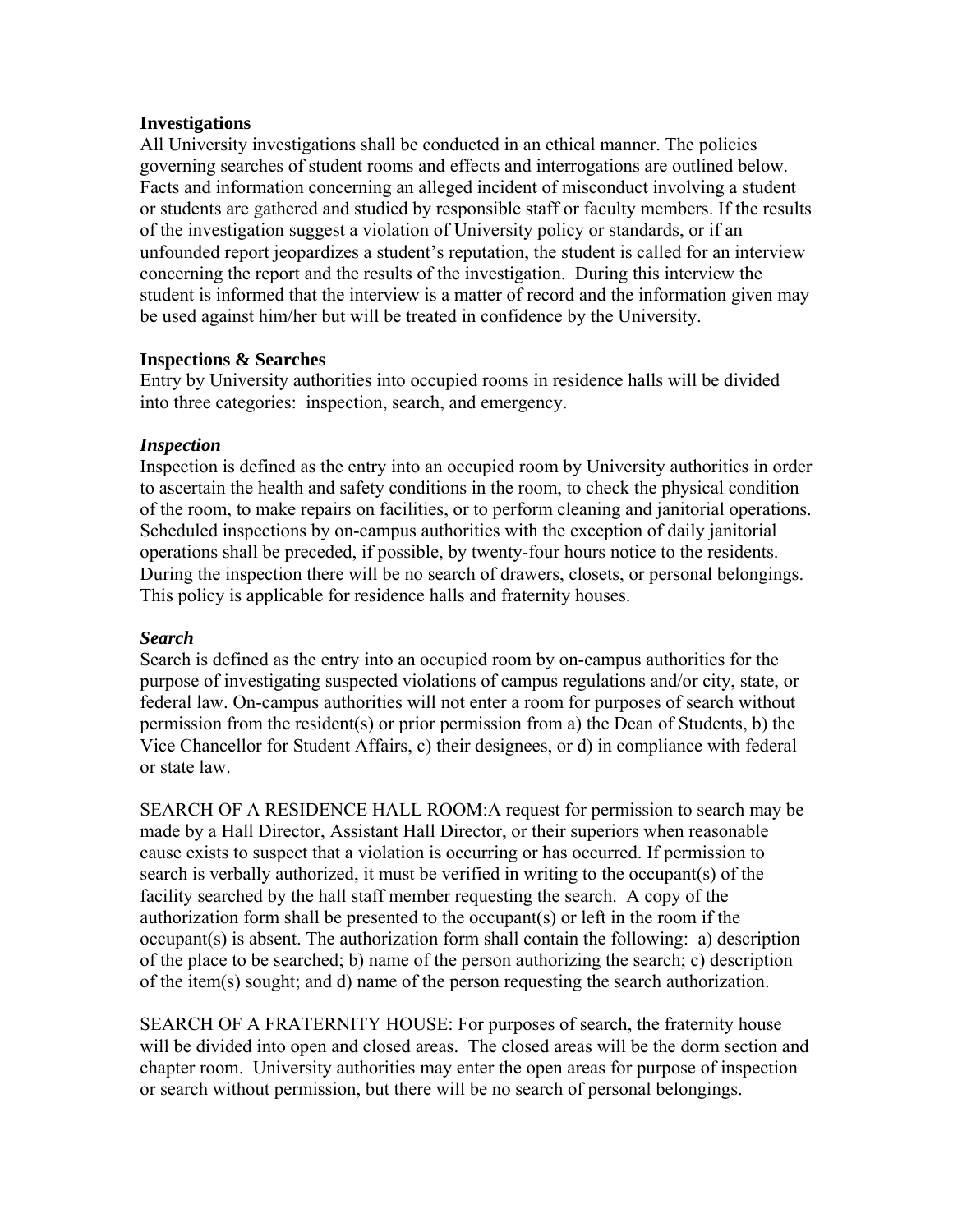**Investigations**

All University investigations shall be conducted in an ethical manner. The policies governing searches of student rooms and effects and interrogations are outlined below. Facts and information concerning an alleged incident of misconduct involving a student or students are gathered and studied by responsible staff or faculty members. If the results of the investigation suggest a violation of University policy or standards, or if an unfounded report jeopardizes a student's reputation, the student is called for an interview concerning the report and the results of the investigation. During this interview the student is informed that the interview is a matter of record and the information given may be used against him/her but will be treated in confidence by the University.

**Inspections & Searches**

Entry by University authorities into occupied rooms in residence halls will be divided into three categories: inspection, search, and emergency.

***Inspection***

Inspection is defined as the entry into an occupied room by University authorities in order to ascertain the health and safety conditions in the room, to check the physical condition of the room, to make repairs on facilities, or to perform cleaning and janitorial operations. Scheduled inspections by on-campus authorities with the exception of daily janitorial operations shall be preceded, if possible, by twenty-four hours notice to the residents. During the inspection there will be no search of drawers, closets, or personal belongings. This policy is applicable for residence halls and fraternity houses.

***Search***

Search is defined as the entry into an occupied room by on-campus authorities for the purpose of investigating suspected violations of campus regulations and/or city, state, or federal law. On-campus authorities will not enter a room for purposes of search without permission from the resident(s) or prior permission from a) the Dean of Students, b) the Vice Chancellor for Student Affairs, c) their designees, or d) in compliance with federal or state law.

SEARCH OF A RESIDENCE HALL ROOM:A request for permission to search may be made by a Hall Director, Assistant Hall Director, or their superiors when reasonable cause exists to suspect that a violation is occurring or has occurred. If permission to search is verbally authorized, it must be verified in writing to the occupant(s) of the facility searched by the hall staff member requesting the search. A copy of the authorization form shall be presented to the occupant(s) or left in the room if the occupant(s) is absent. The authorization form shall contain the following: a) description of the place to be searched; b) name of the person authorizing the search; c) description of the item(s) sought; and d) name of the person requesting the search authorization.

SEARCH OF A FRATERNITY HOUSE: For purposes of search, the fraternity house will be divided into open and closed areas. The closed areas will be the dorm section and chapter room. University authorities may enter the open areas for purpose of inspection or search without permission, but there will be no search of personal belongings.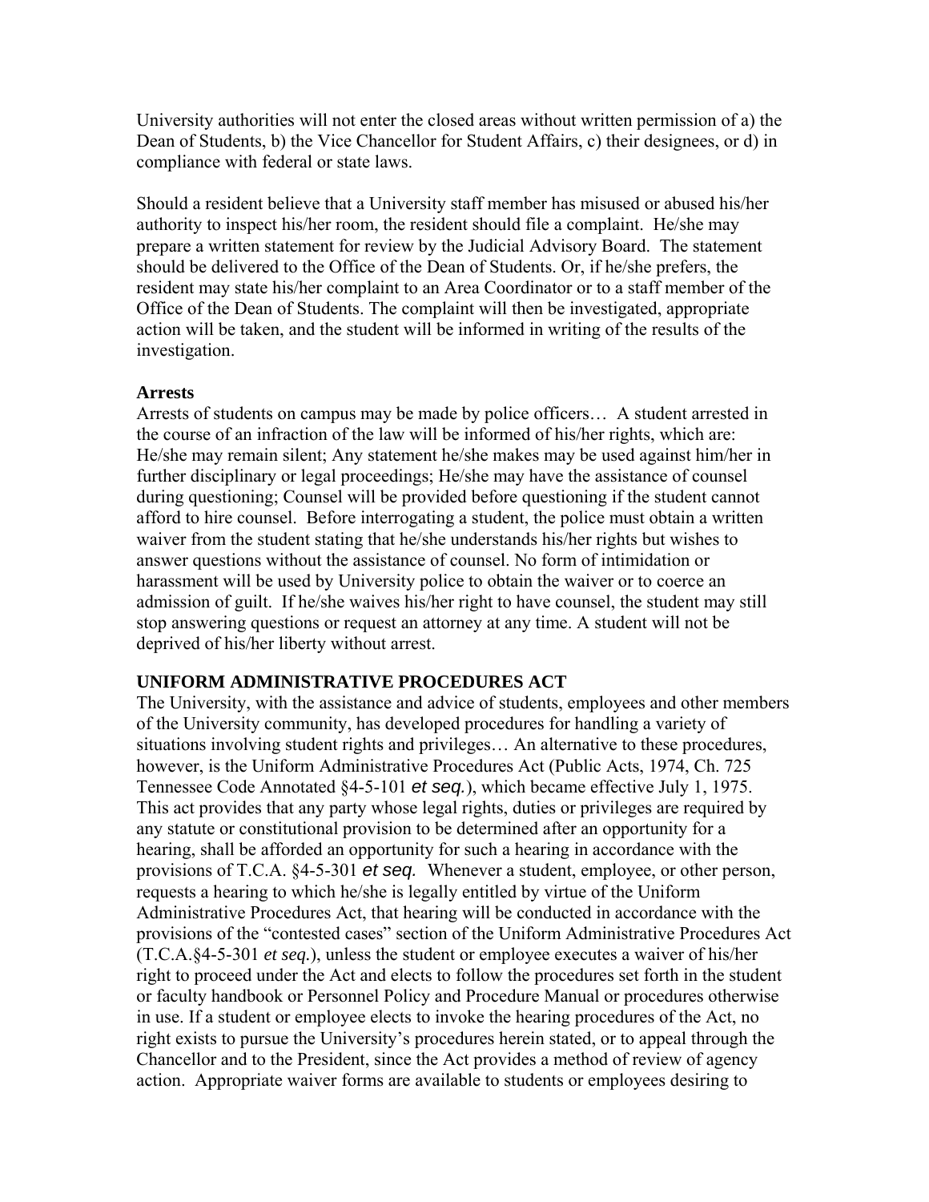University authorities will not enter the closed areas without written permission of a) the Dean of Students, b) the Vice Chancellor for Student Affairs, c) their designees, or d) in compliance with federal or state laws.

Should a resident believe that a University staff member has misused or abused his/her authority to inspect his/her room, the resident should file a complaint. He/she may prepare a written statement for review by the Judicial Advisory Board. The statement should be delivered to the Office of the Dean of Students. Or, if he/she prefers, the resident may state his/her complaint to an Area Coordinator or to a staff member of the Office of the Dean of Students. The complaint will then be investigated, appropriate action will be taken, and the student will be informed in writing of the results of the investigation.

**Arrests**

Arrests of students on campus may be made by police officers… A student arrested in the course of an infraction of the law will be informed of his/her rights, which are: He/she may remain silent; Any statement he/she makes may be used against him/her in further disciplinary or legal proceedings; He/she may have the assistance of counsel during questioning; Counsel will be provided before questioning if the student cannot afford to hire counsel. Before interrogating a student, the police must obtain a written waiver from the student stating that he/she understands his/her rights but wishes to answer questions without the assistance of counsel. No form of intimidation or harassment will be used by University police to obtain the waiver or to coerce an admission of guilt. If he/she waives his/her right to have counsel, the student may still stop answering questions or request an attorney at any time. A student will not be deprived of his/her liberty without arrest.

## UNIFORM ADMINISTRATIVE PROCEDURES ACT

The University, with the assistance and advice of students, employees and other members of the University community, has developed procedures for handling a variety of situations involving student rights and privileges… An alternative to these procedures, however, is the Uniform Administrative Procedures Act (Public Acts, 1974, Ch. 725 Tennessee Code Annotated §4-5-101 *et seq.*), which became effective July 1, 1975. This act provides that any party whose legal rights, duties or privileges are required by any statute or constitutional provision to be determined after an opportunity for a hearing, shall be afforded an opportunity for such a hearing in accordance with the provisions of T.C.A. §4-5-301 *et seq.* Whenever a student, employee, or other person, requests a hearing to which he/she is legally entitled by virtue of the Uniform Administrative Procedures Act, that hearing will be conducted in accordance with the provisions of the "contested cases" section of the Uniform Administrative Procedures Act (T.C.A.§4-5-301 *et seq.*), unless the student or employee executes a waiver of his/her right to proceed under the Act and elects to follow the procedures set forth in the student or faculty handbook or Personnel Policy and Procedure Manual or procedures otherwise in use. If a student or employee elects to invoke the hearing procedures of the Act, no right exists to pursue the University's procedures herein stated, or to appeal through the Chancellor and to the President, since the Act provides a method of review of agency action. Appropriate waiver forms are available to students or employees desiring to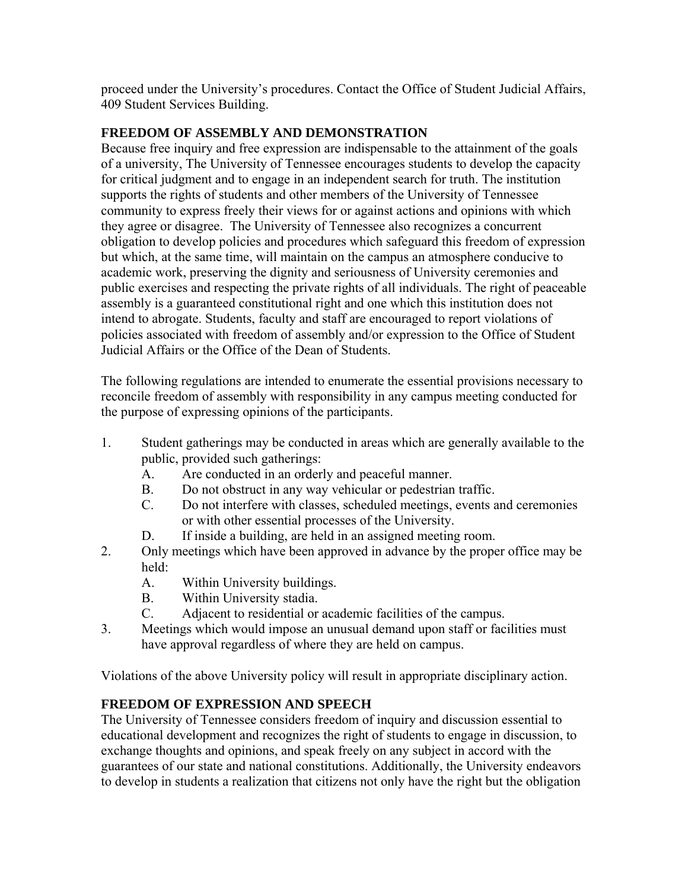proceed under the University's procedures. Contact the Office of Student Judicial Affairs, 409 Student Services Building.

## FREEDOM OF ASSEMBLY AND DEMONSTRATION

Because free inquiry and free expression are indispensable to the attainment of the goals of a university, The University of Tennessee encourages students to develop the capacity for critical judgment and to engage in an independent search for truth. The institution supports the rights of students and other members of the University of Tennessee community to express freely their views for or against actions and opinions with which they agree or disagree. The University of Tennessee also recognizes a concurrent obligation to develop policies and procedures which safeguard this freedom of expression but which, at the same time, will maintain on the campus an atmosphere conducive to academic work, preserving the dignity and seriousness of University ceremonies and public exercises and respecting the private rights of all individuals. The right of peaceable assembly is a guaranteed constitutional right and one which this institution does not intend to abrogate. Students, faculty and staff are encouraged to report violations of policies associated with freedom of assembly and/or expression to the Office of Student Judicial Affairs or the Office of the Dean of Students.

The following regulations are intended to enumerate the essential provisions necessary to reconcile freedom of assembly with responsibility in any campus meeting conducted for the purpose of expressing opinions of the participants.

1. Student gatherings may be conducted in areas which are generally available to the public, provided such gatherings:
   A. Are conducted in an orderly and peaceful manner.
   B. Do not obstruct in any way vehicular or pedestrian traffic.
   C. Do not interfere with classes, scheduled meetings, events and ceremonies or with other essential processes of the University.
   D. If inside a building, are held in an assigned meeting room.
2. Only meetings which have been approved in advance by the proper office may be held:
   A. Within University buildings.
   B. Within University stadia.
   C. Adjacent to residential or academic facilities of the campus.
3. Meetings which would impose an unusual demand upon staff or facilities must have approval regardless of where they are held on campus.

Violations of the above University policy will result in appropriate disciplinary action.

## FREEDOM OF EXPRESSION AND SPEECH

The University of Tennessee considers freedom of inquiry and discussion essential to educational development and recognizes the right of students to engage in discussion, to exchange thoughts and opinions, and speak freely on any subject in accord with the guarantees of our state and national constitutions. Additionally, the University endeavors to develop in students a realization that citizens not only have the right but the obligation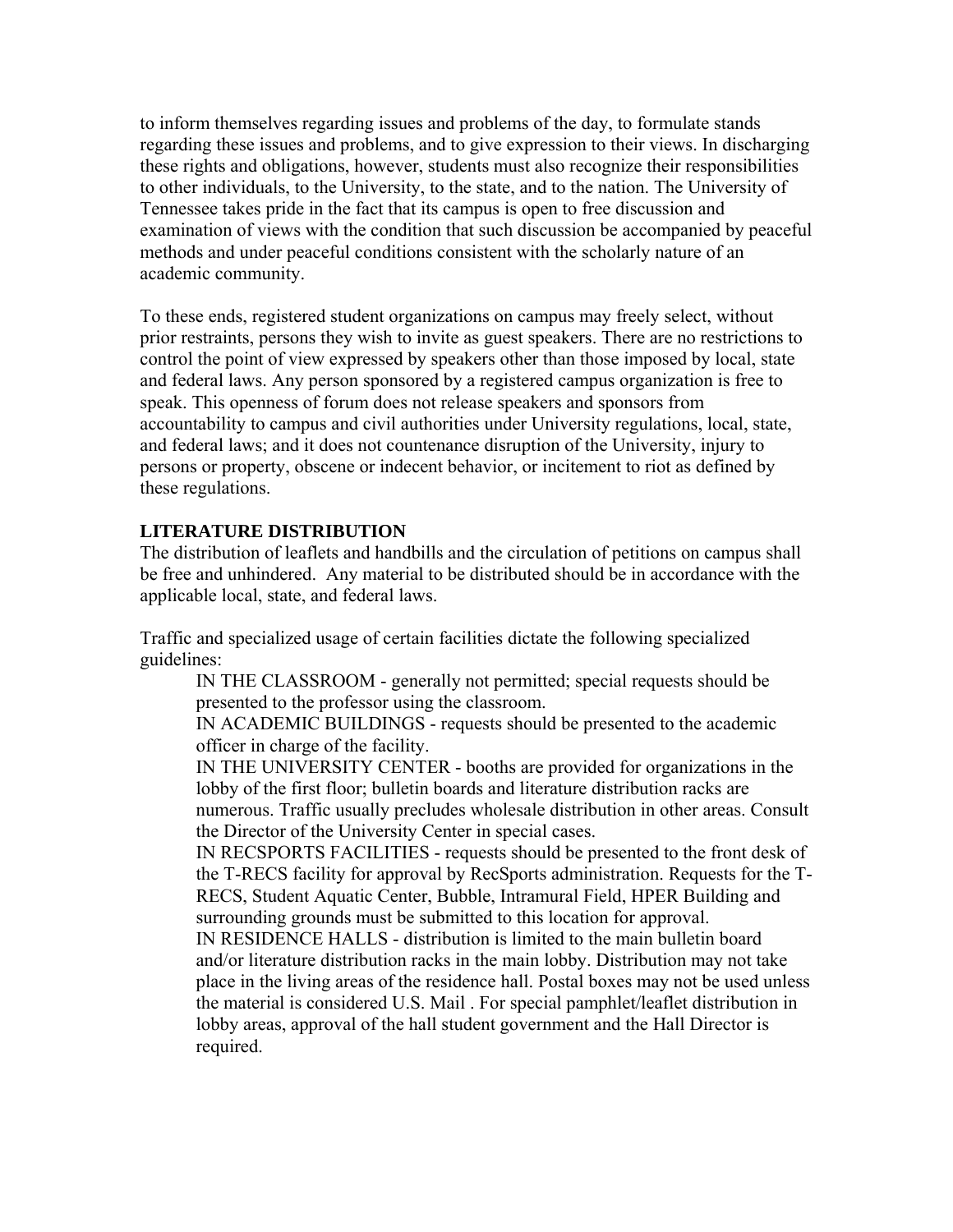to inform themselves regarding issues and problems of the day, to formulate stands regarding these issues and problems, and to give expression to their views. In discharging these rights and obligations, however, students must also recognize their responsibilities to other individuals, to the University, to the state, and to the nation. The University of Tennessee takes pride in the fact that its campus is open to free discussion and examination of views with the condition that such discussion be accompanied by peaceful methods and under peaceful conditions consistent with the scholarly nature of an academic community.

To these ends, registered student organizations on campus may freely select, without prior restraints, persons they wish to invite as guest speakers. There are no restrictions to control the point of view expressed by speakers other than those imposed by local, state and federal laws. Any person sponsored by a registered campus organization is free to speak. This openness of forum does not release speakers and sponsors from accountability to campus and civil authorities under University regulations, local, state, and federal laws; and it does not countenance disruption of the University, injury to persons or property, obscene or indecent behavior, or incitement to riot as defined by these regulations.

**LITERATURE DISTRIBUTION**

The distribution of leaflets and handbills and the circulation of petitions on campus shall be free and unhindered. Any material to be distributed should be in accordance with the applicable local, state, and federal laws.

Traffic and specialized usage of certain facilities dictate the following specialized guidelines:

IN THE CLASSROOM - generally not permitted; special requests should be presented to the professor using the classroom.

IN ACADEMIC BUILDINGS - requests should be presented to the academic officer in charge of the facility.

IN THE UNIVERSITY CENTER - booths are provided for organizations in the lobby of the first floor; bulletin boards and literature distribution racks are numerous. Traffic usually precludes wholesale distribution in other areas. Consult the Director of the University Center in special cases.

IN RECSPORTS FACILITIES - requests should be presented to the front desk of the T-RECS facility for approval by RecSports administration. Requests for the T-RECS, Student Aquatic Center, Bubble, Intramural Field, HPER Building and surrounding grounds must be submitted to this location for approval.

IN RESIDENCE HALLS - distribution is limited to the main bulletin board and/or literature distribution racks in the main lobby. Distribution may not take place in the living areas of the residence hall. Postal boxes may not be used unless the material is considered U.S. Mail . For special pamphlet/leaflet distribution in lobby areas, approval of the hall student government and the Hall Director is required.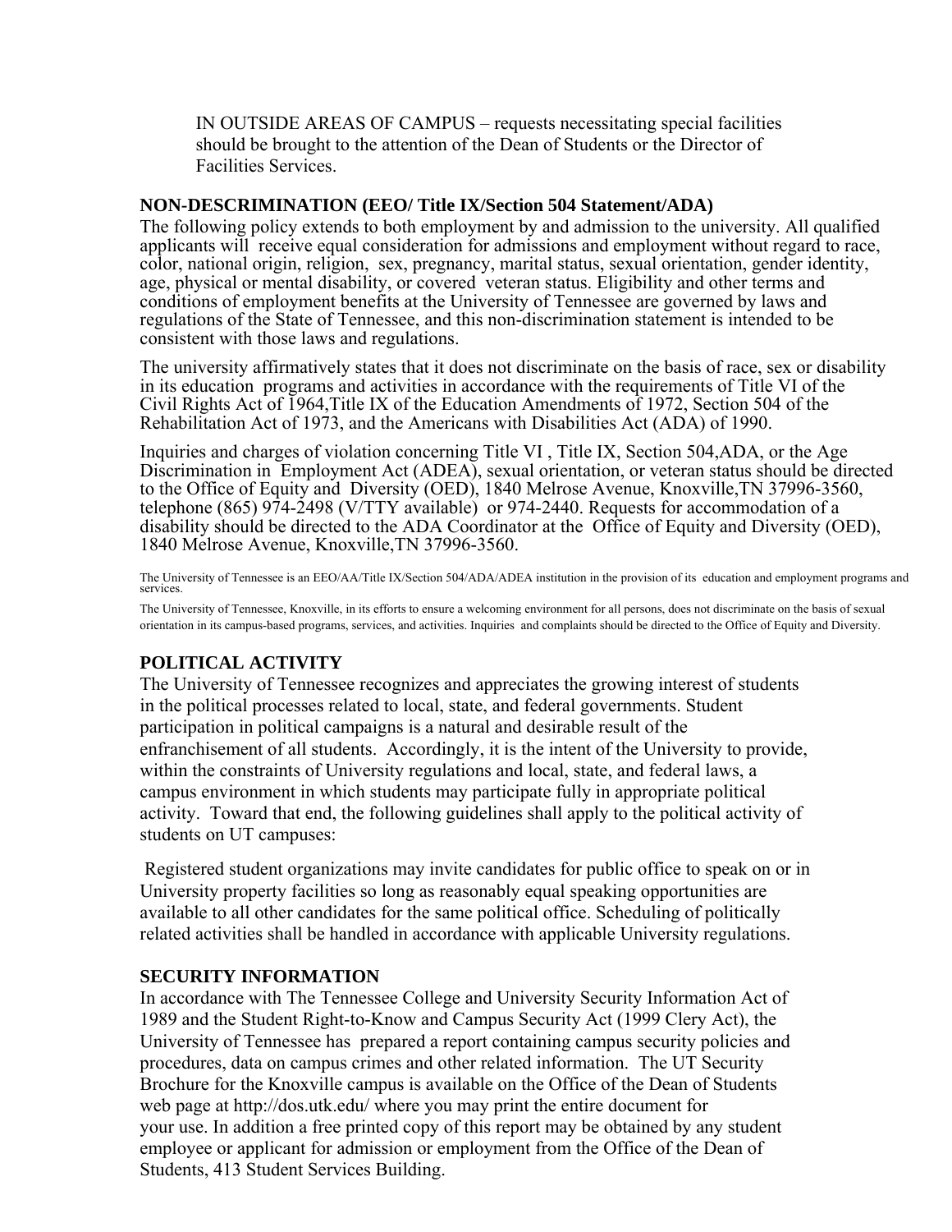IN OUTSIDE AREAS OF CAMPUS – requests necessitating special facilities should be brought to the attention of the Dean of Students or the Director of Facilities Services.

### NON-DESCRIMINATION (EEO/ Title IX/Section 504 Statement/ADA)

The following policy extends to both employment by and admission to the university. All qualified applicants will receive equal consideration for admissions and employment without regard to race, color, national origin, religion, sex, pregnancy, marital status, sexual orientation, gender identity, age, physical or mental disability, or covered veteran status. Eligibility and other terms and conditions of employment benefits at the University of Tennessee are governed by laws and regulations of the State of Tennessee, and this non-discrimination statement is intended to be consistent with those laws and regulations.

The university affirmatively states that it does not discriminate on the basis of race, sex or disability in its education programs and activities in accordance with the requirements of Title VI of the Civil Rights Act of 1964,Title IX of the Education Amendments of 1972, Section 504 of the Rehabilitation Act of 1973, and the Americans with Disabilities Act (ADA) of 1990.

Inquiries and charges of violation concerning Title VI , Title IX, Section 504,ADA, or the Age Discrimination in Employment Act (ADEA), sexual orientation, or veteran status should be directed to the Office of Equity and Diversity (OED), 1840 Melrose Avenue, Knoxville,TN 37996-3560, telephone (865) 974-2498 (V/TTY available) or 974-2440. Requests for accommodation of a disability should be directed to the ADA Coordinator at the Office of Equity and Diversity (OED), 1840 Melrose Avenue, Knoxville,TN 37996-3560.

The University of Tennessee is an EEO/AA/Title IX/Section 504/ADA/ADEA institution in the provision of its education and employment programs and services.

The University of Tennessee, Knoxville, in its efforts to ensure a welcoming environment for all persons, does not discriminate on the basis of sexual orientation in its campus-based programs, services, and activities. Inquiries and complaints should be directed to the Office of Equity and Diversity.

### POLITICAL ACTIVITY

The University of Tennessee recognizes and appreciates the growing interest of students in the political processes related to local, state, and federal governments. Student participation in political campaigns is a natural and desirable result of the enfranchisement of all students. Accordingly, it is the intent of the University to provide, within the constraints of University regulations and local, state, and federal laws, a campus environment in which students may participate fully in appropriate political activity. Toward that end, the following guidelines shall apply to the political activity of students on UT campuses:

Registered student organizations may invite candidates for public office to speak on or in University property facilities so long as reasonably equal speaking opportunities are available to all other candidates for the same political office. Scheduling of politically related activities shall be handled in accordance with applicable University regulations.

### SECURITY INFORMATION

In accordance with The Tennessee College and University Security Information Act of 1989 and the Student Right-to-Know and Campus Security Act (1999 Clery Act), the University of Tennessee has prepared a report containing campus security policies and procedures, data on campus crimes and other related information. The UT Security Brochure for the Knoxville campus is available on the Office of the Dean of Students web page at http://dos.utk.edu/ where you may print the entire document for your use. In addition a free printed copy of this report may be obtained by any student employee or applicant for admission or employment from the Office of the Dean of Students, 413 Student Services Building.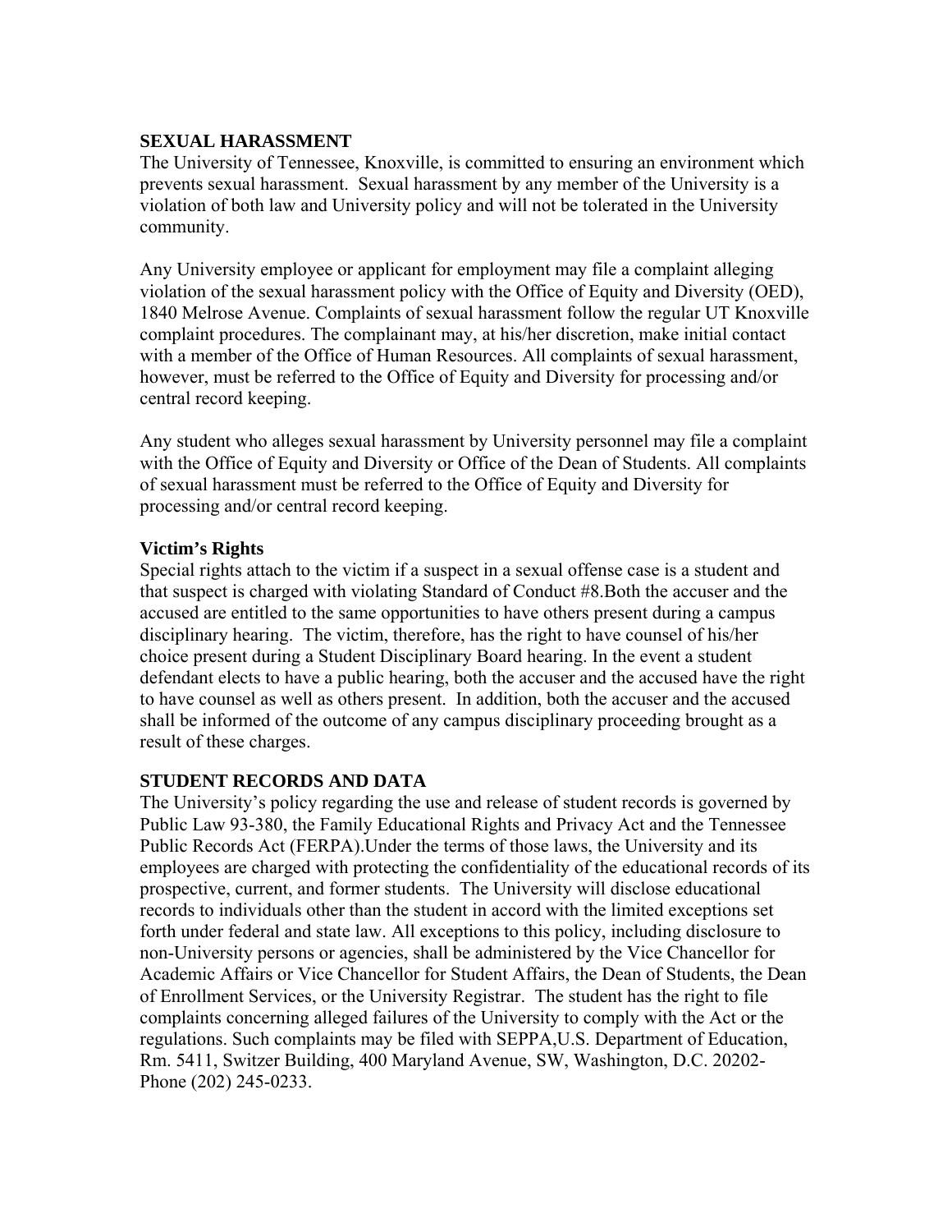## SEXUAL HARASSMENT

The University of Tennessee, Knoxville, is committed to ensuring an environment which prevents sexual harassment. Sexual harassment by any member of the University is a violation of both law and University policy and will not be tolerated in the University community.

Any University employee or applicant for employment may file a complaint alleging violation of the sexual harassment policy with the Office of Equity and Diversity (OED), 1840 Melrose Avenue. Complaints of sexual harassment follow the regular UT Knoxville complaint procedures. The complainant may, at his/her discretion, make initial contact with a member of the Office of Human Resources. All complaints of sexual harassment, however, must be referred to the Office of Equity and Diversity for processing and/or central record keeping.

Any student who alleges sexual harassment by University personnel may file a complaint with the Office of Equity and Diversity or Office of the Dean of Students. All complaints of sexual harassment must be referred to the Office of Equity and Diversity for processing and/or central record keeping.

### Victim's Rights

Special rights attach to the victim if a suspect in a sexual offense case is a student and that suspect is charged with violating Standard of Conduct #8.Both the accuser and the accused are entitled to the same opportunities to have others present during a campus disciplinary hearing. The victim, therefore, has the right to have counsel of his/her choice present during a Student Disciplinary Board hearing. In the event a student defendant elects to have a public hearing, both the accuser and the accused have the right to have counsel as well as others present. In addition, both the accuser and the accused shall be informed of the outcome of any campus disciplinary proceeding brought as a result of these charges.

## STUDENT RECORDS AND DATA

The University's policy regarding the use and release of student records is governed by Public Law 93-380, the Family Educational Rights and Privacy Act and the Tennessee Public Records Act (FERPA).Under the terms of those laws, the University and its employees are charged with protecting the confidentiality of the educational records of its prospective, current, and former students. The University will disclose educational records to individuals other than the student in accord with the limited exceptions set forth under federal and state law. All exceptions to this policy, including disclosure to non-University persons or agencies, shall be administered by the Vice Chancellor for Academic Affairs or Vice Chancellor for Student Affairs, the Dean of Students, the Dean of Enrollment Services, or the University Registrar. The student has the right to file complaints concerning alleged failures of the University to comply with the Act or the regulations. Such complaints may be filed with SEPPA,U.S. Department of Education, Rm. 5411, Switzer Building, 400 Maryland Avenue, SW, Washington, D.C. 20202-Phone (202) 245-0233.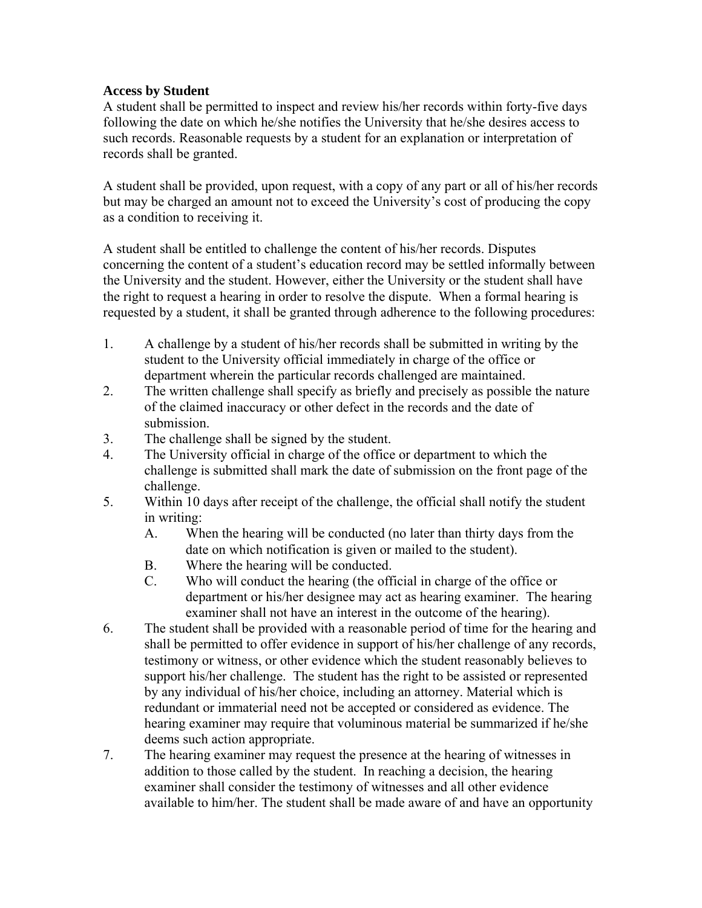**Access by Student**

A student shall be permitted to inspect and review his/her records within forty-five days following the date on which he/she notifies the University that he/she desires access to such records. Reasonable requests by a student for an explanation or interpretation of records shall be granted.

A student shall be provided, upon request, with a copy of any part or all of his/her records but may be charged an amount not to exceed the University's cost of producing the copy as a condition to receiving it.

A student shall be entitled to challenge the content of his/her records. Disputes concerning the content of a student's education record may be settled informally between the University and the student. However, either the University or the student shall have the right to request a hearing in order to resolve the dispute. When a formal hearing is requested by a student, it shall be granted through adherence to the following procedures:

1. A challenge by a student of his/her records shall be submitted in writing by the student to the University official immediately in charge of the office or department wherein the particular records challenged are maintained.
2. The written challenge shall specify as briefly and precisely as possible the nature of the claimed inaccuracy or other defect in the records and the date of submission.
3. The challenge shall be signed by the student.
4. The University official in charge of the office or department to which the challenge is submitted shall mark the date of submission on the front page of the challenge.
5. Within 10 days after receipt of the challenge, the official shall notify the student in writing:
   A. When the hearing will be conducted (no later than thirty days from the date on which notification is given or mailed to the student).
   B. Where the hearing will be conducted.
   C. Who will conduct the hearing (the official in charge of the office or department or his/her designee may act as hearing examiner. The hearing examiner shall not have an interest in the outcome of the hearing).
6. The student shall be provided with a reasonable period of time for the hearing and shall be permitted to offer evidence in support of his/her challenge of any records, testimony or witness, or other evidence which the student reasonably believes to support his/her challenge. The student has the right to be assisted or represented by any individual of his/her choice, including an attorney. Material which is redundant or immaterial need not be accepted or considered as evidence. The hearing examiner may require that voluminous material be summarized if he/she deems such action appropriate.
7. The hearing examiner may request the presence at the hearing of witnesses in addition to those called by the student. In reaching a decision, the hearing examiner shall consider the testimony of witnesses and all other evidence available to him/her. The student shall be made aware of and have an opportunity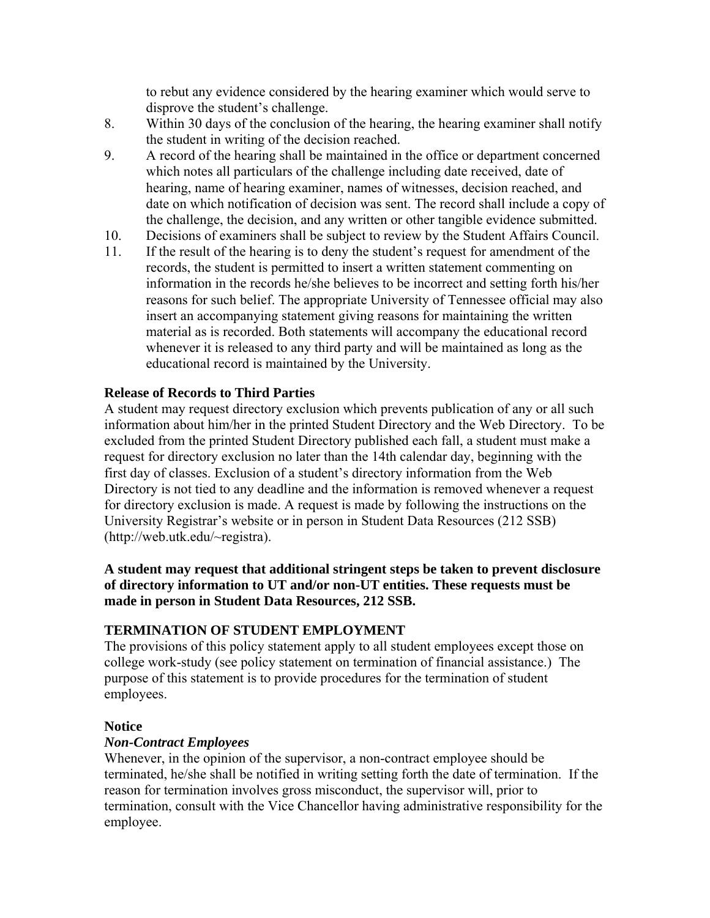to rebut any evidence considered by the hearing examiner which would serve to disprove the student's challenge.

8. Within 30 days of the conclusion of the hearing, the hearing examiner shall notify the student in writing of the decision reached.
9. A record of the hearing shall be maintained in the office or department concerned which notes all particulars of the challenge including date received, date of hearing, name of hearing examiner, names of witnesses, decision reached, and date on which notification of decision was sent. The record shall include a copy of the challenge, the decision, and any written or other tangible evidence submitted.
10. Decisions of examiners shall be subject to review by the Student Affairs Council.
11. If the result of the hearing is to deny the student's request for amendment of the records, the student is permitted to insert a written statement commenting on information in the records he/she believes to be incorrect and setting forth his/her reasons for such belief. The appropriate University of Tennessee official may also insert an accompanying statement giving reasons for maintaining the written material as is recorded. Both statements will accompany the educational record whenever it is released to any third party and will be maintained as long as the educational record is maintained by the University.

**Release of Records to Third Parties**

A student may request directory exclusion which prevents publication of any or all such information about him/her in the printed Student Directory and the Web Directory. To be excluded from the printed Student Directory published each fall, a student must make a request for directory exclusion no later than the 14th calendar day, beginning with the first day of classes. Exclusion of a student's directory information from the Web Directory is not tied to any deadline and the information is removed whenever a request for directory exclusion is made. A request is made by following the instructions on the University Registrar's website or in person in Student Data Resources (212 SSB) (http://web.utk.edu/~registra).

**A student may request that additional stringent steps be taken to prevent disclosure of directory information to UT and/or non-UT entities. These requests must be made in person in Student Data Resources, 212 SSB.**

## TERMINATION OF STUDENT EMPLOYMENT

The provisions of this policy statement apply to all student employees except those on college work-study (see policy statement on termination of financial assistance.) The purpose of this statement is to provide procedures for the termination of student employees.

**Notice**

***Non-Contract Employees***

Whenever, in the opinion of the supervisor, a non-contract employee should be terminated, he/she shall be notified in writing setting forth the date of termination. If the reason for termination involves gross misconduct, the supervisor will, prior to termination, consult with the Vice Chancellor having administrative responsibility for the employee.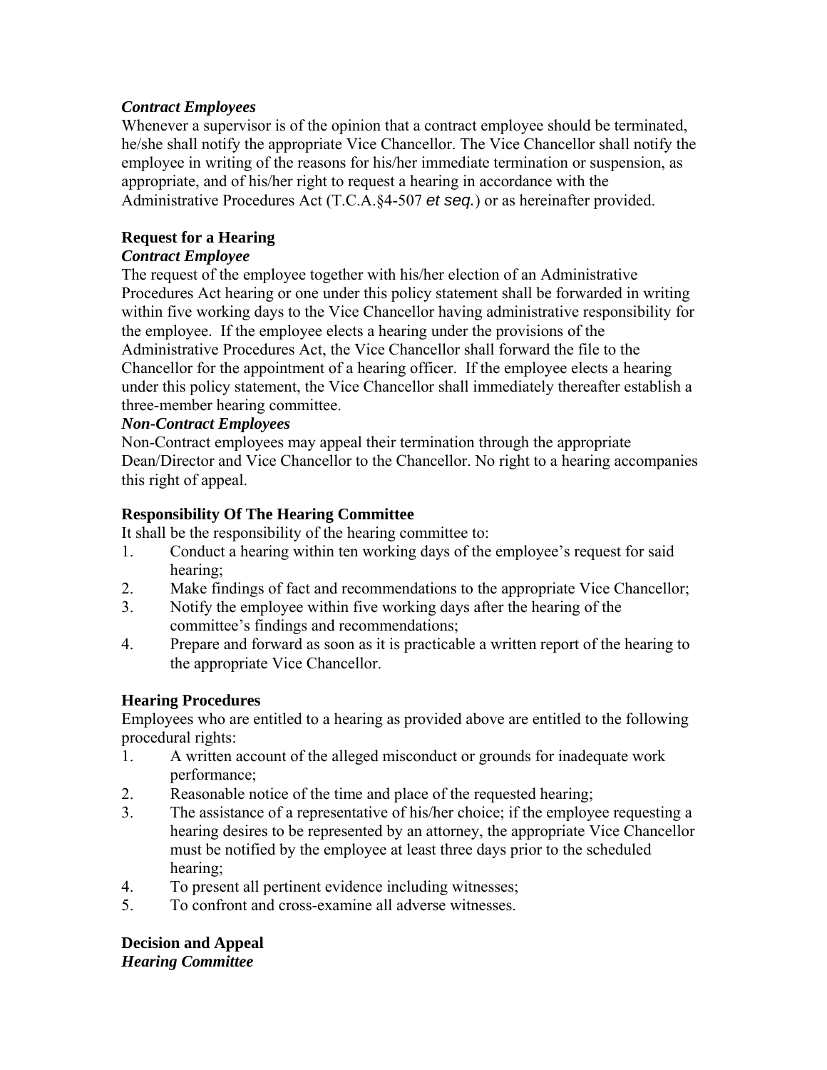***Contract Employees***

Whenever a supervisor is of the opinion that a contract employee should be terminated, he/she shall notify the appropriate Vice Chancellor. The Vice Chancellor shall notify the employee in writing of the reasons for his/her immediate termination or suspension, as appropriate, and of his/her right to request a hearing in accordance with the Administrative Procedures Act (T.C.A.§4-507 *et seq.*) or as hereinafter provided.

**Request for a Hearing**

***Contract Employee***

The request of the employee together with his/her election of an Administrative Procedures Act hearing or one under this policy statement shall be forwarded in writing within five working days to the Vice Chancellor having administrative responsibility for the employee. If the employee elects a hearing under the provisions of the Administrative Procedures Act, the Vice Chancellor shall forward the file to the Chancellor for the appointment of a hearing officer. If the employee elects a hearing under this policy statement, the Vice Chancellor shall immediately thereafter establish a three-member hearing committee.

***Non-Contract Employees***

Non-Contract employees may appeal their termination through the appropriate Dean/Director and Vice Chancellor to the Chancellor. No right to a hearing accompanies this right of appeal.

**Responsibility Of The Hearing Committee**

It shall be the responsibility of the hearing committee to:

1. Conduct a hearing within ten working days of the employee's request for said hearing;
2. Make findings of fact and recommendations to the appropriate Vice Chancellor;
3. Notify the employee within five working days after the hearing of the committee's findings and recommendations;
4. Prepare and forward as soon as it is practicable a written report of the hearing to the appropriate Vice Chancellor.

**Hearing Procedures**

Employees who are entitled to a hearing as provided above are entitled to the following procedural rights:

1. A written account of the alleged misconduct or grounds for inadequate work performance;
2. Reasonable notice of the time and place of the requested hearing;
3. The assistance of a representative of his/her choice; if the employee requesting a hearing desires to be represented by an attorney, the appropriate Vice Chancellor must be notified by the employee at least three days prior to the scheduled hearing;
4. To present all pertinent evidence including witnesses;
5. To confront and cross-examine all adverse witnesses.

**Decision and Appeal**

***Hearing Committee***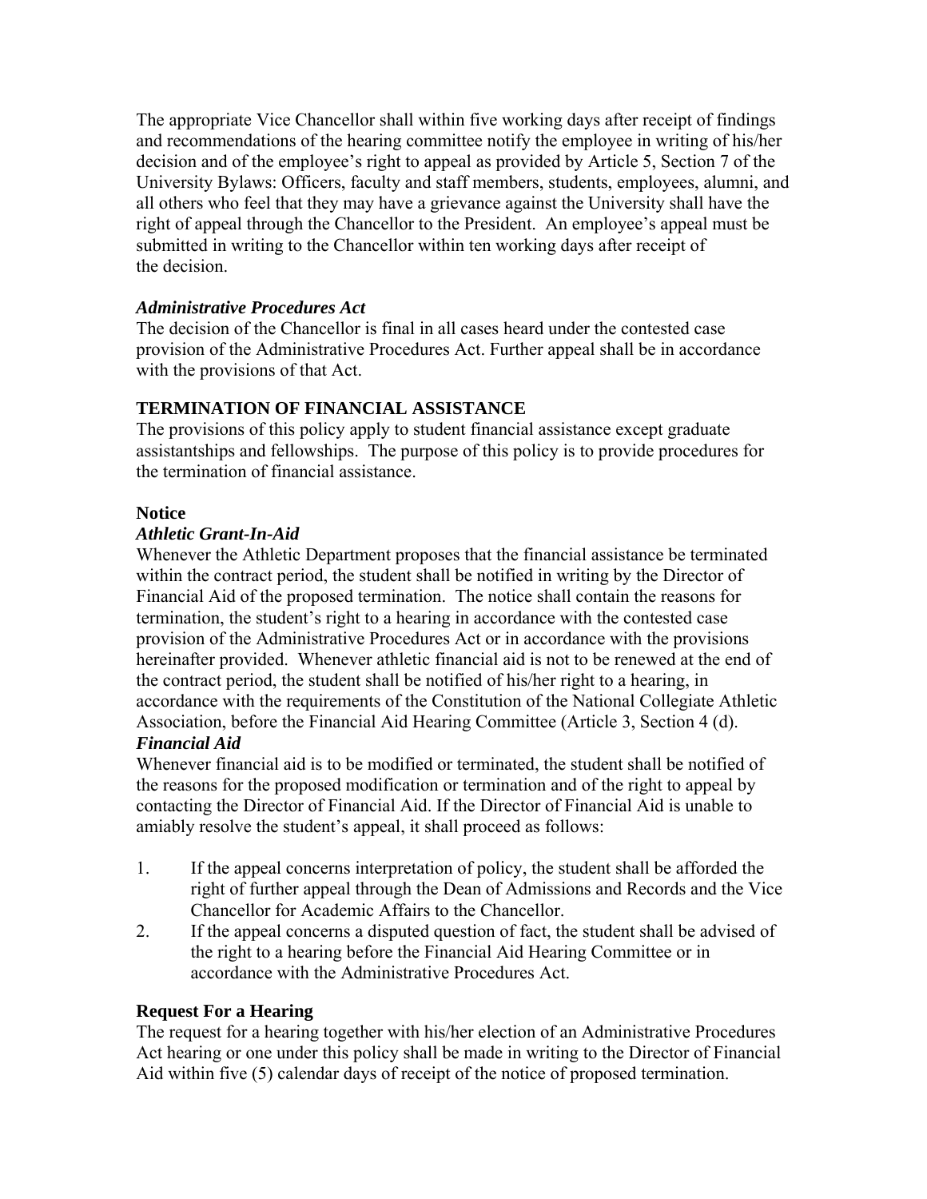The appropriate Vice Chancellor shall within five working days after receipt of findings and recommendations of the hearing committee notify the employee in writing of his/her decision and of the employee's right to appeal as provided by Article 5, Section 7 of the University Bylaws: Officers, faculty and staff members, students, employees, alumni, and all others who feel that they may have a grievance against the University shall have the right of appeal through the Chancellor to the President. An employee's appeal must be submitted in writing to the Chancellor within ten working days after receipt of the decision.

***Administrative Procedures Act***

The decision of the Chancellor is final in all cases heard under the contested case provision of the Administrative Procedures Act. Further appeal shall be in accordance with the provisions of that Act.

## TERMINATION OF FINANCIAL ASSISTANCE

The provisions of this policy apply to student financial assistance except graduate assistantships and fellowships. The purpose of this policy is to provide procedures for the termination of financial assistance.

### Notice

***Athletic Grant-In-Aid***

Whenever the Athletic Department proposes that the financial assistance be terminated within the contract period, the student shall be notified in writing by the Director of Financial Aid of the proposed termination. The notice shall contain the reasons for termination, the student's right to a hearing in accordance with the contested case provision of the Administrative Procedures Act or in accordance with the provisions hereinafter provided. Whenever athletic financial aid is not to be renewed at the end of the contract period, the student shall be notified of his/her right to a hearing, in accordance with the requirements of the Constitution of the National Collegiate Athletic Association, before the Financial Aid Hearing Committee (Article 3, Section 4 (d).

***Financial Aid***

Whenever financial aid is to be modified or terminated, the student shall be notified of the reasons for the proposed modification or termination and of the right to appeal by contacting the Director of Financial Aid. If the Director of Financial Aid is unable to amiably resolve the student's appeal, it shall proceed as follows:

1. If the appeal concerns interpretation of policy, the student shall be afforded the right of further appeal through the Dean of Admissions and Records and the Vice Chancellor for Academic Affairs to the Chancellor.
2. If the appeal concerns a disputed question of fact, the student shall be advised of the right to a hearing before the Financial Aid Hearing Committee or in accordance with the Administrative Procedures Act.

### Request For a Hearing

The request for a hearing together with his/her election of an Administrative Procedures Act hearing or one under this policy shall be made in writing to the Director of Financial Aid within five (5) calendar days of receipt of the notice of proposed termination.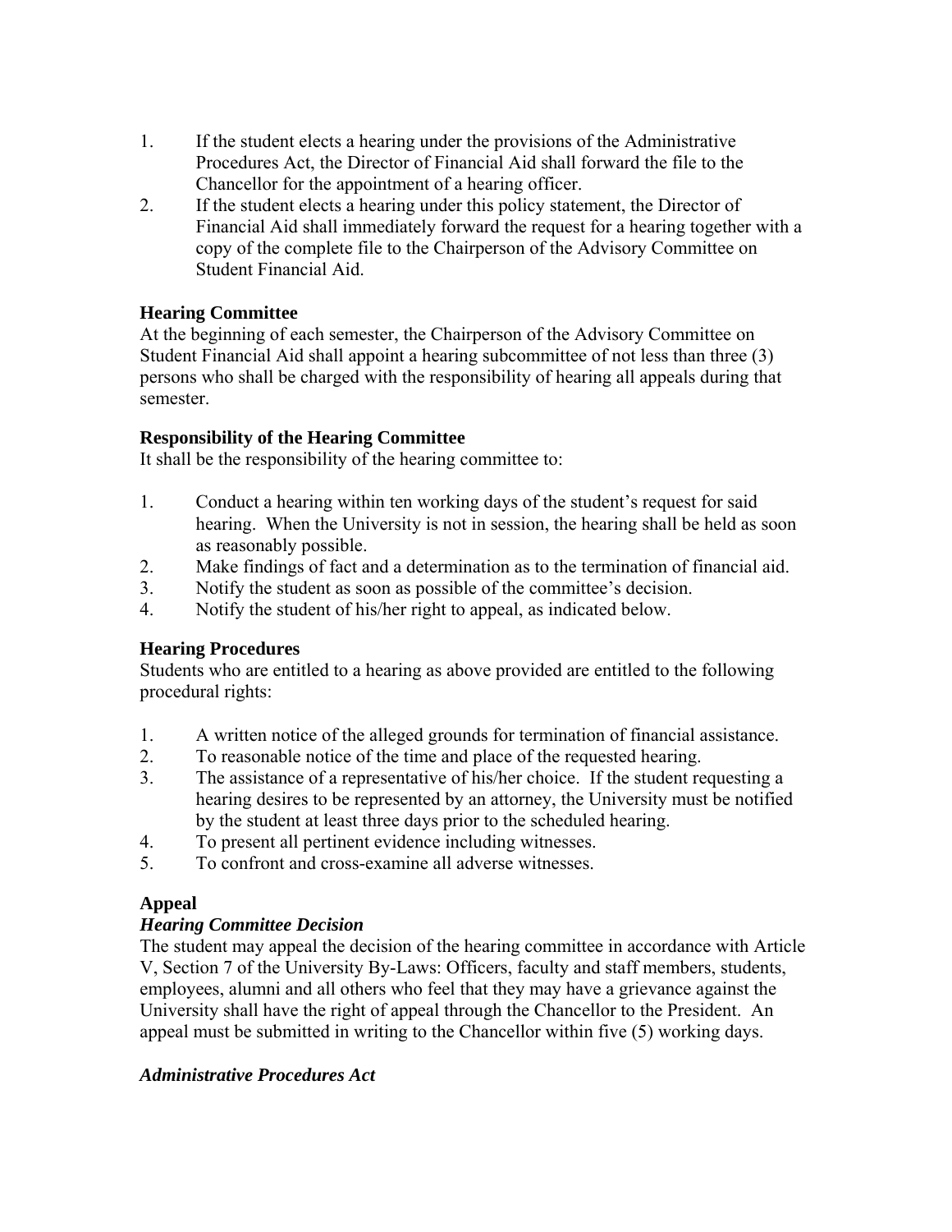1. If the student elects a hearing under the provisions of the Administrative Procedures Act, the Director of Financial Aid shall forward the file to the Chancellor for the appointment of a hearing officer.
2. If the student elects a hearing under this policy statement, the Director of Financial Aid shall immediately forward the request for a hearing together with a copy of the complete file to the Chairperson of the Advisory Committee on Student Financial Aid.

**Hearing Committee**

At the beginning of each semester, the Chairperson of the Advisory Committee on Student Financial Aid shall appoint a hearing subcommittee of not less than three (3) persons who shall be charged with the responsibility of hearing all appeals during that semester.

**Responsibility of the Hearing Committee**

It shall be the responsibility of the hearing committee to:

1. Conduct a hearing within ten working days of the student's request for said hearing. When the University is not in session, the hearing shall be held as soon as reasonably possible.
2. Make findings of fact and a determination as to the termination of financial aid.
3. Notify the student as soon as possible of the committee's decision.
4. Notify the student of his/her right to appeal, as indicated below.

**Hearing Procedures**

Students who are entitled to a hearing as above provided are entitled to the following procedural rights:

1. A written notice of the alleged grounds for termination of financial assistance.
2. To reasonable notice of the time and place of the requested hearing.
3. The assistance of a representative of his/her choice. If the student requesting a hearing desires to be represented by an attorney, the University must be notified by the student at least three days prior to the scheduled hearing.
4. To present all pertinent evidence including witnesses.
5. To confront and cross-examine all adverse witnesses.

**Appeal**

***Hearing Committee Decision***

The student may appeal the decision of the hearing committee in accordance with Article V, Section 7 of the University By-Laws: Officers, faculty and staff members, students, employees, alumni and all others who feel that they may have a grievance against the University shall have the right of appeal through the Chancellor to the President. An appeal must be submitted in writing to the Chancellor within five (5) working days.

***Administrative Procedures Act***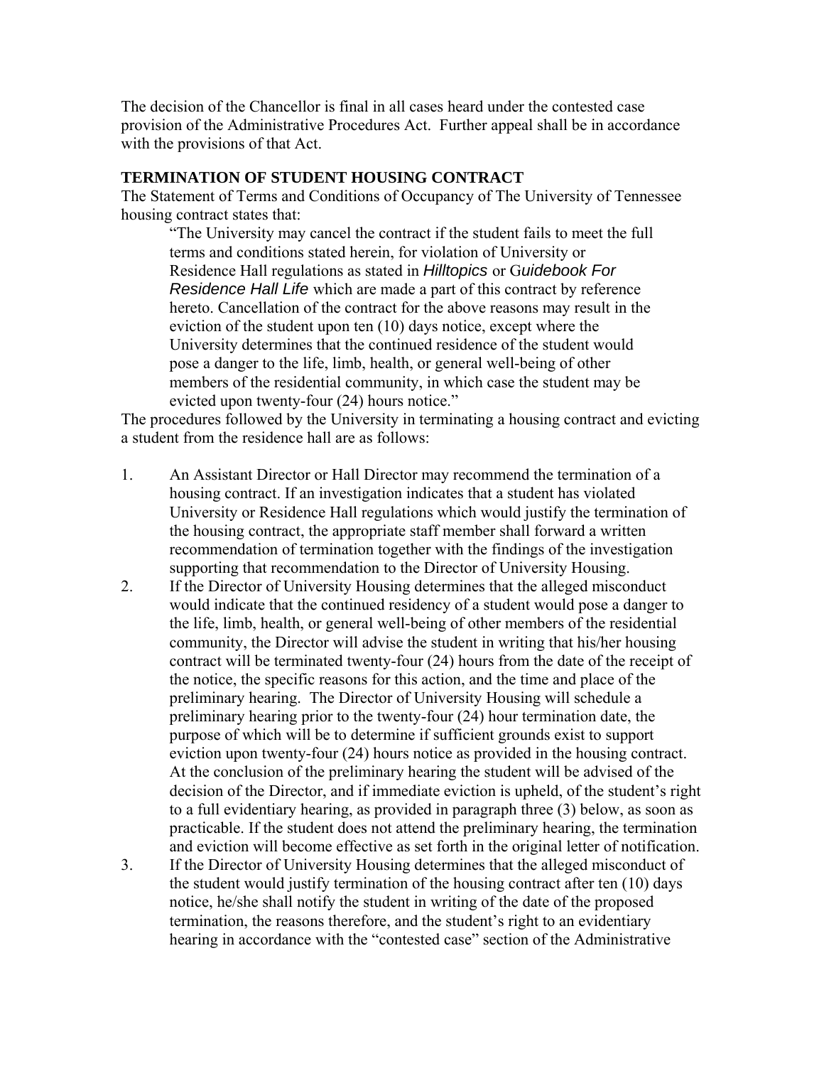The decision of the Chancellor is final in all cases heard under the contested case provision of the Administrative Procedures Act. Further appeal shall be in accordance with the provisions of that Act.

## TERMINATION OF STUDENT HOUSING CONTRACT

The Statement of Terms and Conditions of Occupancy of The University of Tennessee housing contract states that:

> "The University may cancel the contract if the student fails to meet the full terms and conditions stated herein, for violation of University or Residence Hall regulations as stated in *Hilltopics* or G*uidebook For Residence Hall Life* which are made a part of this contract by reference hereto. Cancellation of the contract for the above reasons may result in the eviction of the student upon ten (10) days notice, except where the University determines that the continued residence of the student would pose a danger to the life, limb, health, or general well-being of other members of the residential community, in which case the student may be evicted upon twenty-four (24) hours notice."

The procedures followed by the University in terminating a housing contract and evicting a student from the residence hall are as follows:

1. An Assistant Director or Hall Director may recommend the termination of a housing contract. If an investigation indicates that a student has violated University or Residence Hall regulations which would justify the termination of the housing contract, the appropriate staff member shall forward a written recommendation of termination together with the findings of the investigation supporting that recommendation to the Director of University Housing.
2. If the Director of University Housing determines that the alleged misconduct would indicate that the continued residency of a student would pose a danger to the life, limb, health, or general well-being of other members of the residential community, the Director will advise the student in writing that his/her housing contract will be terminated twenty-four (24) hours from the date of the receipt of the notice, the specific reasons for this action, and the time and place of the preliminary hearing. The Director of University Housing will schedule a preliminary hearing prior to the twenty-four (24) hour termination date, the purpose of which will be to determine if sufficient grounds exist to support eviction upon twenty-four (24) hours notice as provided in the housing contract. At the conclusion of the preliminary hearing the student will be advised of the decision of the Director, and if immediate eviction is upheld, of the student's right to a full evidentiary hearing, as provided in paragraph three (3) below, as soon as practicable. If the student does not attend the preliminary hearing, the termination and eviction will become effective as set forth in the original letter of notification.
3. If the Director of University Housing determines that the alleged misconduct of the student would justify termination of the housing contract after ten (10) days notice, he/she shall notify the student in writing of the date of the proposed termination, the reasons therefore, and the student's right to an evidentiary hearing in accordance with the "contested case" section of the Administrative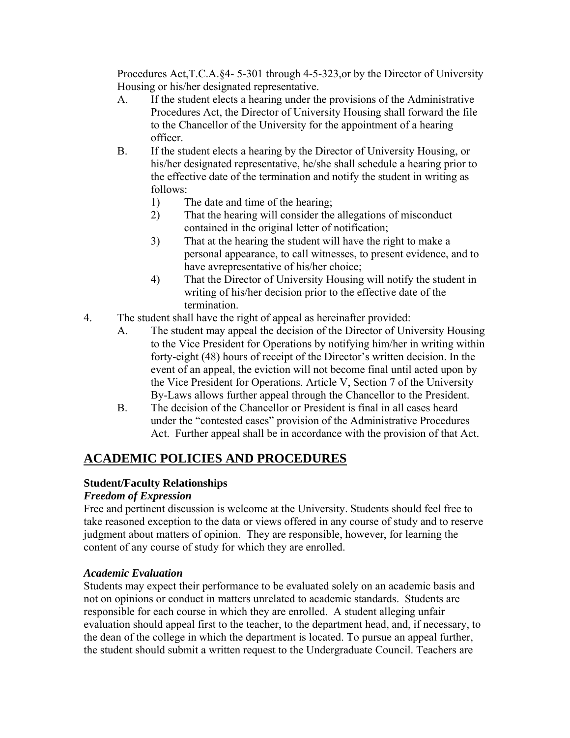Procedures Act,T.C.A.§4- 5-301 through 4-5-323,or by the Director of University Housing or his/her designated representative.

A. If the student elects a hearing under the provisions of the Administrative Procedures Act, the Director of University Housing shall forward the file to the Chancellor of the University for the appointment of a hearing officer.

B. If the student elects a hearing by the Director of University Housing, or his/her designated representative, he/she shall schedule a hearing prior to the effective date of the termination and notify the student in writing as follows:

  1) The date and time of the hearing;
  2) That the hearing will consider the allegations of misconduct contained in the original letter of notification;
  3) That at the hearing the student will have the right to make a personal appearance, to call witnesses, to present evidence, and to have avrepresentative of his/her choice;
  4) That the Director of University Housing will notify the student in writing of his/her decision prior to the effective date of the termination.

4. The student shall have the right of appeal as hereinafter provided:

A. The student may appeal the decision of the Director of University Housing to the Vice President for Operations by notifying him/her in writing within forty-eight (48) hours of receipt of the Director's written decision. In the event of an appeal, the eviction will not become final until acted upon by the Vice President for Operations. Article V, Section 7 of the University By-Laws allows further appeal through the Chancellor to the President.

B. The decision of the Chancellor or President is final in all cases heard under the "contested cases" provision of the Administrative Procedures Act. Further appeal shall be in accordance with the provision of that Act.

## ACADEMIC POLICIES AND PROCEDURES

### Student/Faculty Relationships

***Freedom of Expression***

Free and pertinent discussion is welcome at the University. Students should feel free to take reasoned exception to the data or views offered in any course of study and to reserve judgment about matters of opinion. They are responsible, however, for learning the content of any course of study for which they are enrolled.

***Academic Evaluation***

Students may expect their performance to be evaluated solely on an academic basis and not on opinions or conduct in matters unrelated to academic standards. Students are responsible for each course in which they are enrolled. A student alleging unfair evaluation should appeal first to the teacher, to the department head, and, if necessary, to the dean of the college in which the department is located. To pursue an appeal further, the student should submit a written request to the Undergraduate Council. Teachers are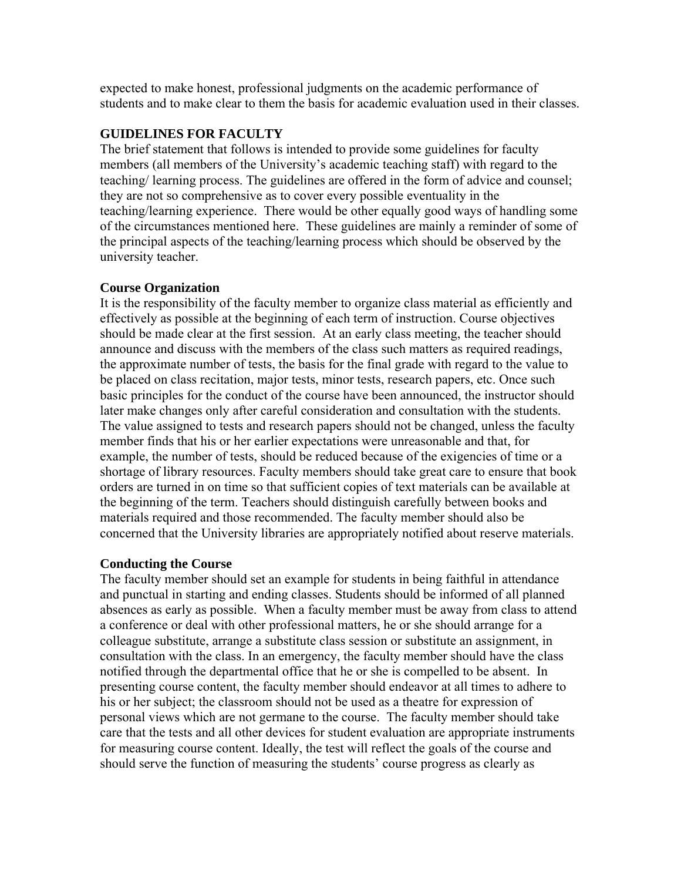expected to make honest, professional judgments on the academic performance of students and to make clear to them the basis for academic evaluation used in their classes.

## GUIDELINES FOR FACULTY

The brief statement that follows is intended to provide some guidelines for faculty members (all members of the University's academic teaching staff) with regard to the teaching/ learning process. The guidelines are offered in the form of advice and counsel; they are not so comprehensive as to cover every possible eventuality in the teaching/learning experience. There would be other equally good ways of handling some of the circumstances mentioned here. These guidelines are mainly a reminder of some of the principal aspects of the teaching/learning process which should be observed by the university teacher.

### Course Organization

It is the responsibility of the faculty member to organize class material as efficiently and effectively as possible at the beginning of each term of instruction. Course objectives should be made clear at the first session. At an early class meeting, the teacher should announce and discuss with the members of the class such matters as required readings, the approximate number of tests, the basis for the final grade with regard to the value to be placed on class recitation, major tests, minor tests, research papers, etc. Once such basic principles for the conduct of the course have been announced, the instructor should later make changes only after careful consideration and consultation with the students. The value assigned to tests and research papers should not be changed, unless the faculty member finds that his or her earlier expectations were unreasonable and that, for example, the number of tests, should be reduced because of the exigencies of time or a shortage of library resources. Faculty members should take great care to ensure that book orders are turned in on time so that sufficient copies of text materials can be available at the beginning of the term. Teachers should distinguish carefully between books and materials required and those recommended. The faculty member should also be concerned that the University libraries are appropriately notified about reserve materials.

### Conducting the Course

The faculty member should set an example for students in being faithful in attendance and punctual in starting and ending classes. Students should be informed of all planned absences as early as possible. When a faculty member must be away from class to attend a conference or deal with other professional matters, he or she should arrange for a colleague substitute, arrange a substitute class session or substitute an assignment, in consultation with the class. In an emergency, the faculty member should have the class notified through the departmental office that he or she is compelled to be absent. In presenting course content, the faculty member should endeavor at all times to adhere to his or her subject; the classroom should not be used as a theatre for expression of personal views which are not germane to the course. The faculty member should take care that the tests and all other devices for student evaluation are appropriate instruments for measuring course content. Ideally, the test will reflect the goals of the course and should serve the function of measuring the students' course progress as clearly as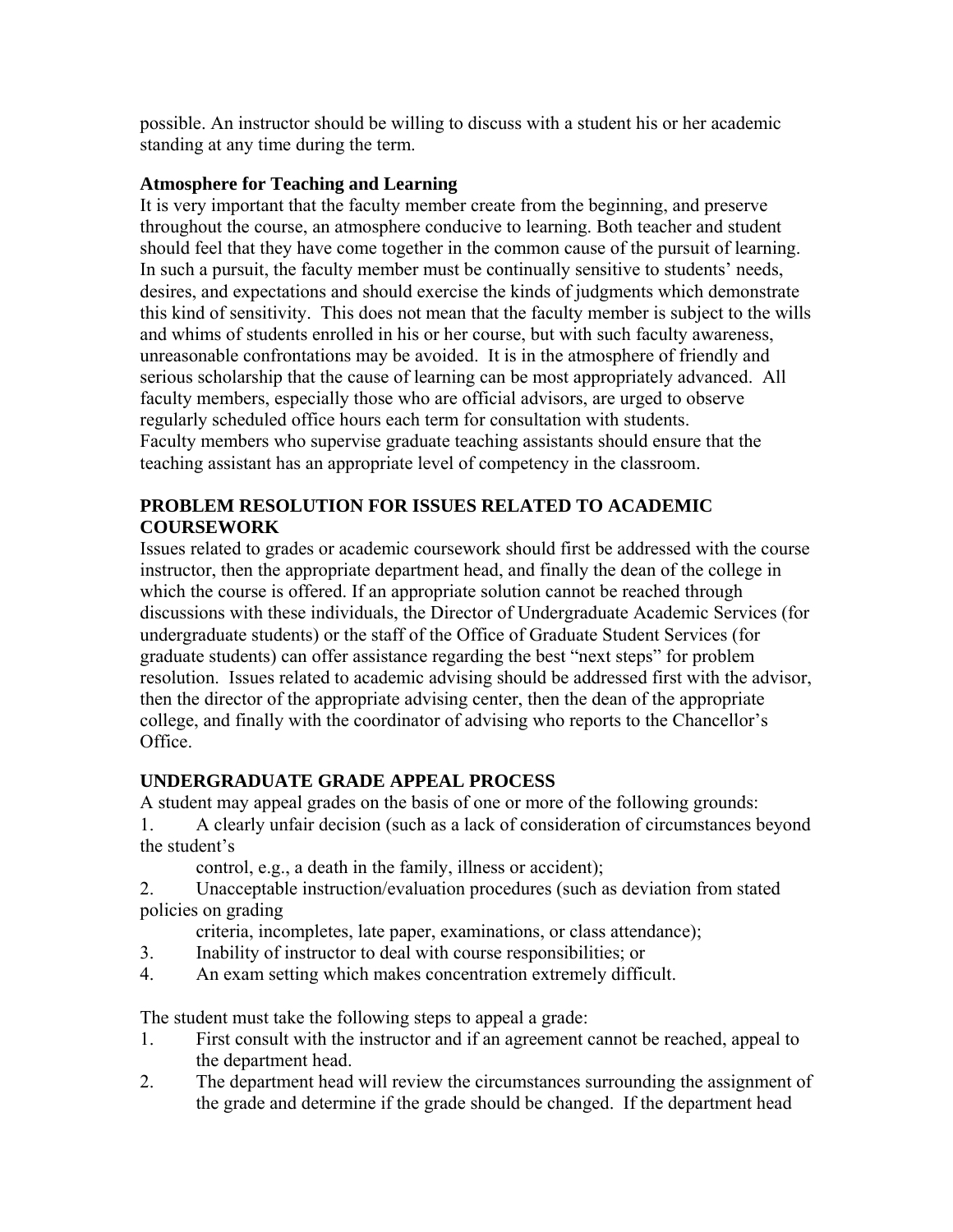possible. An instructor should be willing to discuss with a student his or her academic standing at any time during the term.

**Atmosphere for Teaching and Learning**

It is very important that the faculty member create from the beginning, and preserve throughout the course, an atmosphere conducive to learning. Both teacher and student should feel that they have come together in the common cause of the pursuit of learning. In such a pursuit, the faculty member must be continually sensitive to students' needs, desires, and expectations and should exercise the kinds of judgments which demonstrate this kind of sensitivity. This does not mean that the faculty member is subject to the wills and whims of students enrolled in his or her course, but with such faculty awareness, unreasonable confrontations may be avoided. It is in the atmosphere of friendly and serious scholarship that the cause of learning can be most appropriately advanced. All faculty members, especially those who are official advisors, are urged to observe regularly scheduled office hours each term for consultation with students.
Faculty members who supervise graduate teaching assistants should ensure that the teaching assistant has an appropriate level of competency in the classroom.

## PROBLEM RESOLUTION FOR ISSUES RELATED TO ACADEMIC COURSEWORK

Issues related to grades or academic coursework should first be addressed with the course instructor, then the appropriate department head, and finally the dean of the college in which the course is offered. If an appropriate solution cannot be reached through discussions with these individuals, the Director of Undergraduate Academic Services (for undergraduate students) or the staff of the Office of Graduate Student Services (for graduate students) can offer assistance regarding the best "next steps" for problem resolution. Issues related to academic advising should be addressed first with the advisor, then the director of the appropriate advising center, then the dean of the appropriate college, and finally with the coordinator of advising who reports to the Chancellor's Office.

## UNDERGRADUATE GRADE APPEAL PROCESS

A student may appeal grades on the basis of one or more of the following grounds:

1. A clearly unfair decision (such as a lack of consideration of circumstances beyond the student's control, e.g., a death in the family, illness or accident);
2. Unacceptable instruction/evaluation procedures (such as deviation from stated policies on grading criteria, incompletes, late paper, examinations, or class attendance);
3. Inability of instructor to deal with course responsibilities; or
4. An exam setting which makes concentration extremely difficult.

The student must take the following steps to appeal a grade:

1. First consult with the instructor and if an agreement cannot be reached, appeal to the department head.
2. The department head will review the circumstances surrounding the assignment of the grade and determine if the grade should be changed. If the department head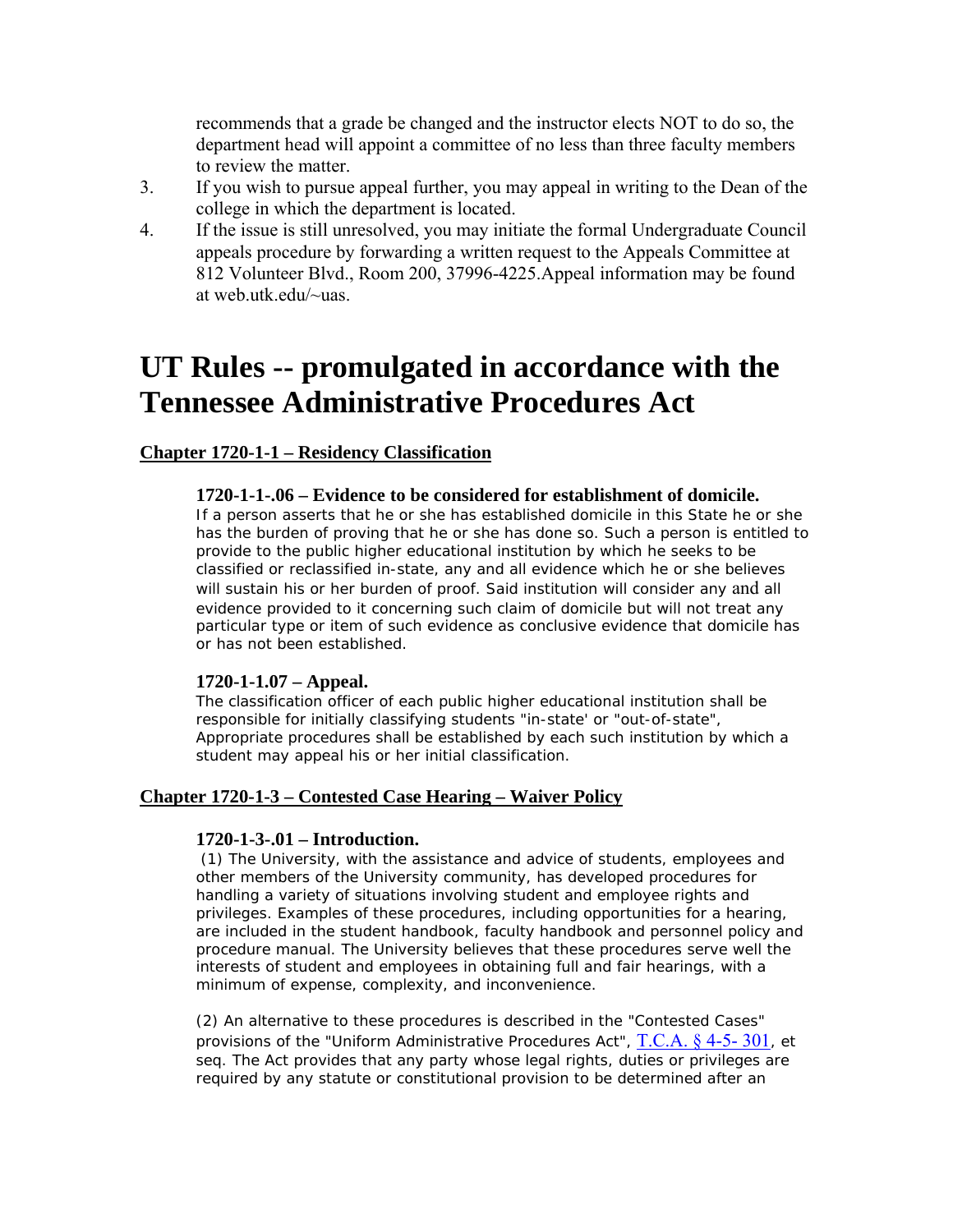recommends that a grade be changed and the instructor elects NOT to do so, the department head will appoint a committee of no less than three faculty members to review the matter.

3. If you wish to pursue appeal further, you may appeal in writing to the Dean of the college in which the department is located.
4. If the issue is still unresolved, you may initiate the formal Undergraduate Council appeals procedure by forwarding a written request to the Appeals Committee at 812 Volunteer Blvd., Room 200, 37996-4225.Appeal information may be found at web.utk.edu/~uas.

# UT Rules -- promulgated in accordance with the Tennessee Administrative Procedures Act

## Chapter 1720-1-1 – Residency Classification

### 1720-1-1-.06 – Evidence to be considered for establishment of domicile.

If a person asserts that he or she has established domicile in this State he or she has the burden of proving that he or she has done so. Such a person is entitled to provide to the public higher educational institution by which he seeks to be classified or reclassified in-state, any and all evidence which he or she believes will sustain his or her burden of proof. Said institution will consider any and all evidence provided to it concerning such claim of domicile but will not treat any particular type or item of such evidence as conclusive evidence that domicile has or has not been established.

### 1720-1-1.07 – Appeal.

The classification officer of each public higher educational institution shall be responsible for initially classifying students "in-state' or "out-of-state", Appropriate procedures shall be established by each such institution by which a student may appeal his or her initial classification.

## Chapter 1720-1-3 – Contested Case Hearing – Waiver Policy

### 1720-1-3-.01 – Introduction.

(1) The University, with the assistance and advice of students, employees and other members of the University community, has developed procedures for handling a variety of situations involving student and employee rights and privileges. Examples of these procedures, including opportunities for a hearing, are included in the student handbook, faculty handbook and personnel policy and procedure manual. The University believes that these procedures serve well the interests of student and employees in obtaining full and fair hearings, with a minimum of expense, complexity, and inconvenience.

(2) An alternative to these procedures is described in the "Contested Cases" provisions of the "Uniform Administrative Procedures Act", T.C.A. § 4-5- 301, et seq. The Act provides that any party whose legal rights, duties or privileges are required by any statute or constitutional provision to be determined after an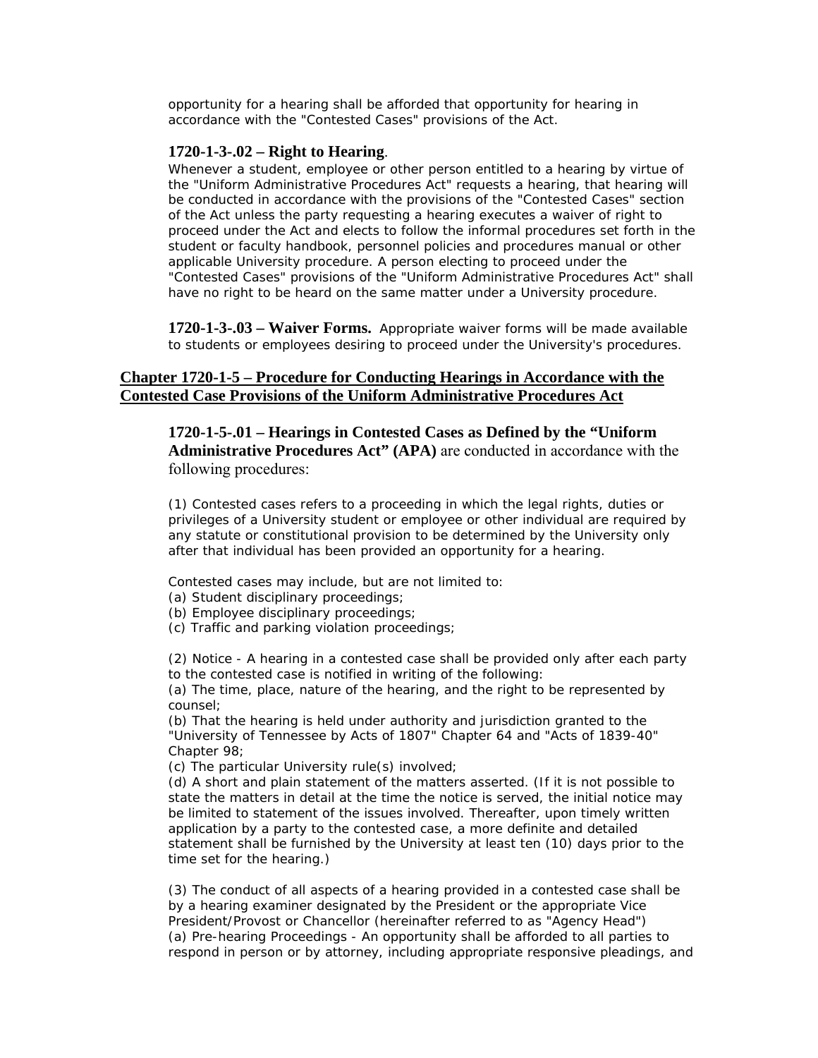opportunity for a hearing shall be afforded that opportunity for hearing in accordance with the "Contested Cases" provisions of the Act.

**1720-1-3-.02 – Right to Hearing**.

Whenever a student, employee or other person entitled to a hearing by virtue of the "Uniform Administrative Procedures Act" requests a hearing, that hearing will be conducted in accordance with the provisions of the "Contested Cases" section of the Act unless the party requesting a hearing executes a waiver of right to proceed under the Act and elects to follow the informal procedures set forth in the student or faculty handbook, personnel policies and procedures manual or other applicable University procedure. A person electing to proceed under the "Contested Cases" provisions of the "Uniform Administrative Procedures Act" shall have no right to be heard on the same matter under a University procedure.

**1720-1-3-.03 – Waiver Forms.** Appropriate waiver forms will be made available to students or employees desiring to proceed under the University's procedures.

## Chapter 1720-1-5 – Procedure for Conducting Hearings in Accordance with the Contested Case Provisions of the Uniform Administrative Procedures Act

**1720-1-5-.01 – Hearings in Contested Cases as Defined by the "Uniform Administrative Procedures Act" (APA)** are conducted in accordance with the following procedures:

(1) Contested cases refers to a proceeding in which the legal rights, duties or privileges of a University student or employee or other individual are required by any statute or constitutional provision to be determined by the University only after that individual has been provided an opportunity for a hearing.

Contested cases may include, but are not limited to:
(a) Student disciplinary proceedings;
(b) Employee disciplinary proceedings;
(c) Traffic and parking violation proceedings;

(2) Notice - A hearing in a contested case shall be provided only after each party to the contested case is notified in writing of the following:
(a) The time, place, nature of the hearing, and the right to be represented by counsel;
(b) That the hearing is held under authority and jurisdiction granted to the "University of Tennessee by Acts of 1807" Chapter 64 and "Acts of 1839-40" Chapter 98;
(c) The particular University rule(s) involved;
(d) A short and plain statement of the matters asserted. (If it is not possible to state the matters in detail at the time the notice is served, the initial notice may be limited to statement of the issues involved. Thereafter, upon timely written application by a party to the contested case, a more definite and detailed statement shall be furnished by the University at least ten (10) days prior to the time set for the hearing.)

(3) The conduct of all aspects of a hearing provided in a contested case shall be by a hearing examiner designated by the President or the appropriate Vice President/Provost or Chancellor (hereinafter referred to as "Agency Head")
(a) Pre-hearing Proceedings - An opportunity shall be afforded to all parties to respond in person or by attorney, including appropriate responsive pleadings, and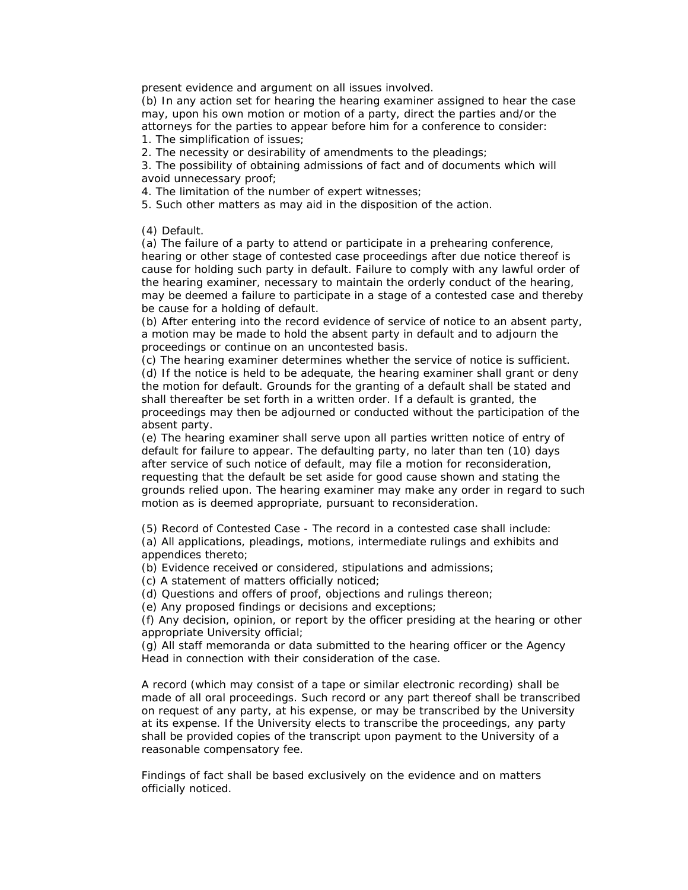present evidence and argument on all issues involved.
(b) In any action set for hearing the hearing examiner assigned to hear the case may, upon his own motion or motion of a party, direct the parties and/or the attorneys for the parties to appear before him for a conference to consider:
1. The simplification of issues;
2. The necessity or desirability of amendments to the pleadings;
3. The possibility of obtaining admissions of fact and of documents which will avoid unnecessary proof;
4. The limitation of the number of expert witnesses;
5. Such other matters as may aid in the disposition of the action.

(4) Default.
(a) The failure of a party to attend or participate in a prehearing conference, hearing or other stage of contested case proceedings after due notice thereof is cause for holding such party in default. Failure to comply with any lawful order of the hearing examiner, necessary to maintain the orderly conduct of the hearing, may be deemed a failure to participate in a stage of a contested case and thereby be cause for a holding of default.
(b) After entering into the record evidence of service of notice to an absent party, a motion may be made to hold the absent party in default and to adjourn the proceedings or continue on an uncontested basis.
(c) The hearing examiner determines whether the service of notice is sufficient.
(d) If the notice is held to be adequate, the hearing examiner shall grant or deny the motion for default. Grounds for the granting of a default shall be stated and shall thereafter be set forth in a written order. If a default is granted, the proceedings may then be adjourned or conducted without the participation of the absent party.
(e) The hearing examiner shall serve upon all parties written notice of entry of default for failure to appear. The defaulting party, no later than ten (10) days after service of such notice of default, may file a motion for reconsideration, requesting that the default be set aside for good cause shown and stating the grounds relied upon. The hearing examiner may make any order in regard to such motion as is deemed appropriate, pursuant to reconsideration.

(5) Record of Contested Case - The record in a contested case shall include:
(a) All applications, pleadings, motions, intermediate rulings and exhibits and appendices thereto;
(b) Evidence received or considered, stipulations and admissions;
(c) A statement of matters officially noticed;
(d) Questions and offers of proof, objections and rulings thereon;
(e) Any proposed findings or decisions and exceptions;
(f) Any decision, opinion, or report by the officer presiding at the hearing or other appropriate University official;
(g) All staff memoranda or data submitted to the hearing officer or the Agency Head in connection with their consideration of the case.

A record (which may consist of a tape or similar electronic recording) shall be made of all oral proceedings. Such record or any part thereof shall be transcribed on request of any party, at his expense, or may be transcribed by the University at its expense. If the University elects to transcribe the proceedings, any party shall be provided copies of the transcript upon payment to the University of a reasonable compensatory fee.

Findings of fact shall be based exclusively on the evidence and on matters officially noticed.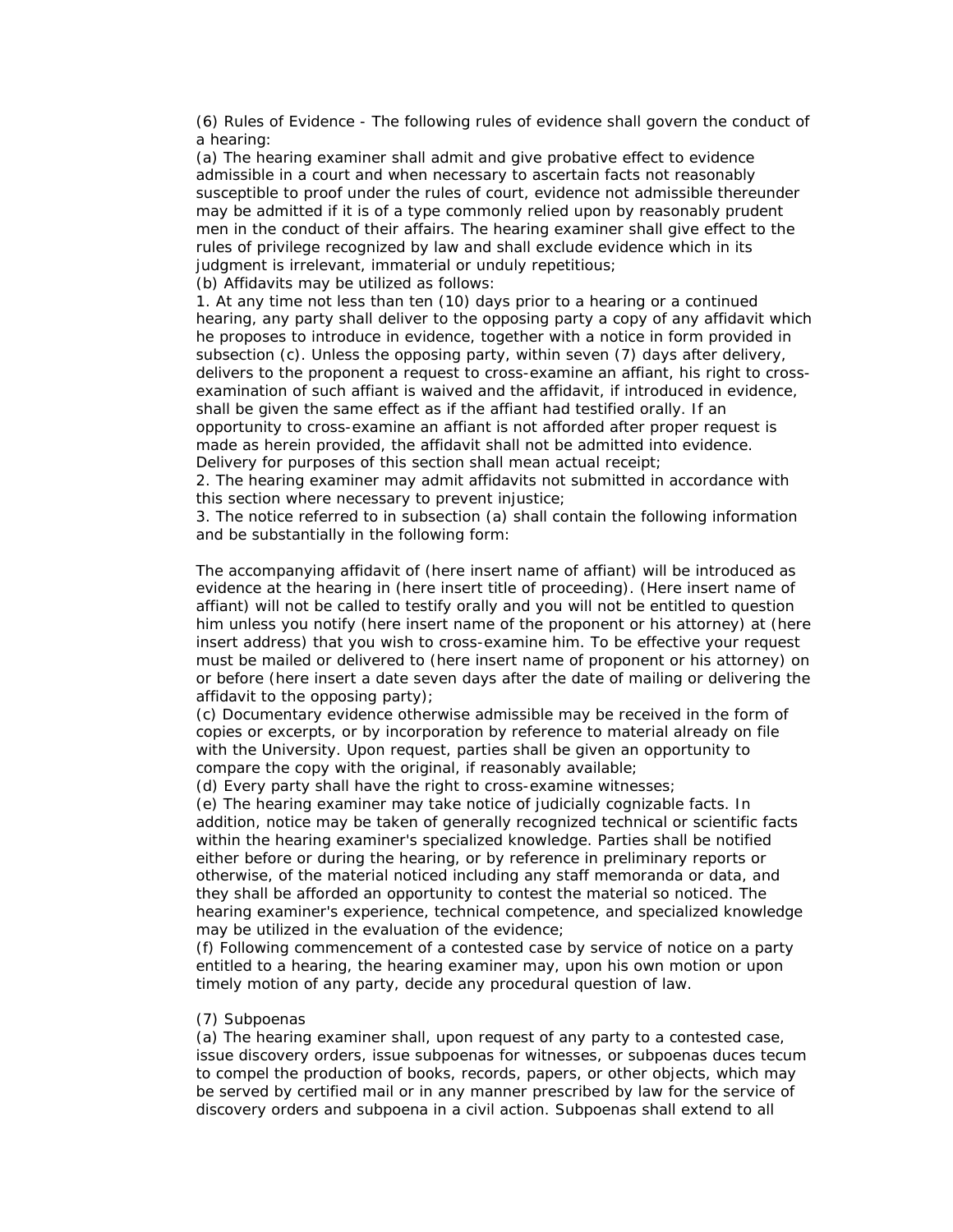(6) Rules of Evidence - The following rules of evidence shall govern the conduct of a hearing:

(a) The hearing examiner shall admit and give probative effect to evidence admissible in a court and when necessary to ascertain facts not reasonably susceptible to proof under the rules of court, evidence not admissible thereunder may be admitted if it is of a type commonly relied upon by reasonably prudent men in the conduct of their affairs. The hearing examiner shall give effect to the rules of privilege recognized by law and shall exclude evidence which in its judgment is irrelevant, immaterial or unduly repetitious;

(b) Affidavits may be utilized as follows:

1. At any time not less than ten (10) days prior to a hearing or a continued hearing, any party shall deliver to the opposing party a copy of any affidavit which he proposes to introduce in evidence, together with a notice in form provided in subsection (c). Unless the opposing party, within seven (7) days after delivery, delivers to the proponent a request to cross-examine an affiant, his right to cross-examination of such affiant is waived and the affidavit, if introduced in evidence, shall be given the same effect as if the affiant had testified orally. If an opportunity to cross-examine an affiant is not afforded after proper request is made as herein provided, the affidavit shall not be admitted into evidence. Delivery for purposes of this section shall mean actual receipt;

2. The hearing examiner may admit affidavits not submitted in accordance with this section where necessary to prevent injustice;

3. The notice referred to in subsection (a) shall contain the following information and be substantially in the following form:

The accompanying affidavit of (here insert name of affiant) will be introduced as evidence at the hearing in (here insert title of proceeding). (Here insert name of affiant) will not be called to testify orally and you will not be entitled to question him unless you notify (here insert name of the proponent or his attorney) at (here insert address) that you wish to cross-examine him. To be effective your request must be mailed or delivered to (here insert name of proponent or his attorney) on or before (here insert a date seven days after the date of mailing or delivering the affidavit to the opposing party);

(c) Documentary evidence otherwise admissible may be received in the form of copies or excerpts, or by incorporation by reference to material already on file with the University. Upon request, parties shall be given an opportunity to compare the copy with the original, if reasonably available;

(d) Every party shall have the right to cross-examine witnesses;

(e) The hearing examiner may take notice of judicially cognizable facts. In addition, notice may be taken of generally recognized technical or scientific facts within the hearing examiner's specialized knowledge. Parties shall be notified either before or during the hearing, or by reference in preliminary reports or otherwise, of the material noticed including any staff memoranda or data, and they shall be afforded an opportunity to contest the material so noticed. The hearing examiner's experience, technical competence, and specialized knowledge may be utilized in the evaluation of the evidence;

(f) Following commencement of a contested case by service of notice on a party entitled to a hearing, the hearing examiner may, upon his own motion or upon timely motion of any party, decide any procedural question of law.

(7) Subpoenas

(a) The hearing examiner shall, upon request of any party to a contested case, issue discovery orders, issue subpoenas for witnesses, or subpoenas duces tecum to compel the production of books, records, papers, or other objects, which may be served by certified mail or in any manner prescribed by law for the service of discovery orders and subpoena in a civil action. Subpoenas shall extend to all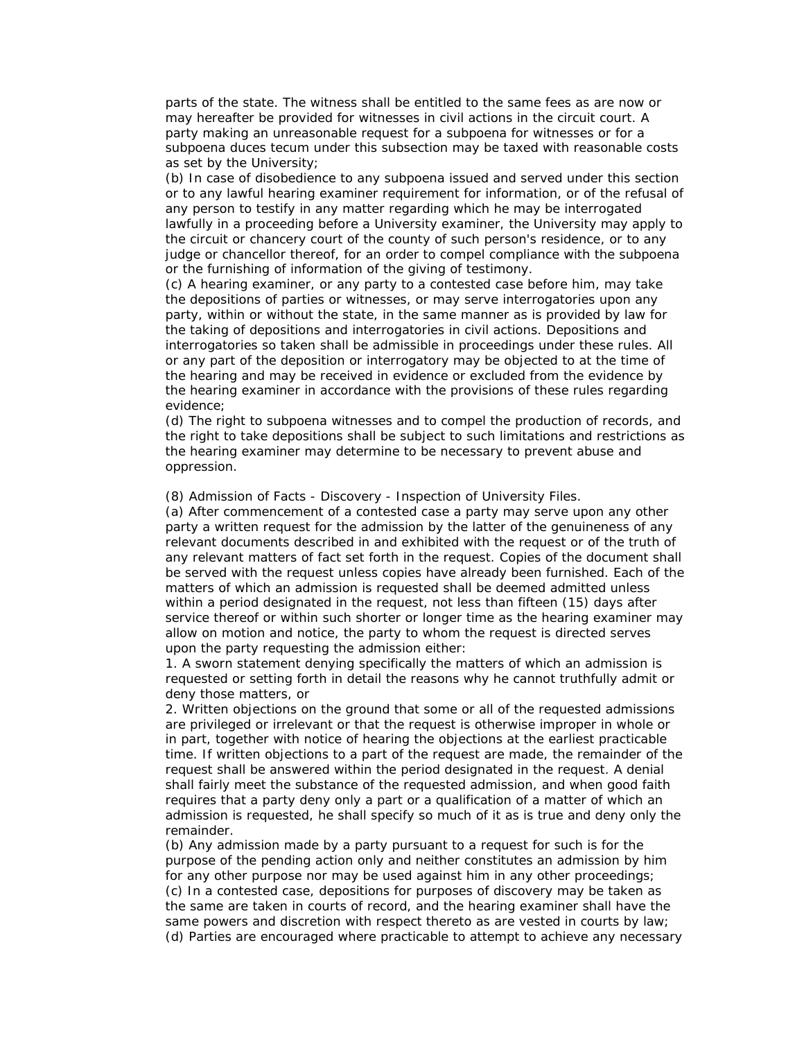parts of the state. The witness shall be entitled to the same fees as are now or may hereafter be provided for witnesses in civil actions in the circuit court. A party making an unreasonable request for a subpoena for witnesses or for a subpoena duces tecum under this subsection may be taxed with reasonable costs as set by the University;

(b) In case of disobedience to any subpoena issued and served under this section or to any lawful hearing examiner requirement for information, or of the refusal of any person to testify in any matter regarding which he may be interrogated lawfully in a proceeding before a University examiner, the University may apply to the circuit or chancery court of the county of such person's residence, or to any judge or chancellor thereof, for an order to compel compliance with the subpoena or the furnishing of information of the giving of testimony.

(c) A hearing examiner, or any party to a contested case before him, may take the depositions of parties or witnesses, or may serve interrogatories upon any party, within or without the state, in the same manner as is provided by law for the taking of depositions and interrogatories in civil actions. Depositions and interrogatories so taken shall be admissible in proceedings under these rules. All or any part of the deposition or interrogatory may be objected to at the time of the hearing and may be received in evidence or excluded from the evidence by the hearing examiner in accordance with the provisions of these rules regarding evidence;

(d) The right to subpoena witnesses and to compel the production of records, and the right to take depositions shall be subject to such limitations and restrictions as the hearing examiner may determine to be necessary to prevent abuse and oppression.

(8) Admission of Facts - Discovery - Inspection of University Files.

(a) After commencement of a contested case a party may serve upon any other party a written request for the admission by the latter of the genuineness of any relevant documents described in and exhibited with the request or of the truth of any relevant matters of fact set forth in the request. Copies of the document shall be served with the request unless copies have already been furnished. Each of the matters of which an admission is requested shall be deemed admitted unless within a period designated in the request, not less than fifteen (15) days after service thereof or within such shorter or longer time as the hearing examiner may allow on motion and notice, the party to whom the request is directed serves upon the party requesting the admission either:

1. A sworn statement denying specifically the matters of which an admission is requested or setting forth in detail the reasons why he cannot truthfully admit or deny those matters, or

2. Written objections on the ground that some or all of the requested admissions are privileged or irrelevant or that the request is otherwise improper in whole or in part, together with notice of hearing the objections at the earliest practicable time. If written objections to a part of the request are made, the remainder of the request shall be answered within the period designated in the request. A denial shall fairly meet the substance of the requested admission, and when good faith requires that a party deny only a part or a qualification of a matter of which an admission is requested, he shall specify so much of it as is true and deny only the remainder.

(b) Any admission made by a party pursuant to a request for such is for the purpose of the pending action only and neither constitutes an admission by him for any other purpose nor may be used against him in any other proceedings;

(c) In a contested case, depositions for purposes of discovery may be taken as the same are taken in courts of record, and the hearing examiner shall have the same powers and discretion with respect thereto as are vested in courts by law;

(d) Parties are encouraged where practicable to attempt to achieve any necessary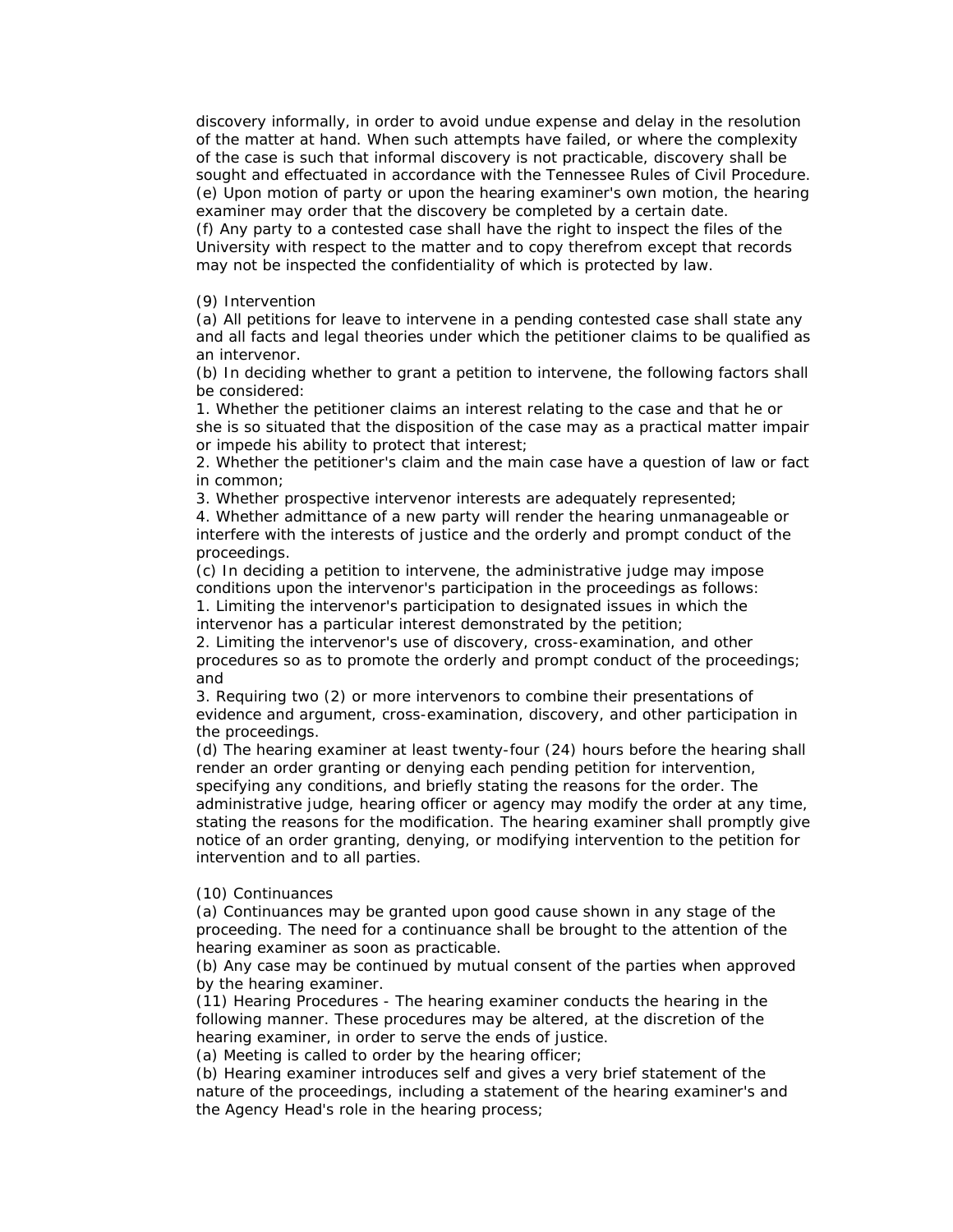discovery informally, in order to avoid undue expense and delay in the resolution of the matter at hand. When such attempts have failed, or where the complexity of the case is such that informal discovery is not practicable, discovery shall be sought and effectuated in accordance with the Tennessee Rules of Civil Procedure.
(e) Upon motion of party or upon the hearing examiner's own motion, the hearing examiner may order that the discovery be completed by a certain date.
(f) Any party to a contested case shall have the right to inspect the files of the University with respect to the matter and to copy therefrom except that records may not be inspected the confidentiality of which is protected by law.

(9) Intervention
(a) All petitions for leave to intervene in a pending contested case shall state any and all facts and legal theories under which the petitioner claims to be qualified as an intervenor.
(b) In deciding whether to grant a petition to intervene, the following factors shall be considered:
1. Whether the petitioner claims an interest relating to the case and that he or she is so situated that the disposition of the case may as a practical matter impair or impede his ability to protect that interest;
2. Whether the petitioner's claim and the main case have a question of law or fact in common;
3. Whether prospective intervenor interests are adequately represented;
4. Whether admittance of a new party will render the hearing unmanageable or interfere with the interests of justice and the orderly and prompt conduct of the proceedings.
(c) In deciding a petition to intervene, the administrative judge may impose conditions upon the intervenor's participation in the proceedings as follows:
1. Limiting the intervenor's participation to designated issues in which the intervenor has a particular interest demonstrated by the petition;
2. Limiting the intervenor's use of discovery, cross-examination, and other procedures so as to promote the orderly and prompt conduct of the proceedings; and
3. Requiring two (2) or more intervenors to combine their presentations of evidence and argument, cross-examination, discovery, and other participation in the proceedings.
(d) The hearing examiner at least twenty-four (24) hours before the hearing shall render an order granting or denying each pending petition for intervention, specifying any conditions, and briefly stating the reasons for the order. The administrative judge, hearing officer or agency may modify the order at any time, stating the reasons for the modification. The hearing examiner shall promptly give notice of an order granting, denying, or modifying intervention to the petition for intervention and to all parties.

(10) Continuances
(a) Continuances may be granted upon good cause shown in any stage of the proceeding. The need for a continuance shall be brought to the attention of the hearing examiner as soon as practicable.
(b) Any case may be continued by mutual consent of the parties when approved by the hearing examiner.
(11) Hearing Procedures - The hearing examiner conducts the hearing in the following manner. These procedures may be altered, at the discretion of the hearing examiner, in order to serve the ends of justice.
(a) Meeting is called to order by the hearing officer;
(b) Hearing examiner introduces self and gives a very brief statement of the nature of the proceedings, including a statement of the hearing examiner's and the Agency Head's role in the hearing process;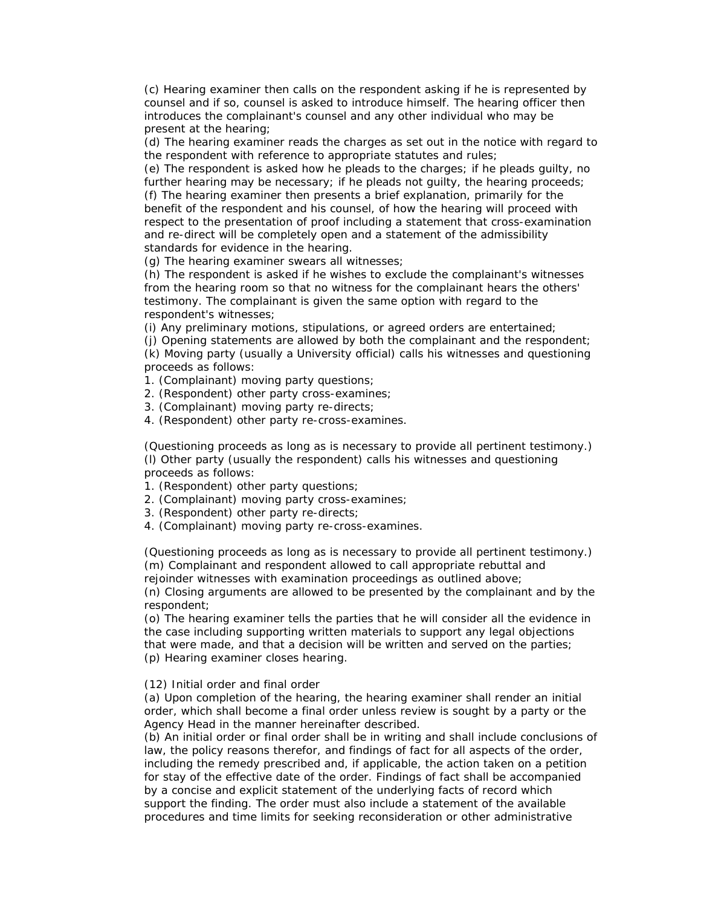(c) Hearing examiner then calls on the respondent asking if he is represented by counsel and if so, counsel is asked to introduce himself. The hearing officer then introduces the complainant's counsel and any other individual who may be present at the hearing;

(d) The hearing examiner reads the charges as set out in the notice with regard to the respondent with reference to appropriate statutes and rules;

(e) The respondent is asked how he pleads to the charges; if he pleads guilty, no further hearing may be necessary; if he pleads not guilty, the hearing proceeds;

(f) The hearing examiner then presents a brief explanation, primarily for the benefit of the respondent and his counsel, of how the hearing will proceed with respect to the presentation of proof including a statement that cross-examination and re-direct will be completely open and a statement of the admissibility standards for evidence in the hearing.

(g) The hearing examiner swears all witnesses;

(h) The respondent is asked if he wishes to exclude the complainant's witnesses from the hearing room so that no witness for the complainant hears the others' testimony. The complainant is given the same option with regard to the respondent's witnesses;

(i) Any preliminary motions, stipulations, or agreed orders are entertained;

(j) Opening statements are allowed by both the complainant and the respondent;

(k) Moving party (usually a University official) calls his witnesses and questioning proceeds as follows:

1. (Complainant) moving party questions;
2. (Respondent) other party cross-examines;
3. (Complainant) moving party re-directs;
4. (Respondent) other party re-cross-examines.

(Questioning proceeds as long as is necessary to provide all pertinent testimony.)

(l) Other party (usually the respondent) calls his witnesses and questioning proceeds as follows:

1. (Respondent) other party questions;
2. (Complainant) moving party cross-examines;
3. (Respondent) other party re-directs;
4. (Complainant) moving party re-cross-examines.

(Questioning proceeds as long as is necessary to provide all pertinent testimony.)

(m) Complainant and respondent allowed to call appropriate rebuttal and rejoinder witnesses with examination proceedings as outlined above;

(n) Closing arguments are allowed to be presented by the complainant and by the respondent;

(o) The hearing examiner tells the parties that he will consider all the evidence in the case including supporting written materials to support any legal objections that were made, and that a decision will be written and served on the parties;

(p) Hearing examiner closes hearing.

(12) Initial order and final order

(a) Upon completion of the hearing, the hearing examiner shall render an initial order, which shall become a final order unless review is sought by a party or the Agency Head in the manner hereinafter described.

(b) An initial order or final order shall be in writing and shall include conclusions of law, the policy reasons therefor, and findings of fact for all aspects of the order, including the remedy prescribed and, if applicable, the action taken on a petition for stay of the effective date of the order. Findings of fact shall be accompanied by a concise and explicit statement of the underlying facts of record which support the finding. The order must also include a statement of the available procedures and time limits for seeking reconsideration or other administrative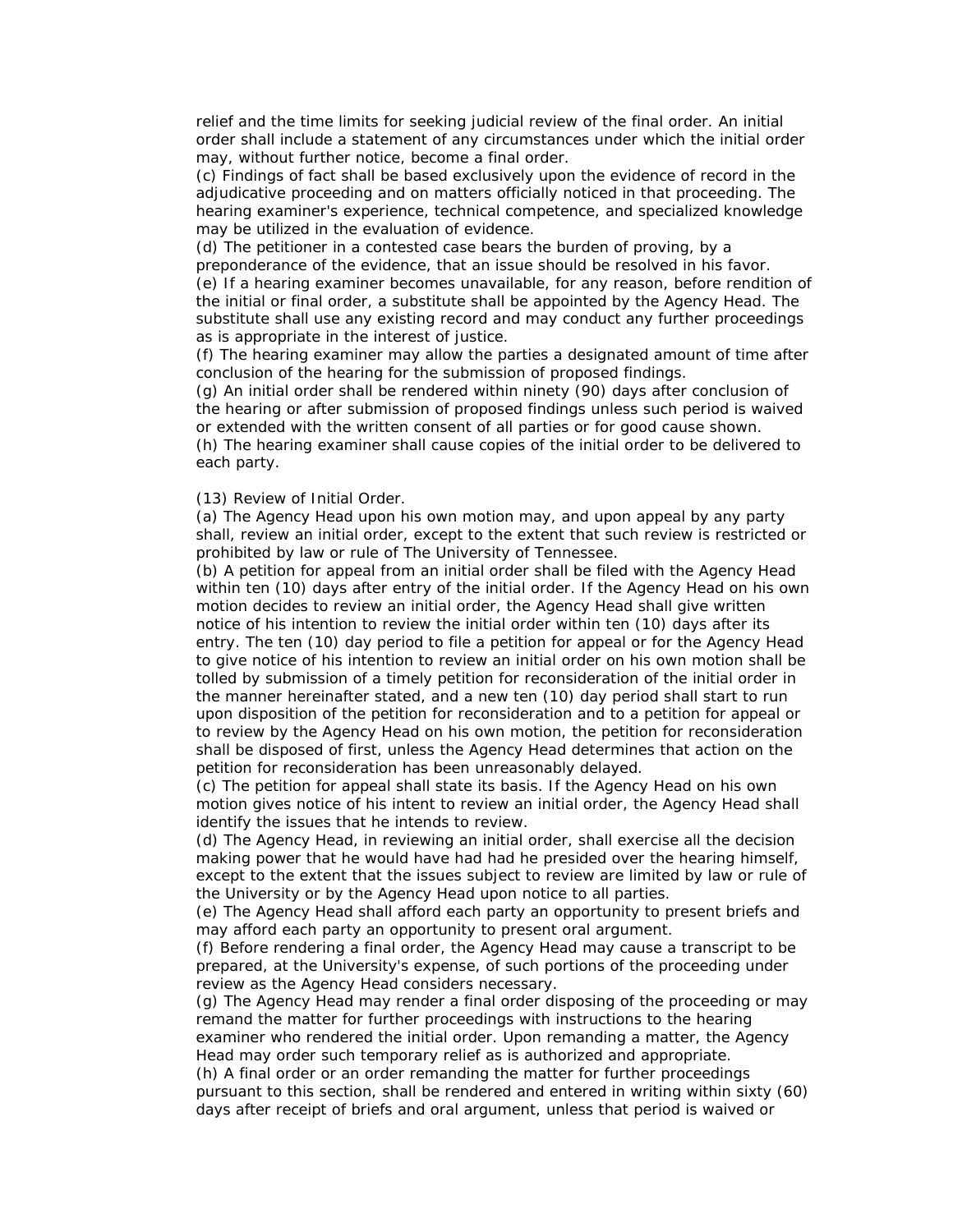relief and the time limits for seeking judicial review of the final order. An initial order shall include a statement of any circumstances under which the initial order may, without further notice, become a final order.

(c) Findings of fact shall be based exclusively upon the evidence of record in the adjudicative proceeding and on matters officially noticed in that proceeding. The hearing examiner's experience, technical competence, and specialized knowledge may be utilized in the evaluation of evidence.

(d) The petitioner in a contested case bears the burden of proving, by a preponderance of the evidence, that an issue should be resolved in his favor.

(e) If a hearing examiner becomes unavailable, for any reason, before rendition of the initial or final order, a substitute shall be appointed by the Agency Head. The substitute shall use any existing record and may conduct any further proceedings as is appropriate in the interest of justice.

(f) The hearing examiner may allow the parties a designated amount of time after conclusion of the hearing for the submission of proposed findings.

(g) An initial order shall be rendered within ninety (90) days after conclusion of the hearing or after submission of proposed findings unless such period is waived or extended with the written consent of all parties or for good cause shown.

(h) The hearing examiner shall cause copies of the initial order to be delivered to each party.

(13) Review of Initial Order.

(a) The Agency Head upon his own motion may, and upon appeal by any party shall, review an initial order, except to the extent that such review is restricted or prohibited by law or rule of The University of Tennessee.

(b) A petition for appeal from an initial order shall be filed with the Agency Head within ten (10) days after entry of the initial order. If the Agency Head on his own motion decides to review an initial order, the Agency Head shall give written notice of his intention to review the initial order within ten (10) days after its entry. The ten (10) day period to file a petition for appeal or for the Agency Head to give notice of his intention to review an initial order on his own motion shall be tolled by submission of a timely petition for reconsideration of the initial order in the manner hereinafter stated, and a new ten (10) day period shall start to run upon disposition of the petition for reconsideration and to a petition for appeal or to review by the Agency Head on his own motion, the petition for reconsideration shall be disposed of first, unless the Agency Head determines that action on the petition for reconsideration has been unreasonably delayed.

(c) The petition for appeal shall state its basis. If the Agency Head on his own motion gives notice of his intent to review an initial order, the Agency Head shall identify the issues that he intends to review.

(d) The Agency Head, in reviewing an initial order, shall exercise all the decision making power that he would have had had he presided over the hearing himself, except to the extent that the issues subject to review are limited by law or rule of the University or by the Agency Head upon notice to all parties.

(e) The Agency Head shall afford each party an opportunity to present briefs and may afford each party an opportunity to present oral argument.

(f) Before rendering a final order, the Agency Head may cause a transcript to be prepared, at the University's expense, of such portions of the proceeding under review as the Agency Head considers necessary.

(g) The Agency Head may render a final order disposing of the proceeding or may remand the matter for further proceedings with instructions to the hearing examiner who rendered the initial order. Upon remanding a matter, the Agency Head may order such temporary relief as is authorized and appropriate.

(h) A final order or an order remanding the matter for further proceedings pursuant to this section, shall be rendered and entered in writing within sixty (60) days after receipt of briefs and oral argument, unless that period is waived or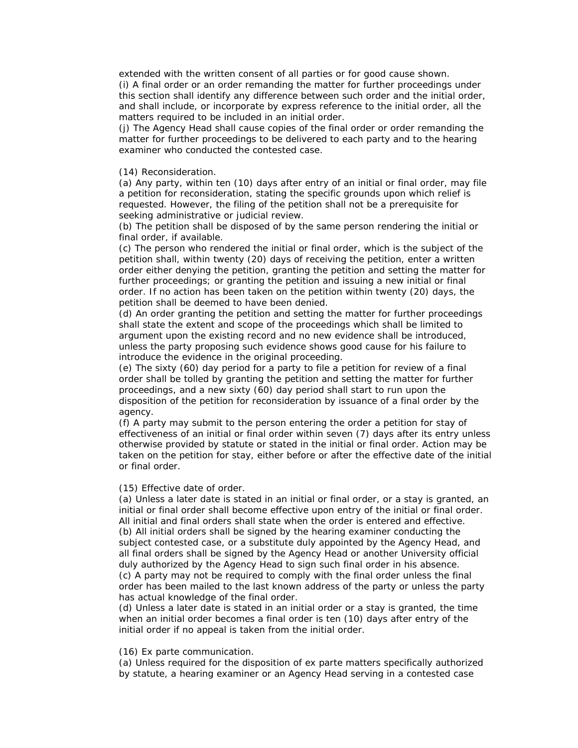extended with the written consent of all parties or for good cause shown.
(i) A final order or an order remanding the matter for further proceedings under this section shall identify any difference between such order and the initial order, and shall include, or incorporate by express reference to the initial order, all the matters required to be included in an initial order.
(j) The Agency Head shall cause copies of the final order or order remanding the matter for further proceedings to be delivered to each party and to the hearing examiner who conducted the contested case.

(14) Reconsideration.
(a) Any party, within ten (10) days after entry of an initial or final order, may file a petition for reconsideration, stating the specific grounds upon which relief is requested. However, the filing of the petition shall not be a prerequisite for seeking administrative or judicial review.
(b) The petition shall be disposed of by the same person rendering the initial or final order, if available.
(c) The person who rendered the initial or final order, which is the subject of the petition shall, within twenty (20) days of receiving the petition, enter a written order either denying the petition, granting the petition and setting the matter for further proceedings; or granting the petition and issuing a new initial or final order. If no action has been taken on the petition within twenty (20) days, the petition shall be deemed to have been denied.
(d) An order granting the petition and setting the matter for further proceedings shall state the extent and scope of the proceedings which shall be limited to argument upon the existing record and no new evidence shall be introduced, unless the party proposing such evidence shows good cause for his failure to introduce the evidence in the original proceeding.
(e) The sixty (60) day period for a party to file a petition for review of a final order shall be tolled by granting the petition and setting the matter for further proceedings, and a new sixty (60) day period shall start to run upon the disposition of the petition for reconsideration by issuance of a final order by the agency.
(f) A party may submit to the person entering the order a petition for stay of effectiveness of an initial or final order within seven (7) days after its entry unless otherwise provided by statute or stated in the initial or final order. Action may be taken on the petition for stay, either before or after the effective date of the initial or final order.

(15) Effective date of order.
(a) Unless a later date is stated in an initial or final order, or a stay is granted, an initial or final order shall become effective upon entry of the initial or final order. All initial and final orders shall state when the order is entered and effective.
(b) All initial orders shall be signed by the hearing examiner conducting the subject contested case, or a substitute duly appointed by the Agency Head, and all final orders shall be signed by the Agency Head or another University official duly authorized by the Agency Head to sign such final order in his absence.
(c) A party may not be required to comply with the final order unless the final order has been mailed to the last known address of the party or unless the party has actual knowledge of the final order.
(d) Unless a later date is stated in an initial order or a stay is granted, the time when an initial order becomes a final order is ten (10) days after entry of the initial order if no appeal is taken from the initial order.

(16) Ex parte communication.
(a) Unless required for the disposition of ex parte matters specifically authorized by statute, a hearing examiner or an Agency Head serving in a contested case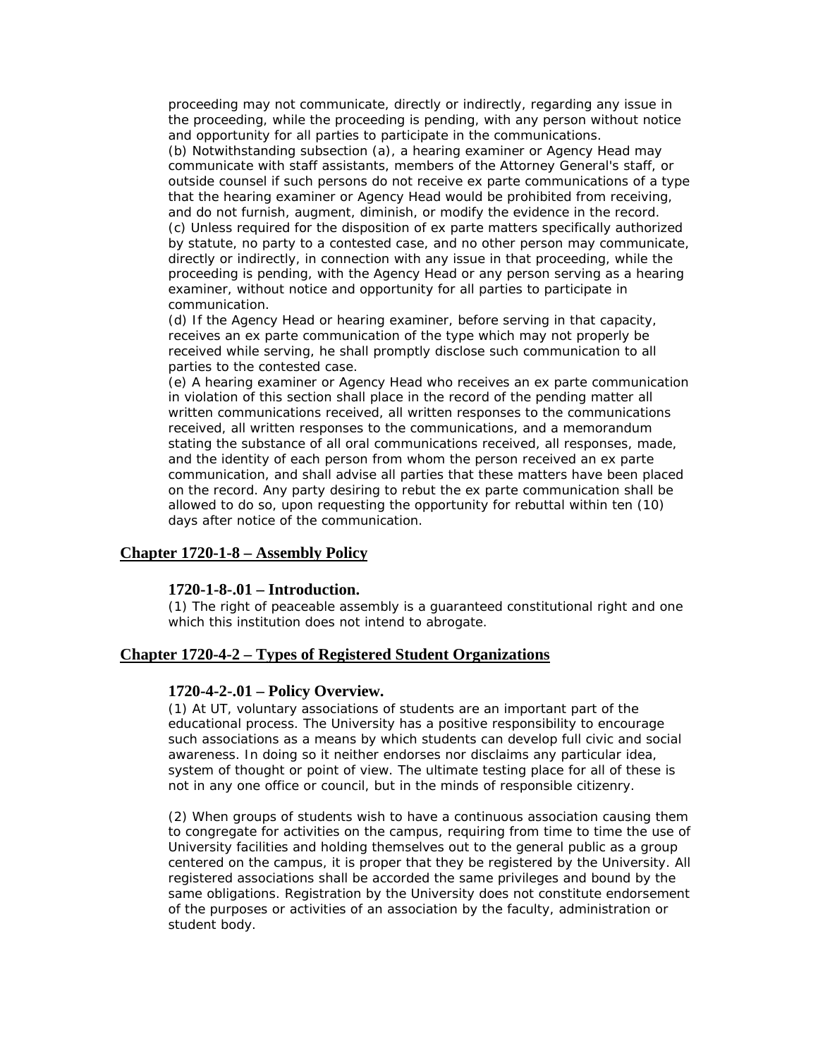proceeding may not communicate, directly or indirectly, regarding any issue in the proceeding, while the proceeding is pending, with any person without notice and opportunity for all parties to participate in the communications.

(b) Notwithstanding subsection (a), a hearing examiner or Agency Head may communicate with staff assistants, members of the Attorney General's staff, or outside counsel if such persons do not receive ex parte communications of a type that the hearing examiner or Agency Head would be prohibited from receiving, and do not furnish, augment, diminish, or modify the evidence in the record.

(c) Unless required for the disposition of ex parte matters specifically authorized by statute, no party to a contested case, and no other person may communicate, directly or indirectly, in connection with any issue in that proceeding, while the proceeding is pending, with the Agency Head or any person serving as a hearing examiner, without notice and opportunity for all parties to participate in communication.

(d) If the Agency Head or hearing examiner, before serving in that capacity, receives an ex parte communication of the type which may not properly be received while serving, he shall promptly disclose such communication to all parties to the contested case.

(e) A hearing examiner or Agency Head who receives an ex parte communication in violation of this section shall place in the record of the pending matter all written communications received, all written responses to the communications received, all written responses to the communications, and a memorandum stating the substance of all oral communications received, all responses, made, and the identity of each person from whom the person received an ex parte communication, and shall advise all parties that these matters have been placed on the record. Any party desiring to rebut the ex parte communication shall be allowed to do so, upon requesting the opportunity for rebuttal within ten (10) days after notice of the communication.

## Chapter 1720-1-8 – Assembly Policy

### 1720-1-8-.01 – Introduction.

(1) The right of peaceable assembly is a guaranteed constitutional right and one which this institution does not intend to abrogate.

## Chapter 1720-4-2 – Types of Registered Student Organizations

### 1720-4-2-.01 – Policy Overview.

(1) At UT, voluntary associations of students are an important part of the educational process. The University has a positive responsibility to encourage such associations as a means by which students can develop full civic and social awareness. In doing so it neither endorses nor disclaims any particular idea, system of thought or point of view. The ultimate testing place for all of these is not in any one office or council, but in the minds of responsible citizenry.

(2) When groups of students wish to have a continuous association causing them to congregate for activities on the campus, requiring from time to time the use of University facilities and holding themselves out to the general public as a group centered on the campus, it is proper that they be registered by the University. All registered associations shall be accorded the same privileges and bound by the same obligations. Registration by the University does not constitute endorsement of the purposes or activities of an association by the faculty, administration or student body.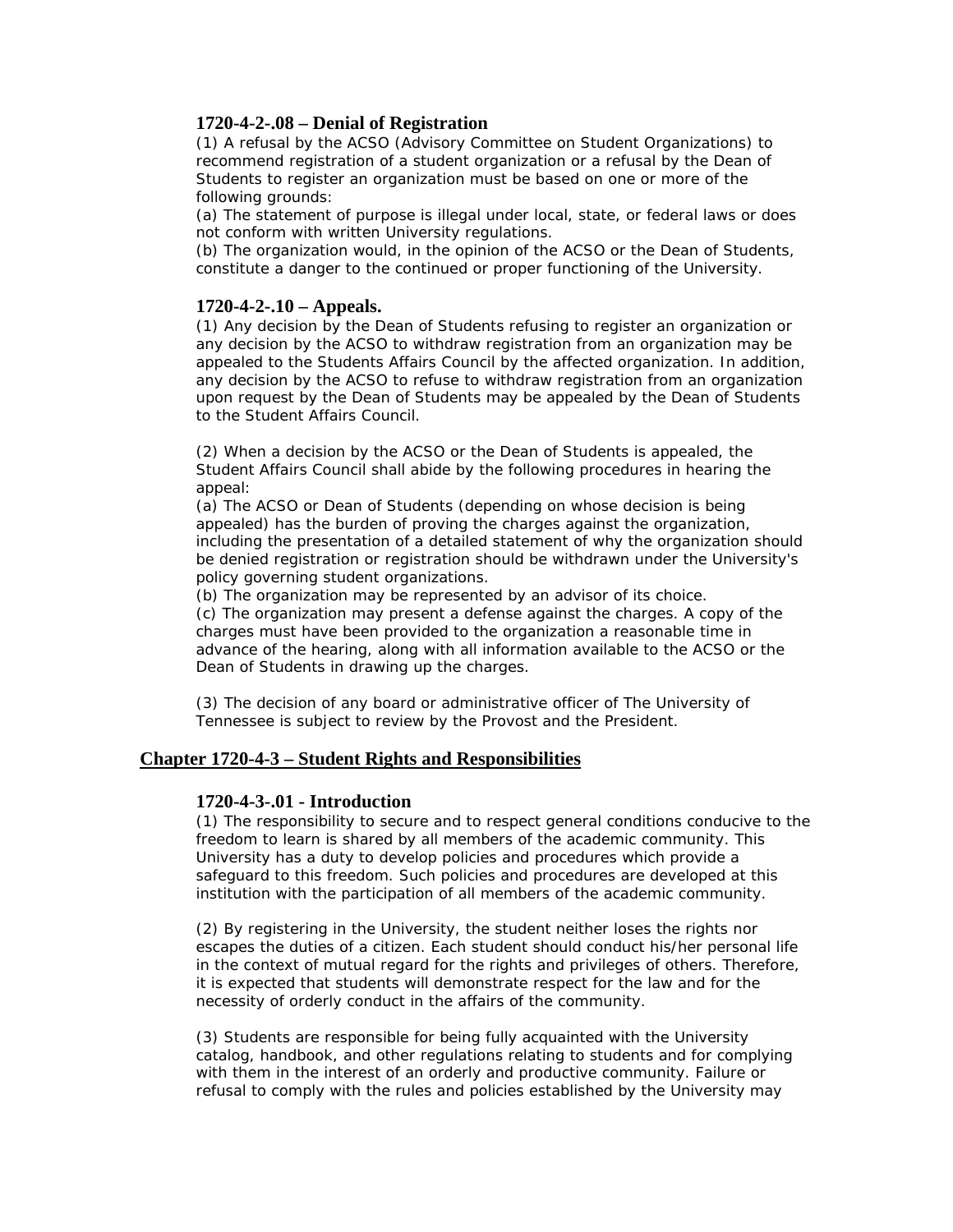### 1720-4-2-.08 – Denial of Registration

(1) A refusal by the ACSO (Advisory Committee on Student Organizations) to recommend registration of a student organization or a refusal by the Dean of Students to register an organization must be based on one or more of the following grounds:

(a) The statement of purpose is illegal under local, state, or federal laws or does not conform with written University regulations.

(b) The organization would, in the opinion of the ACSO or the Dean of Students, constitute a danger to the continued or proper functioning of the University.

### 1720-4-2-.10 – Appeals.

(1) Any decision by the Dean of Students refusing to register an organization or any decision by the ACSO to withdraw registration from an organization may be appealed to the Students Affairs Council by the affected organization. In addition, any decision by the ACSO to refuse to withdraw registration from an organization upon request by the Dean of Students may be appealed by the Dean of Students to the Student Affairs Council.

(2) When a decision by the ACSO or the Dean of Students is appealed, the Student Affairs Council shall abide by the following procedures in hearing the appeal:

(a) The ACSO or Dean of Students (depending on whose decision is being appealed) has the burden of proving the charges against the organization, including the presentation of a detailed statement of why the organization should be denied registration or registration should be withdrawn under the University's policy governing student organizations.

(b) The organization may be represented by an advisor of its choice.

(c) The organization may present a defense against the charges. A copy of the charges must have been provided to the organization a reasonable time in advance of the hearing, along with all information available to the ACSO or the Dean of Students in drawing up the charges.

(3) The decision of any board or administrative officer of The University of Tennessee is subject to review by the Provost and the President.

## Chapter 1720-4-3 – Student Rights and Responsibilities

### 1720-4-3-.01 - Introduction

(1) The responsibility to secure and to respect general conditions conducive to the freedom to learn is shared by all members of the academic community. This University has a duty to develop policies and procedures which provide a safeguard to this freedom. Such policies and procedures are developed at this institution with the participation of all members of the academic community.

(2) By registering in the University, the student neither loses the rights nor escapes the duties of a citizen. Each student should conduct his/her personal life in the context of mutual regard for the rights and privileges of others. Therefore, it is expected that students will demonstrate respect for the law and for the necessity of orderly conduct in the affairs of the community.

(3) Students are responsible for being fully acquainted with the University catalog, handbook, and other regulations relating to students and for complying with them in the interest of an orderly and productive community. Failure or refusal to comply with the rules and policies established by the University may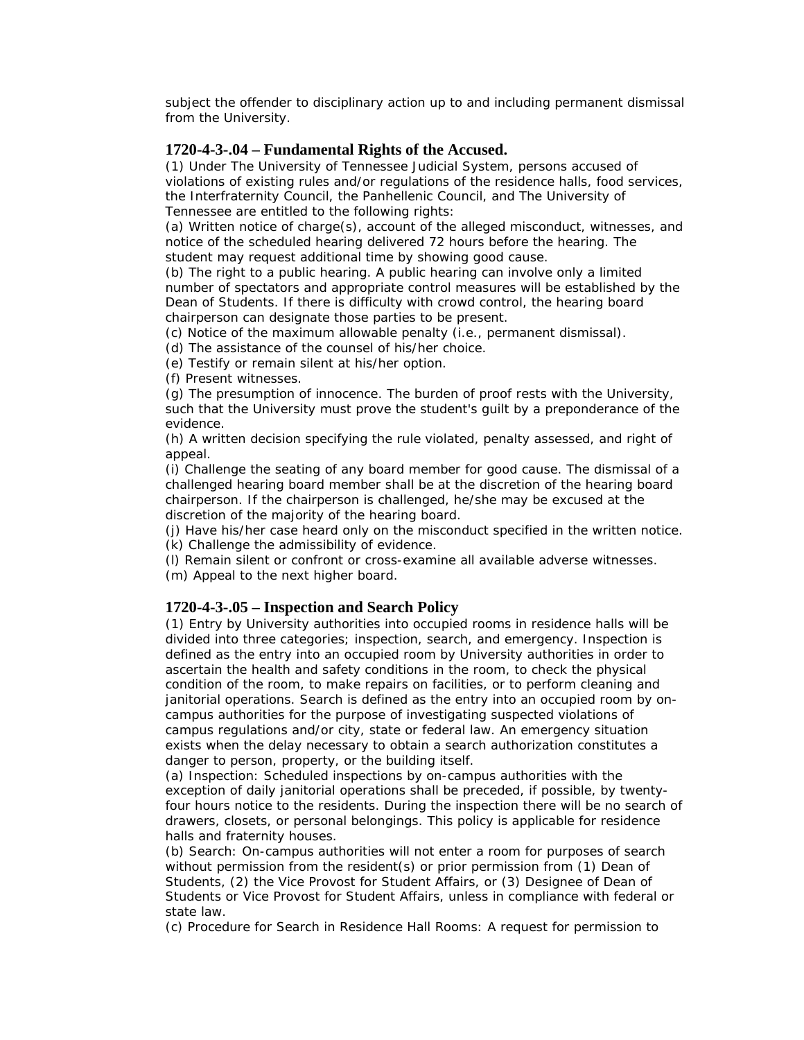subject the offender to disciplinary action up to and including permanent dismissal from the University.

### 1720-4-3-.04 – Fundamental Rights of the Accused.

(1) Under The University of Tennessee Judicial System, persons accused of violations of existing rules and/or regulations of the residence halls, food services, the Interfraternity Council, the Panhellenic Council, and The University of Tennessee are entitled to the following rights:

(a) Written notice of charge(s), account of the alleged misconduct, witnesses, and notice of the scheduled hearing delivered 72 hours before the hearing. The student may request additional time by showing good cause.

(b) The right to a public hearing. A public hearing can involve only a limited number of spectators and appropriate control measures will be established by the Dean of Students. If there is difficulty with crowd control, the hearing board chairperson can designate those parties to be present.

(c) Notice of the maximum allowable penalty (i.e., permanent dismissal).

(d) The assistance of the counsel of his/her choice.

(e) Testify or remain silent at his/her option.

(f) Present witnesses.

(g) The presumption of innocence. The burden of proof rests with the University, such that the University must prove the student's guilt by a preponderance of the evidence.

(h) A written decision specifying the rule violated, penalty assessed, and right of appeal.

(i) Challenge the seating of any board member for good cause. The dismissal of a challenged hearing board member shall be at the discretion of the hearing board chairperson. If the chairperson is challenged, he/she may be excused at the discretion of the majority of the hearing board.

(j) Have his/her case heard only on the misconduct specified in the written notice.

(k) Challenge the admissibility of evidence.

(l) Remain silent or confront or cross-examine all available adverse witnesses.

(m) Appeal to the next higher board.

### 1720-4-3-.05 – Inspection and Search Policy

(1) Entry by University authorities into occupied rooms in residence halls will be divided into three categories; inspection, search, and emergency. Inspection is defined as the entry into an occupied room by University authorities in order to ascertain the health and safety conditions in the room, to check the physical condition of the room, to make repairs on facilities, or to perform cleaning and janitorial operations. Search is defined as the entry into an occupied room by on-campus authorities for the purpose of investigating suspected violations of campus regulations and/or city, state or federal law. An emergency situation exists when the delay necessary to obtain a search authorization constitutes a danger to person, property, or the building itself.

(a) Inspection: Scheduled inspections by on-campus authorities with the exception of daily janitorial operations shall be preceded, if possible, by twenty-four hours notice to the residents. During the inspection there will be no search of drawers, closets, or personal belongings. This policy is applicable for residence halls and fraternity houses.

(b) Search: On-campus authorities will not enter a room for purposes of search without permission from the resident(s) or prior permission from (1) Dean of Students, (2) the Vice Provost for Student Affairs, or (3) Designee of Dean of Students or Vice Provost for Student Affairs, unless in compliance with federal or state law.

(c) Procedure for Search in Residence Hall Rooms: A request for permission to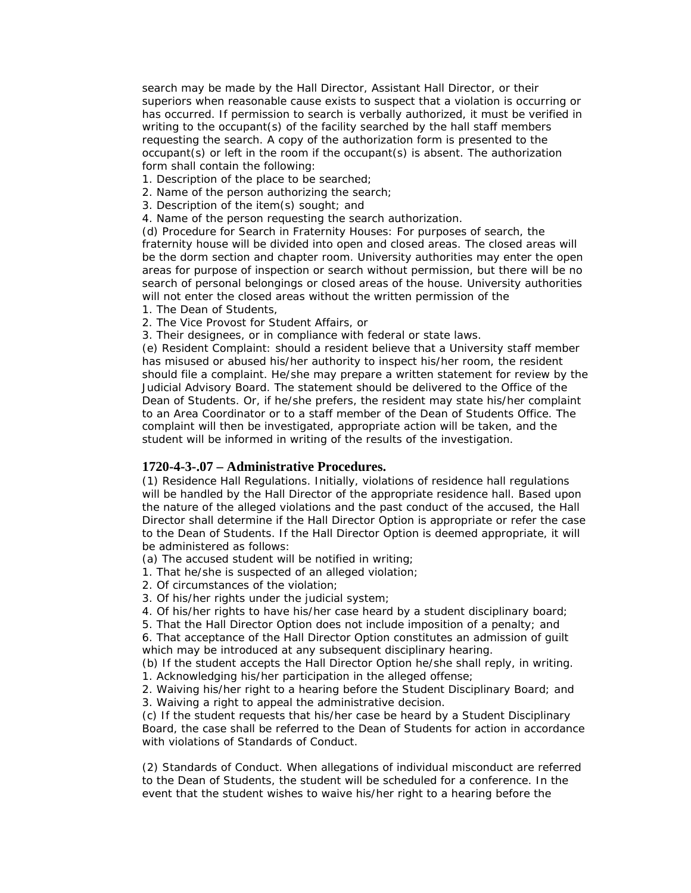search may be made by the Hall Director, Assistant Hall Director, or their superiors when reasonable cause exists to suspect that a violation is occurring or has occurred. If permission to search is verbally authorized, it must be verified in writing to the occupant(s) of the facility searched by the hall staff members requesting the search. A copy of the authorization form is presented to the occupant(s) or left in the room if the occupant(s) is absent. The authorization form shall contain the following:

1. Description of the place to be searched;
2. Name of the person authorizing the search;
3. Description of the item(s) sought; and
4. Name of the person requesting the search authorization.

(d) Procedure for Search in Fraternity Houses: For purposes of search, the fraternity house will be divided into open and closed areas. The closed areas will be the dorm section and chapter room. University authorities may enter the open areas for purpose of inspection or search without permission, but there will be no search of personal belongings or closed areas of the house. University authorities will not enter the closed areas without the written permission of the

1. The Dean of Students,
2. The Vice Provost for Student Affairs, or
3. Their designees, or in compliance with federal or state laws.

(e) Resident Complaint: should a resident believe that a University staff member has misused or abused his/her authority to inspect his/her room, the resident should file a complaint. He/she may prepare a written statement for review by the Judicial Advisory Board. The statement should be delivered to the Office of the Dean of Students. Or, if he/she prefers, the resident may state his/her complaint to an Area Coordinator or to a staff member of the Dean of Students Office. The complaint will then be investigated, appropriate action will be taken, and the student will be informed in writing of the results of the investigation.

### 1720-4-3-.07 – Administrative Procedures.

(1) Residence Hall Regulations. Initially, violations of residence hall regulations will be handled by the Hall Director of the appropriate residence hall. Based upon the nature of the alleged violations and the past conduct of the accused, the Hall Director shall determine if the Hall Director Option is appropriate or refer the case to the Dean of Students. If the Hall Director Option is deemed appropriate, it will be administered as follows:

(a) The accused student will be notified in writing;

1. That he/she is suspected of an alleged violation;
2. Of circumstances of the violation;
3. Of his/her rights under the judicial system;
4. Of his/her rights to have his/her case heard by a student disciplinary board;
5. That the Hall Director Option does not include imposition of a penalty; and
6. That acceptance of the Hall Director Option constitutes an admission of guilt which may be introduced at any subsequent disciplinary hearing.

(b) If the student accepts the Hall Director Option he/she shall reply, in writing.

1. Acknowledging his/her participation in the alleged offense;
2. Waiving his/her right to a hearing before the Student Disciplinary Board; and
3. Waiving a right to appeal the administrative decision.

(c) If the student requests that his/her case be heard by a Student Disciplinary Board, the case shall be referred to the Dean of Students for action in accordance with violations of Standards of Conduct.

(2) Standards of Conduct. When allegations of individual misconduct are referred to the Dean of Students, the student will be scheduled for a conference. In the event that the student wishes to waive his/her right to a hearing before the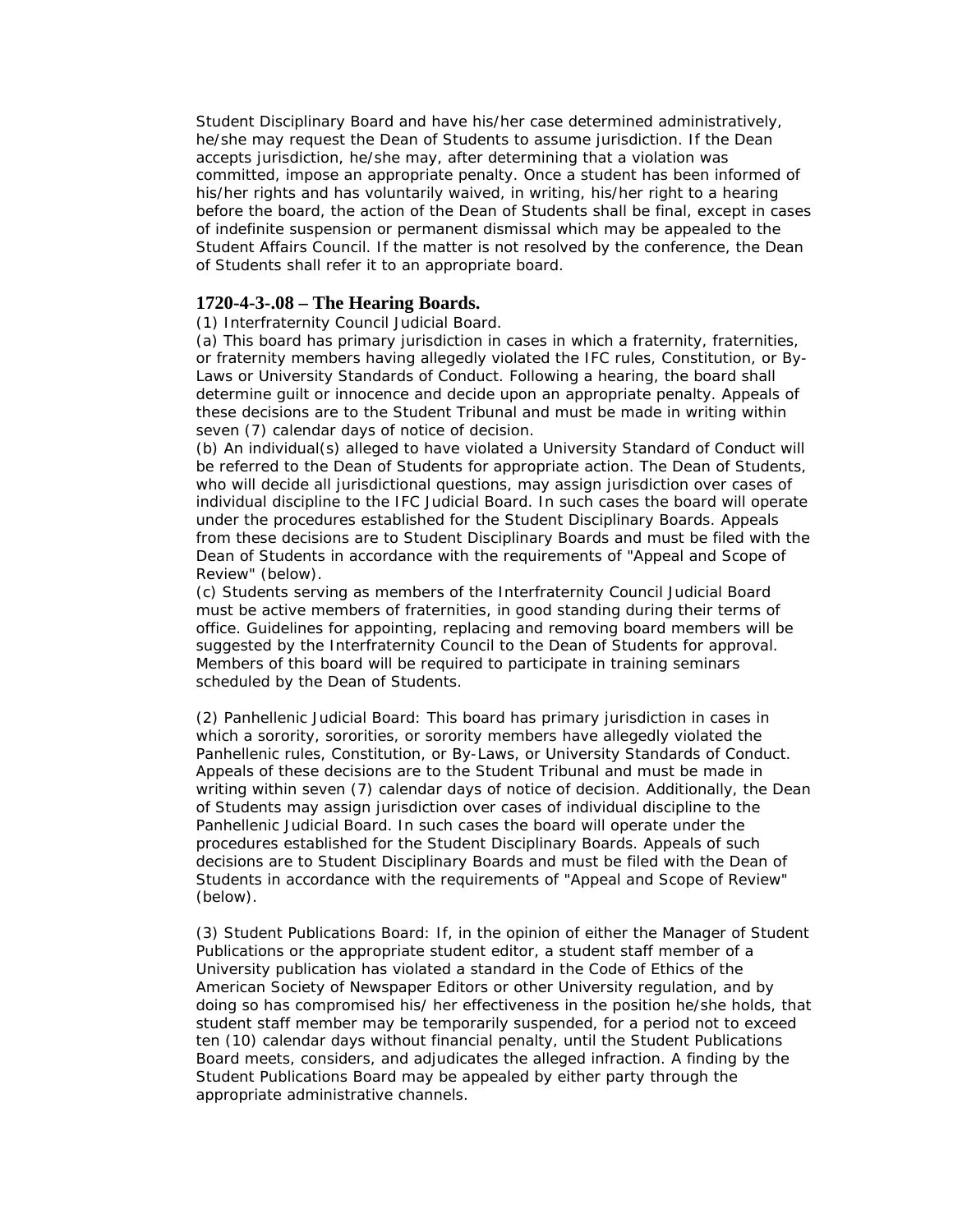Student Disciplinary Board and have his/her case determined administratively, he/she may request the Dean of Students to assume jurisdiction. If the Dean accepts jurisdiction, he/she may, after determining that a violation was committed, impose an appropriate penalty. Once a student has been informed of his/her rights and has voluntarily waived, in writing, his/her right to a hearing before the board, the action of the Dean of Students shall be final, except in cases of indefinite suspension or permanent dismissal which may be appealed to the Student Affairs Council. If the matter is not resolved by the conference, the Dean of Students shall refer it to an appropriate board.

## 1720-4-3-.08 – The Hearing Boards.

(1) Interfraternity Council Judicial Board.

(a) This board has primary jurisdiction in cases in which a fraternity, fraternities, or fraternity members having allegedly violated the IFC rules, Constitution, or By-Laws or University Standards of Conduct. Following a hearing, the board shall determine guilt or innocence and decide upon an appropriate penalty. Appeals of these decisions are to the Student Tribunal and must be made in writing within seven (7) calendar days of notice of decision.

(b) An individual(s) alleged to have violated a University Standard of Conduct will be referred to the Dean of Students for appropriate action. The Dean of Students, who will decide all jurisdictional questions, may assign jurisdiction over cases of individual discipline to the IFC Judicial Board. In such cases the board will operate under the procedures established for the Student Disciplinary Boards. Appeals from these decisions are to Student Disciplinary Boards and must be filed with the Dean of Students in accordance with the requirements of "Appeal and Scope of Review" (below).

(c) Students serving as members of the Interfraternity Council Judicial Board must be active members of fraternities, in good standing during their terms of office. Guidelines for appointing, replacing and removing board members will be suggested by the Interfraternity Council to the Dean of Students for approval. Members of this board will be required to participate in training seminars scheduled by the Dean of Students.

(2) Panhellenic Judicial Board: This board has primary jurisdiction in cases in which a sorority, sororities, or sorority members have allegedly violated the Panhellenic rules, Constitution, or By-Laws, or University Standards of Conduct. Appeals of these decisions are to the Student Tribunal and must be made in writing within seven (7) calendar days of notice of decision. Additionally, the Dean of Students may assign jurisdiction over cases of individual discipline to the Panhellenic Judicial Board. In such cases the board will operate under the procedures established for the Student Disciplinary Boards. Appeals of such decisions are to Student Disciplinary Boards and must be filed with the Dean of Students in accordance with the requirements of "Appeal and Scope of Review" (below).

(3) Student Publications Board: If, in the opinion of either the Manager of Student Publications or the appropriate student editor, a student staff member of a University publication has violated a standard in the Code of Ethics of the American Society of Newspaper Editors or other University regulation, and by doing so has compromised his/ her effectiveness in the position he/she holds, that student staff member may be temporarily suspended, for a period not to exceed ten (10) calendar days without financial penalty, until the Student Publications Board meets, considers, and adjudicates the alleged infraction. A finding by the Student Publications Board may be appealed by either party through the appropriate administrative channels.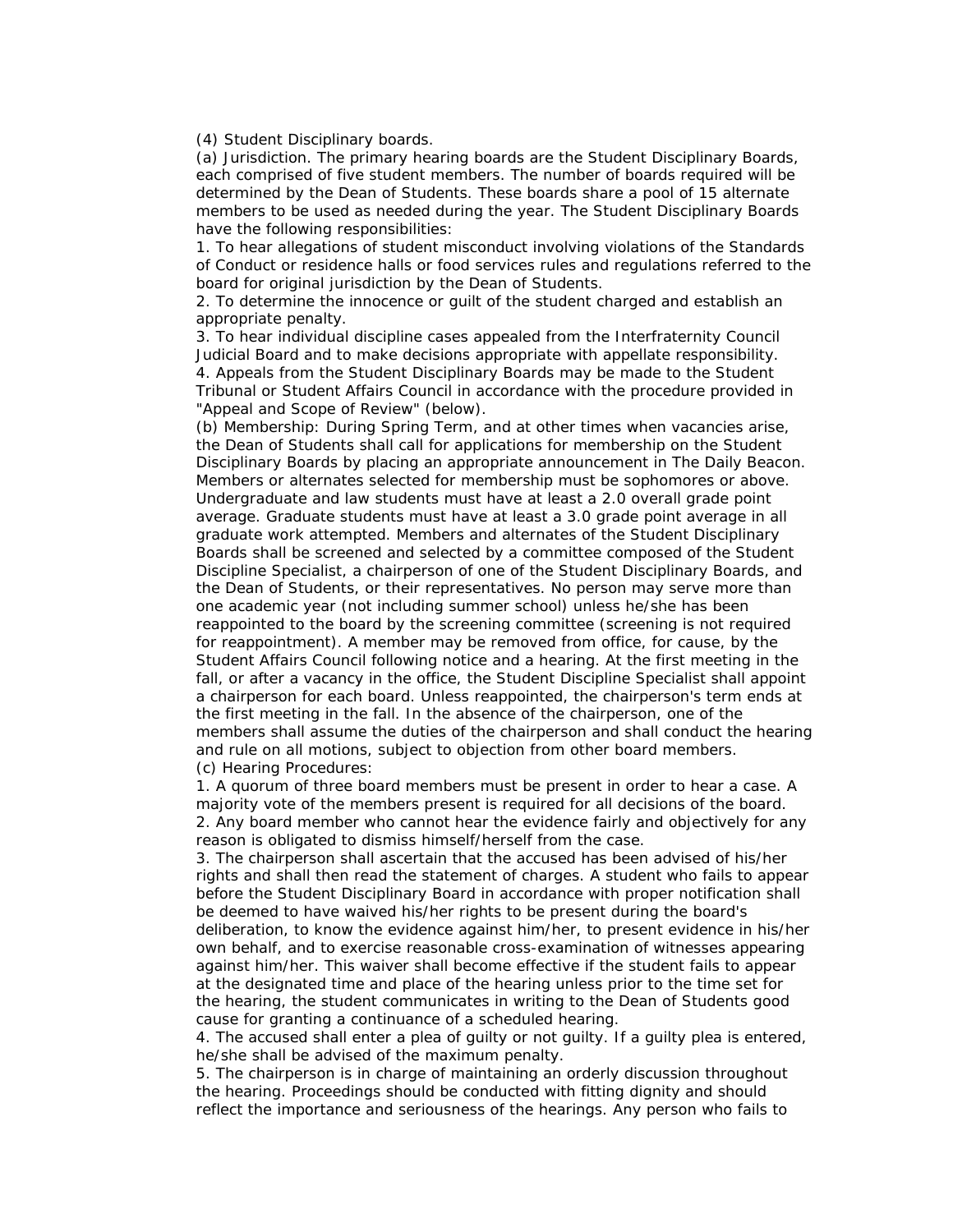(4) Student Disciplinary boards.

(a) Jurisdiction. The primary hearing boards are the Student Disciplinary Boards, each comprised of five student members. The number of boards required will be determined by the Dean of Students. These boards share a pool of 15 alternate members to be used as needed during the year. The Student Disciplinary Boards have the following responsibilities:

1. To hear allegations of student misconduct involving violations of the Standards of Conduct or residence halls or food services rules and regulations referred to the board for original jurisdiction by the Dean of Students.
2. To determine the innocence or guilt of the student charged and establish an appropriate penalty.
3. To hear individual discipline cases appealed from the Interfraternity Council Judicial Board and to make decisions appropriate with appellate responsibility.
4. Appeals from the Student Disciplinary Boards may be made to the Student Tribunal or Student Affairs Council in accordance with the procedure provided in "Appeal and Scope of Review" (below).

(b) Membership: During Spring Term, and at other times when vacancies arise, the Dean of Students shall call for applications for membership on the Student Disciplinary Boards by placing an appropriate announcement in The Daily Beacon. Members or alternates selected for membership must be sophomores or above. Undergraduate and law students must have at least a 2.0 overall grade point average. Graduate students must have at least a 3.0 grade point average in all graduate work attempted. Members and alternates of the Student Disciplinary Boards shall be screened and selected by a committee composed of the Student Discipline Specialist, a chairperson of one of the Student Disciplinary Boards, and the Dean of Students, or their representatives. No person may serve more than one academic year (not including summer school) unless he/she has been reappointed to the board by the screening committee (screening is not required for reappointment). A member may be removed from office, for cause, by the Student Affairs Council following notice and a hearing. At the first meeting in the fall, or after a vacancy in the office, the Student Discipline Specialist shall appoint a chairperson for each board. Unless reappointed, the chairperson's term ends at the first meeting in the fall. In the absence of the chairperson, one of the members shall assume the duties of the chairperson and shall conduct the hearing and rule on all motions, subject to objection from other board members.

(c) Hearing Procedures:

1. A quorum of three board members must be present in order to hear a case. A majority vote of the members present is required for all decisions of the board.
2. Any board member who cannot hear the evidence fairly and objectively for any reason is obligated to dismiss himself/herself from the case.
3. The chairperson shall ascertain that the accused has been advised of his/her rights and shall then read the statement of charges. A student who fails to appear before the Student Disciplinary Board in accordance with proper notification shall be deemed to have waived his/her rights to be present during the board's deliberation, to know the evidence against him/her, to present evidence in his/her own behalf, and to exercise reasonable cross-examination of witnesses appearing against him/her. This waiver shall become effective if the student fails to appear at the designated time and place of the hearing unless prior to the time set for the hearing, the student communicates in writing to the Dean of Students good cause for granting a continuance of a scheduled hearing.
4. The accused shall enter a plea of guilty or not guilty. If a guilty plea is entered, he/she shall be advised of the maximum penalty.
5. The chairperson is in charge of maintaining an orderly discussion throughout the hearing. Proceedings should be conducted with fitting dignity and should reflect the importance and seriousness of the hearings. Any person who fails to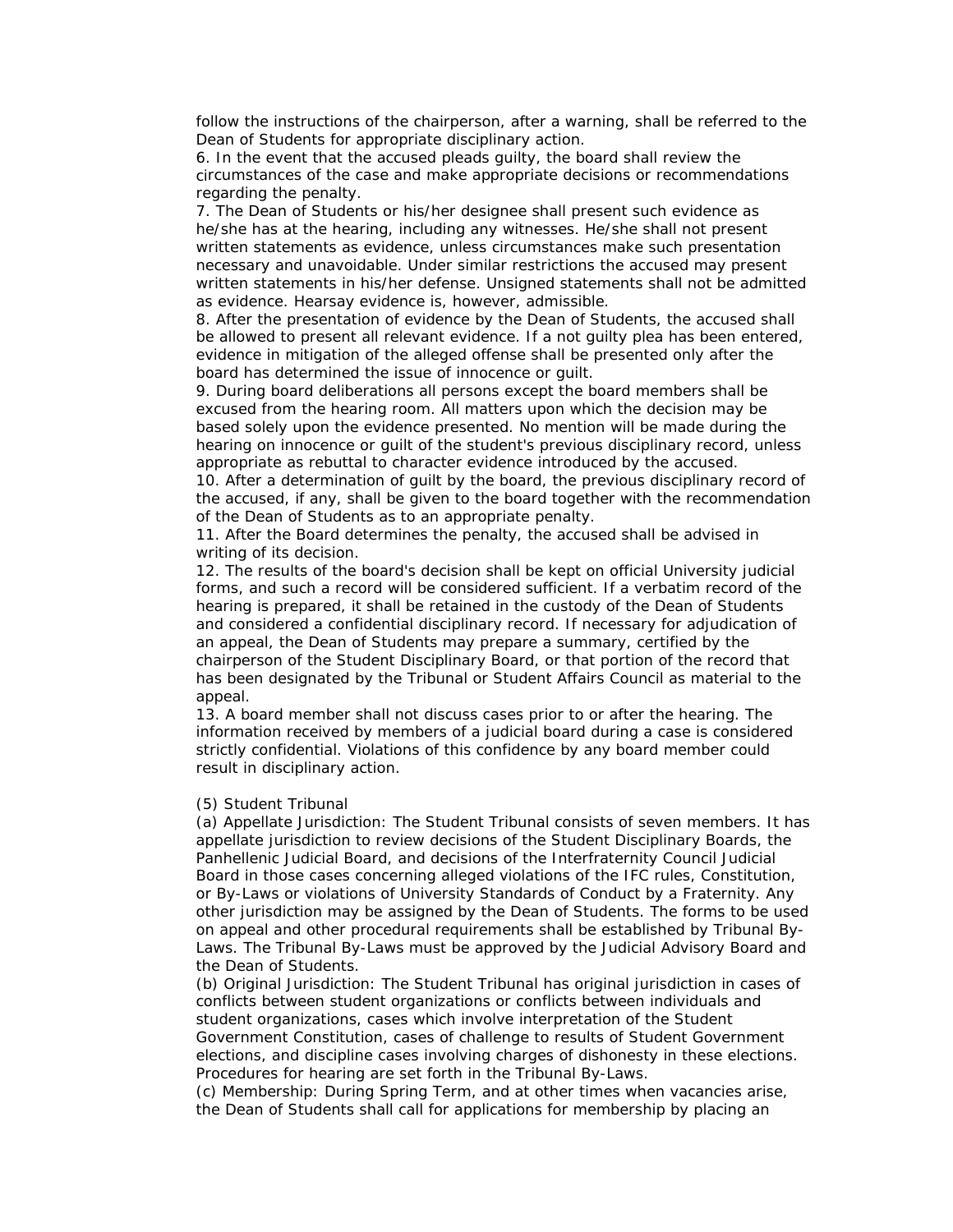follow the instructions of the chairperson, after a warning, shall be referred to the Dean of Students for appropriate disciplinary action.

6. In the event that the accused pleads guilty, the board shall review the circumstances of the case and make appropriate decisions or recommendations regarding the penalty.

7. The Dean of Students or his/her designee shall present such evidence as he/she has at the hearing, including any witnesses. He/she shall not present written statements as evidence, unless circumstances make such presentation necessary and unavoidable. Under similar restrictions the accused may present written statements in his/her defense. Unsigned statements shall not be admitted as evidence. Hearsay evidence is, however, admissible.

8. After the presentation of evidence by the Dean of Students, the accused shall be allowed to present all relevant evidence. If a not guilty plea has been entered, evidence in mitigation of the alleged offense shall be presented only after the board has determined the issue of innocence or guilt.

9. During board deliberations all persons except the board members shall be excused from the hearing room. All matters upon which the decision may be based solely upon the evidence presented. No mention will be made during the hearing on innocence or guilt of the student's previous disciplinary record, unless appropriate as rebuttal to character evidence introduced by the accused.

10. After a determination of guilt by the board, the previous disciplinary record of the accused, if any, shall be given to the board together with the recommendation of the Dean of Students as to an appropriate penalty.

11. After the Board determines the penalty, the accused shall be advised in writing of its decision.

12. The results of the board's decision shall be kept on official University judicial forms, and such a record will be considered sufficient. If a verbatim record of the hearing is prepared, it shall be retained in the custody of the Dean of Students and considered a confidential disciplinary record. If necessary for adjudication of an appeal, the Dean of Students may prepare a summary, certified by the chairperson of the Student Disciplinary Board, or that portion of the record that has been designated by the Tribunal or Student Affairs Council as material to the appeal.

13. A board member shall not discuss cases prior to or after the hearing. The information received by members of a judicial board during a case is considered strictly confidential. Violations of this confidence by any board member could result in disciplinary action.

(5) Student Tribunal

(a) Appellate Jurisdiction: The Student Tribunal consists of seven members. It has appellate jurisdiction to review decisions of the Student Disciplinary Boards, the Panhellenic Judicial Board, and decisions of the Interfraternity Council Judicial Board in those cases concerning alleged violations of the IFC rules, Constitution, or By-Laws or violations of University Standards of Conduct by a Fraternity. Any other jurisdiction may be assigned by the Dean of Students. The forms to be used on appeal and other procedural requirements shall be established by Tribunal By-Laws. The Tribunal By-Laws must be approved by the Judicial Advisory Board and the Dean of Students.

(b) Original Jurisdiction: The Student Tribunal has original jurisdiction in cases of conflicts between student organizations or conflicts between individuals and student organizations, cases which involve interpretation of the Student Government Constitution, cases of challenge to results of Student Government elections, and discipline cases involving charges of dishonesty in these elections. Procedures for hearing are set forth in the Tribunal By-Laws.

(c) Membership: During Spring Term, and at other times when vacancies arise, the Dean of Students shall call for applications for membership by placing an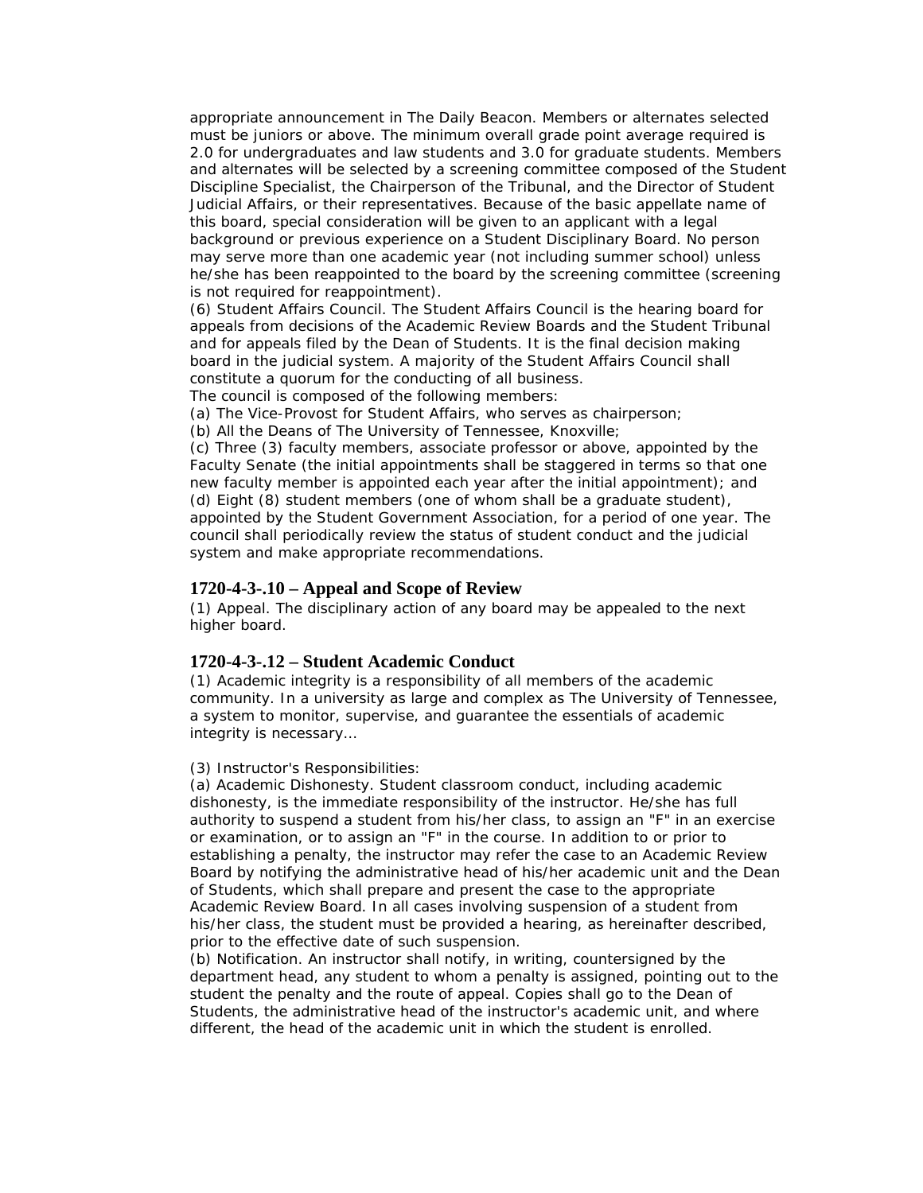appropriate announcement in The Daily Beacon. Members or alternates selected must be juniors or above. The minimum overall grade point average required is 2.0 for undergraduates and law students and 3.0 for graduate students. Members and alternates will be selected by a screening committee composed of the Student Discipline Specialist, the Chairperson of the Tribunal, and the Director of Student Judicial Affairs, or their representatives. Because of the basic appellate name of this board, special consideration will be given to an applicant with a legal background or previous experience on a Student Disciplinary Board. No person may serve more than one academic year (not including summer school) unless he/she has been reappointed to the board by the screening committee (screening is not required for reappointment).

(6) Student Affairs Council. The Student Affairs Council is the hearing board for appeals from decisions of the Academic Review Boards and the Student Tribunal and for appeals filed by the Dean of Students. It is the final decision making board in the judicial system. A majority of the Student Affairs Council shall constitute a quorum for the conducting of all business.

The council is composed of the following members:

(a) The Vice-Provost for Student Affairs, who serves as chairperson;

(b) All the Deans of The University of Tennessee, Knoxville;

(c) Three (3) faculty members, associate professor or above, appointed by the Faculty Senate (the initial appointments shall be staggered in terms so that one new faculty member is appointed each year after the initial appointment); and

(d) Eight (8) student members (one of whom shall be a graduate student), appointed by the Student Government Association, for a period of one year. The council shall periodically review the status of student conduct and the judicial system and make appropriate recommendations.

## 1720-4-3-.10 – Appeal and Scope of Review

(1) Appeal. The disciplinary action of any board may be appealed to the next higher board.

## 1720-4-3-.12 – Student Academic Conduct

(1) Academic integrity is a responsibility of all members of the academic community. In a university as large and complex as The University of Tennessee, a system to monitor, supervise, and guarantee the essentials of academic integrity is necessary…

(3) Instructor's Responsibilities:

(a) Academic Dishonesty. Student classroom conduct, including academic dishonesty, is the immediate responsibility of the instructor. He/she has full authority to suspend a student from his/her class, to assign an "F" in an exercise or examination, or to assign an "F" in the course. In addition to or prior to establishing a penalty, the instructor may refer the case to an Academic Review Board by notifying the administrative head of his/her academic unit and the Dean of Students, which shall prepare and present the case to the appropriate Academic Review Board. In all cases involving suspension of a student from his/her class, the student must be provided a hearing, as hereinafter described, prior to the effective date of such suspension.

(b) Notification. An instructor shall notify, in writing, countersigned by the department head, any student to whom a penalty is assigned, pointing out to the student the penalty and the route of appeal. Copies shall go to the Dean of Students, the administrative head of the instructor's academic unit, and where different, the head of the academic unit in which the student is enrolled.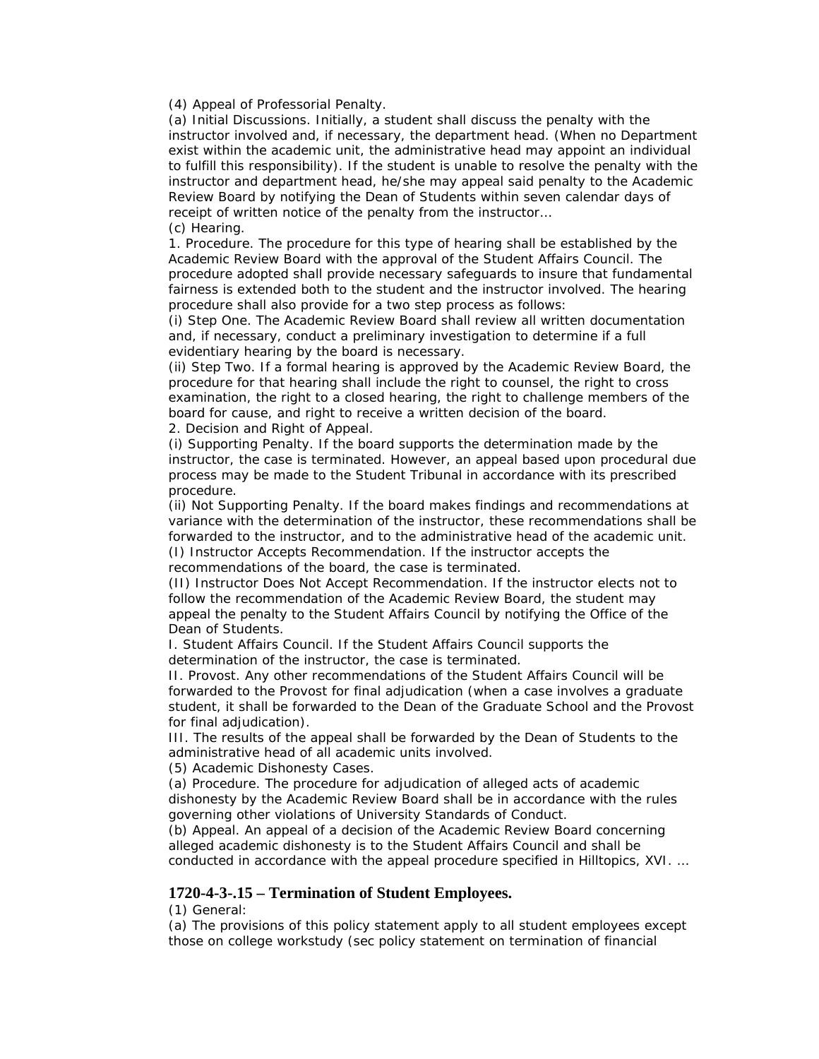(4) Appeal of Professorial Penalty.

(a) Initial Discussions. Initially, a student shall discuss the penalty with the instructor involved and, if necessary, the department head. (When no Department exist within the academic unit, the administrative head may appoint an individual to fulfill this responsibility). If the student is unable to resolve the penalty with the instructor and department head, he/she may appeal said penalty to the Academic Review Board by notifying the Dean of Students within seven calendar days of receipt of written notice of the penalty from the instructor…

(c) Hearing.

1. Procedure. The procedure for this type of hearing shall be established by the Academic Review Board with the approval of the Student Affairs Council. The procedure adopted shall provide necessary safeguards to insure that fundamental fairness is extended both to the student and the instructor involved. The hearing procedure shall also provide for a two step process as follows:

(i) Step One. The Academic Review Board shall review all written documentation and, if necessary, conduct a preliminary investigation to determine if a full evidentiary hearing by the board is necessary.

(ii) Step Two. If a formal hearing is approved by the Academic Review Board, the procedure for that hearing shall include the right to counsel, the right to cross examination, the right to a closed hearing, the right to challenge members of the board for cause, and right to receive a written decision of the board.

2. Decision and Right of Appeal.

(i) Supporting Penalty. If the board supports the determination made by the instructor, the case is terminated. However, an appeal based upon procedural due process may be made to the Student Tribunal in accordance with its prescribed procedure.

(ii) Not Supporting Penalty. If the board makes findings and recommendations at variance with the determination of the instructor, these recommendations shall be forwarded to the instructor, and to the administrative head of the academic unit.

(I) Instructor Accepts Recommendation. If the instructor accepts the recommendations of the board, the case is terminated.

(II) Instructor Does Not Accept Recommendation. If the instructor elects not to follow the recommendation of the Academic Review Board, the student may appeal the penalty to the Student Affairs Council by notifying the Office of the Dean of Students.

I. Student Affairs Council. If the Student Affairs Council supports the determination of the instructor, the case is terminated.

II. Provost. Any other recommendations of the Student Affairs Council will be forwarded to the Provost for final adjudication (when a case involves a graduate student, it shall be forwarded to the Dean of the Graduate School and the Provost for final adjudication).

III. The results of the appeal shall be forwarded by the Dean of Students to the administrative head of all academic units involved.

(5) Academic Dishonesty Cases.

(a) Procedure. The procedure for adjudication of alleged acts of academic dishonesty by the Academic Review Board shall be in accordance with the rules governing other violations of University Standards of Conduct.

(b) Appeal. An appeal of a decision of the Academic Review Board concerning alleged academic dishonesty is to the Student Affairs Council and shall be conducted in accordance with the appeal procedure specified in Hilltopics, XVI. …

## 1720-4-3-.15 – Termination of Student Employees.

(1) General:

(a) The provisions of this policy statement apply to all student employees except those on college workstudy (sec policy statement on termination of financial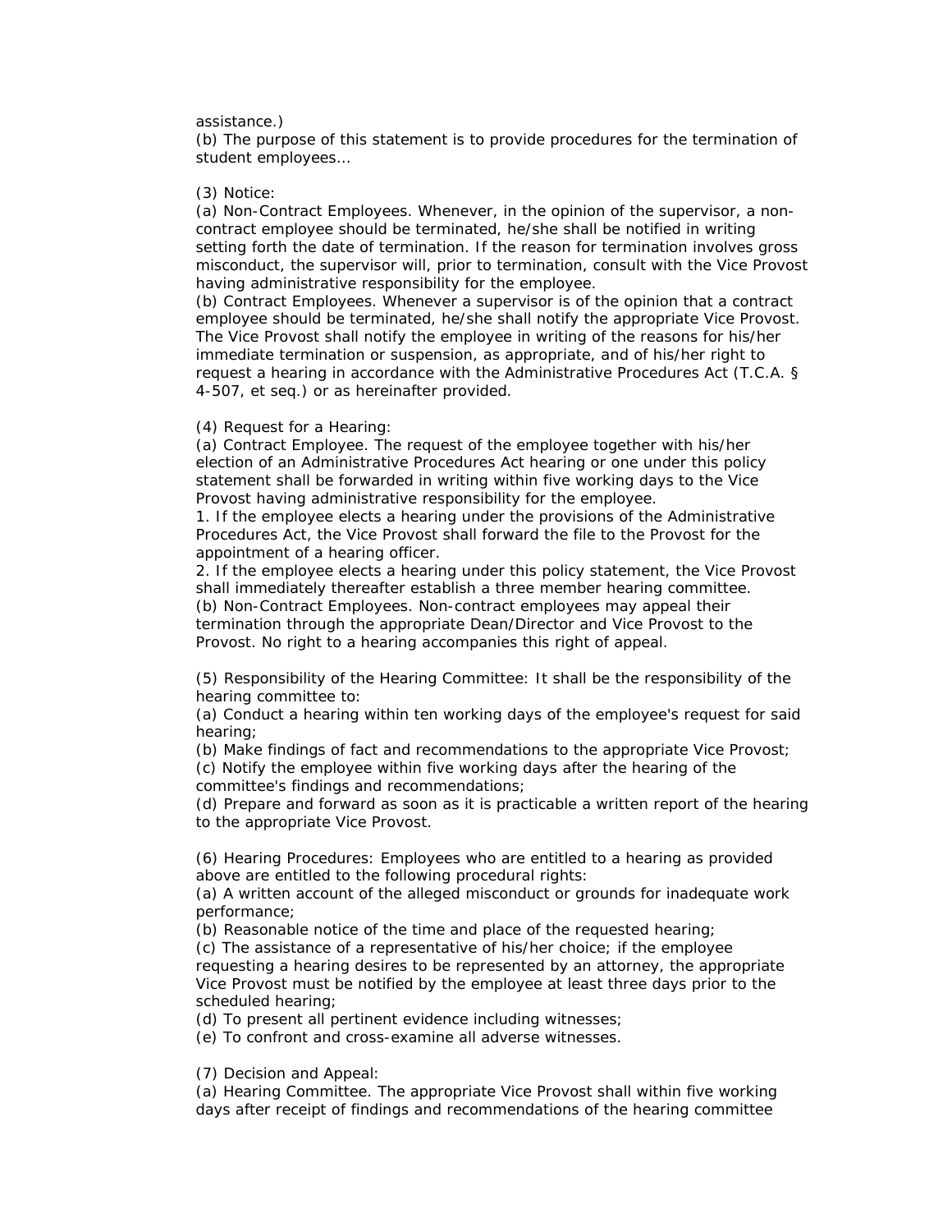assistance.)
(b) The purpose of this statement is to provide procedures for the termination of student employees...

(3) Notice:
(a) Non-Contract Employees. Whenever, in the opinion of the supervisor, a non-contract employee should be terminated, he/she shall be notified in writing setting forth the date of termination. If the reason for termination involves gross misconduct, the supervisor will, prior to termination, consult with the Vice Provost having administrative responsibility for the employee.
(b) Contract Employees. Whenever a supervisor is of the opinion that a contract employee should be terminated, he/she shall notify the appropriate Vice Provost. The Vice Provost shall notify the employee in writing of the reasons for his/her immediate termination or suspension, as appropriate, and of his/her right to request a hearing in accordance with the Administrative Procedures Act (T.C.A. § 4-507, et seq.) or as hereinafter provided.

(4) Request for a Hearing:
(a) Contract Employee. The request of the employee together with his/her election of an Administrative Procedures Act hearing or one under this policy statement shall be forwarded in writing within five working days to the Vice Provost having administrative responsibility for the employee.
1. If the employee elects a hearing under the provisions of the Administrative Procedures Act, the Vice Provost shall forward the file to the Provost for the appointment of a hearing officer.
2. If the employee elects a hearing under this policy statement, the Vice Provost shall immediately thereafter establish a three member hearing committee.
(b) Non-Contract Employees. Non-contract employees may appeal their termination through the appropriate Dean/Director and Vice Provost to the Provost. No right to a hearing accompanies this right of appeal.

(5) Responsibility of the Hearing Committee: It shall be the responsibility of the hearing committee to:
(a) Conduct a hearing within ten working days of the employee's request for said hearing;
(b) Make findings of fact and recommendations to the appropriate Vice Provost;
(c) Notify the employee within five working days after the hearing of the committee's findings and recommendations;
(d) Prepare and forward as soon as it is practicable a written report of the hearing to the appropriate Vice Provost.

(6) Hearing Procedures: Employees who are entitled to a hearing as provided above are entitled to the following procedural rights:
(a) A written account of the alleged misconduct or grounds for inadequate work performance;
(b) Reasonable notice of the time and place of the requested hearing;
(c) The assistance of a representative of his/her choice; if the employee requesting a hearing desires to be represented by an attorney, the appropriate Vice Provost must be notified by the employee at least three days prior to the scheduled hearing;
(d) To present all pertinent evidence including witnesses;
(e) To confront and cross-examine all adverse witnesses.

(7) Decision and Appeal:
(a) Hearing Committee. The appropriate Vice Provost shall within five working days after receipt of findings and recommendations of the hearing committee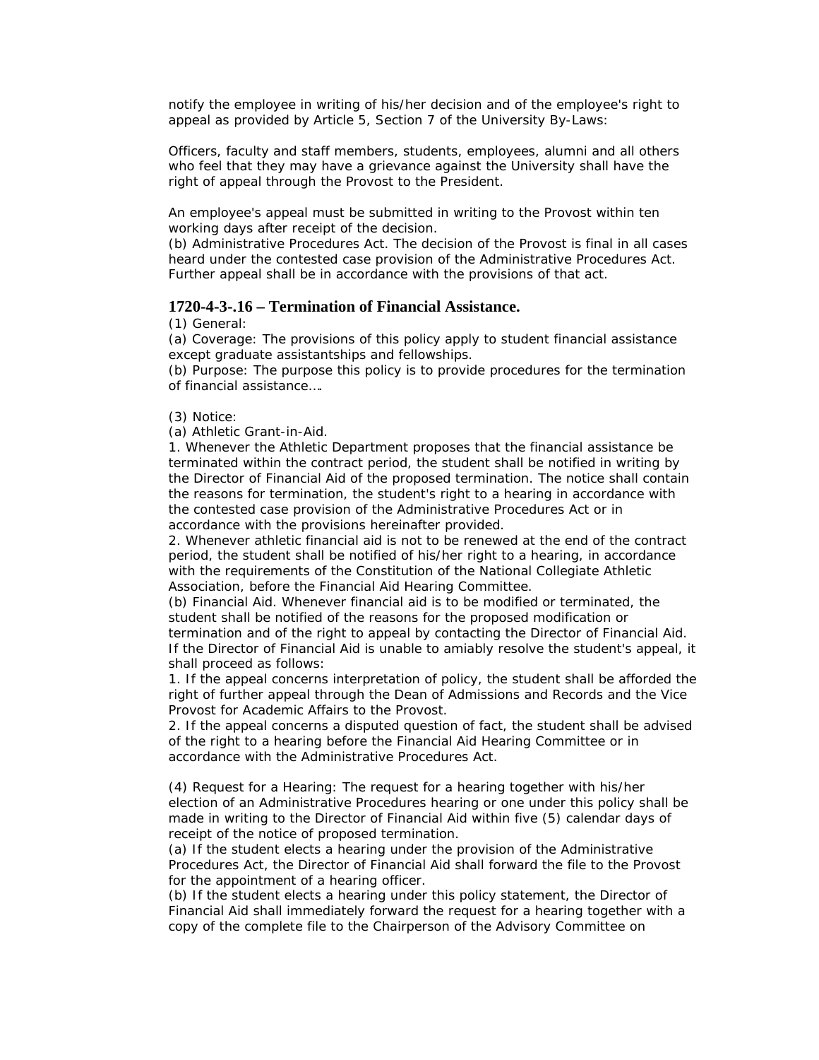notify the employee in writing of his/her decision and of the employee's right to appeal as provided by Article 5, Section 7 of the University By-Laws:

Officers, faculty and staff members, students, employees, alumni and all others who feel that they may have a grievance against the University shall have the right of appeal through the Provost to the President.

An employee's appeal must be submitted in writing to the Provost within ten working days after receipt of the decision.
(b) Administrative Procedures Act. The decision of the Provost is final in all cases heard under the contested case provision of the Administrative Procedures Act. Further appeal shall be in accordance with the provisions of that act.

### 1720-4-3-.16 – Termination of Financial Assistance.

(1) General:
(a) Coverage: The provisions of this policy apply to student financial assistance except graduate assistantships and fellowships.
(b) Purpose: The purpose this policy is to provide procedures for the termination of financial assistance….

(3) Notice:
(a) Athletic Grant-in-Aid.
1. Whenever the Athletic Department proposes that the financial assistance be terminated within the contract period, the student shall be notified in writing by the Director of Financial Aid of the proposed termination. The notice shall contain the reasons for termination, the student's right to a hearing in accordance with the contested case provision of the Administrative Procedures Act or in accordance with the provisions hereinafter provided.
2. Whenever athletic financial aid is not to be renewed at the end of the contract period, the student shall be notified of his/her right to a hearing, in accordance with the requirements of the Constitution of the National Collegiate Athletic Association, before the Financial Aid Hearing Committee.
(b) Financial Aid. Whenever financial aid is to be modified or terminated, the student shall be notified of the reasons for the proposed modification or termination and of the right to appeal by contacting the Director of Financial Aid. If the Director of Financial Aid is unable to amiably resolve the student's appeal, it shall proceed as follows:
1. If the appeal concerns interpretation of policy, the student shall be afforded the right of further appeal through the Dean of Admissions and Records and the Vice Provost for Academic Affairs to the Provost.
2. If the appeal concerns a disputed question of fact, the student shall be advised of the right to a hearing before the Financial Aid Hearing Committee or in accordance with the Administrative Procedures Act.

(4) Request for a Hearing: The request for a hearing together with his/her election of an Administrative Procedures hearing or one under this policy shall be made in writing to the Director of Financial Aid within five (5) calendar days of receipt of the notice of proposed termination.
(a) If the student elects a hearing under the provision of the Administrative Procedures Act, the Director of Financial Aid shall forward the file to the Provost for the appointment of a hearing officer.
(b) If the student elects a hearing under this policy statement, the Director of Financial Aid shall immediately forward the request for a hearing together with a copy of the complete file to the Chairperson of the Advisory Committee on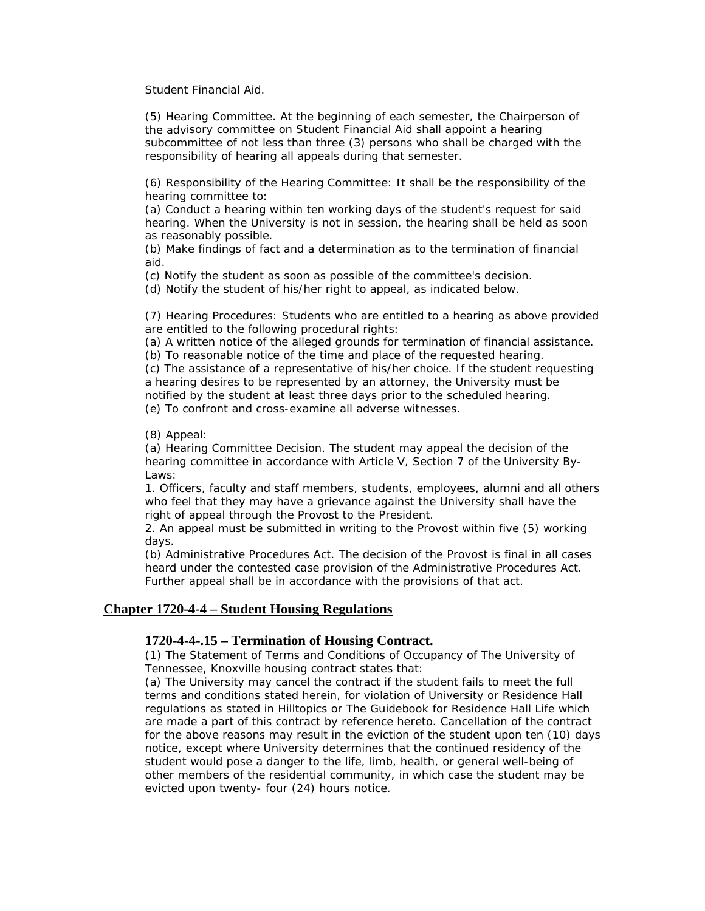Student Financial Aid.

(5) Hearing Committee. At the beginning of each semester, the Chairperson of the advisory committee on Student Financial Aid shall appoint a hearing subcommittee of not less than three (3) persons who shall be charged with the responsibility of hearing all appeals during that semester.

(6) Responsibility of the Hearing Committee: It shall be the responsibility of the hearing committee to:
(a) Conduct a hearing within ten working days of the student's request for said hearing. When the University is not in session, the hearing shall be held as soon as reasonably possible.
(b) Make findings of fact and a determination as to the termination of financial aid.
(c) Notify the student as soon as possible of the committee's decision.
(d) Notify the student of his/her right to appeal, as indicated below.

(7) Hearing Procedures: Students who are entitled to a hearing as above provided are entitled to the following procedural rights:
(a) A written notice of the alleged grounds for termination of financial assistance.
(b) To reasonable notice of the time and place of the requested hearing.
(c) The assistance of a representative of his/her choice. If the student requesting a hearing desires to be represented by an attorney, the University must be notified by the student at least three days prior to the scheduled hearing.
(e) To confront and cross-examine all adverse witnesses.

(8) Appeal:
(a) Hearing Committee Decision. The student may appeal the decision of the hearing committee in accordance with Article V, Section 7 of the University By-Laws:
1. Officers, faculty and staff members, students, employees, alumni and all others who feel that they may have a grievance against the University shall have the right of appeal through the Provost to the President.
2. An appeal must be submitted in writing to the Provost within five (5) working days.
(b) Administrative Procedures Act. The decision of the Provost is final in all cases heard under the contested case provision of the Administrative Procedures Act. Further appeal shall be in accordance with the provisions of that act.

## Chapter 1720-4-4 – Student Housing Regulations

### 1720-4-4-.15 – Termination of Housing Contract.

(1) The Statement of Terms and Conditions of Occupancy of The University of Tennessee, Knoxville housing contract states that:
(a) The University may cancel the contract if the student fails to meet the full terms and conditions stated herein, for violation of University or Residence Hall regulations as stated in Hilltopics or The Guidebook for Residence Hall Life which are made a part of this contract by reference hereto. Cancellation of the contract for the above reasons may result in the eviction of the student upon ten (10) days notice, except where University determines that the continued residency of the student would pose a danger to the life, limb, health, or general well-being of other members of the residential community, in which case the student may be evicted upon twenty- four (24) hours notice.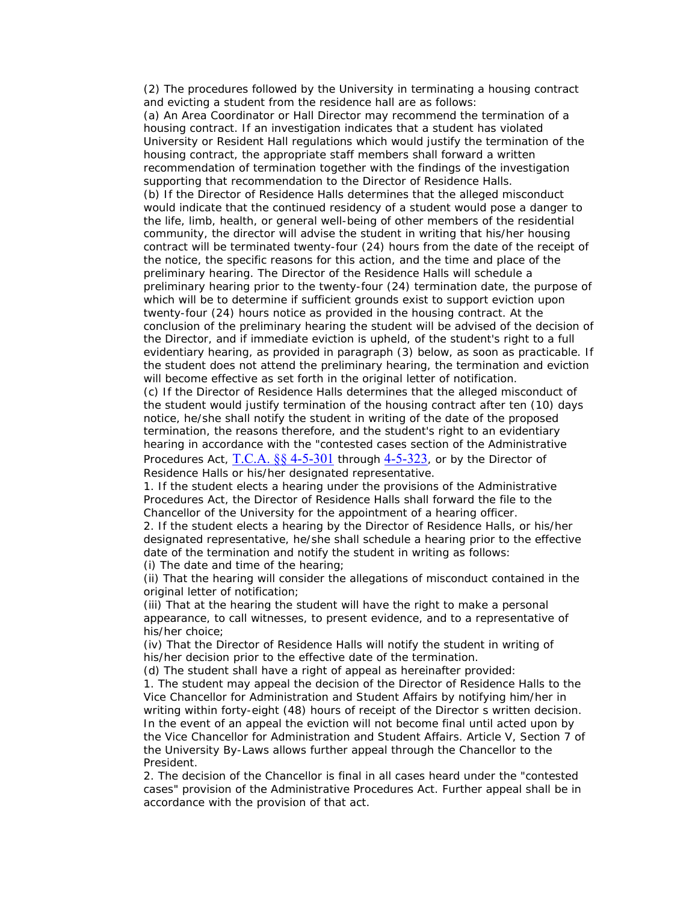(2) The procedures followed by the University in terminating a housing contract and evicting a student from the residence hall are as follows:

(a) An Area Coordinator or Hall Director may recommend the termination of a housing contract. If an investigation indicates that a student has violated University or Resident Hall regulations which would justify the termination of the housing contract, the appropriate staff members shall forward a written recommendation of termination together with the findings of the investigation supporting that recommendation to the Director of Residence Halls.

(b) If the Director of Residence Halls determines that the alleged misconduct would indicate that the continued residency of a student would pose a danger to the life, limb, health, or general well-being of other members of the residential community, the director will advise the student in writing that his/her housing contract will be terminated twenty-four (24) hours from the date of the receipt of the notice, the specific reasons for this action, and the time and place of the preliminary hearing. The Director of the Residence Halls will schedule a preliminary hearing prior to the twenty-four (24) termination date, the purpose of which will be to determine if sufficient grounds exist to support eviction upon twenty-four (24) hours notice as provided in the housing contract. At the conclusion of the preliminary hearing the student will be advised of the decision of the Director, and if immediate eviction is upheld, of the student's right to a full evidentiary hearing, as provided in paragraph (3) below, as soon as practicable. If the student does not attend the preliminary hearing, the termination and eviction will become effective as set forth in the original letter of notification.

(c) If the Director of Residence Halls determines that the alleged misconduct of the student would justify termination of the housing contract after ten (10) days notice, he/she shall notify the student in writing of the date of the proposed termination, the reasons therefore, and the student's right to an evidentiary hearing in accordance with the "contested cases section of the Administrative Procedures Act, T.C.A. §§ 4-5-301 through 4-5-323, or by the Director of Residence Halls or his/her designated representative.

1. If the student elects a hearing under the provisions of the Administrative Procedures Act, the Director of Residence Halls shall forward the file to the Chancellor of the University for the appointment of a hearing officer.

2. If the student elects a hearing by the Director of Residence Halls, or his/her designated representative, he/she shall schedule a hearing prior to the effective date of the termination and notify the student in writing as follows:

(i) The date and time of the hearing;

(ii) That the hearing will consider the allegations of misconduct contained in the original letter of notification;

(iii) That at the hearing the student will have the right to make a personal appearance, to call witnesses, to present evidence, and to a representative of his/her choice;

(iv) That the Director of Residence Halls will notify the student in writing of his/her decision prior to the effective date of the termination.

(d) The student shall have a right of appeal as hereinafter provided:

1. The student may appeal the decision of the Director of Residence Halls to the Vice Chancellor for Administration and Student Affairs by notifying him/her in writing within forty-eight (48) hours of receipt of the Director s written decision. In the event of an appeal the eviction will not become final until acted upon by the Vice Chancellor for Administration and Student Affairs. Article V, Section 7 of the University By-Laws allows further appeal through the Chancellor to the President.

2. The decision of the Chancellor is final in all cases heard under the "contested cases" provision of the Administrative Procedures Act. Further appeal shall be in accordance with the provision of that act.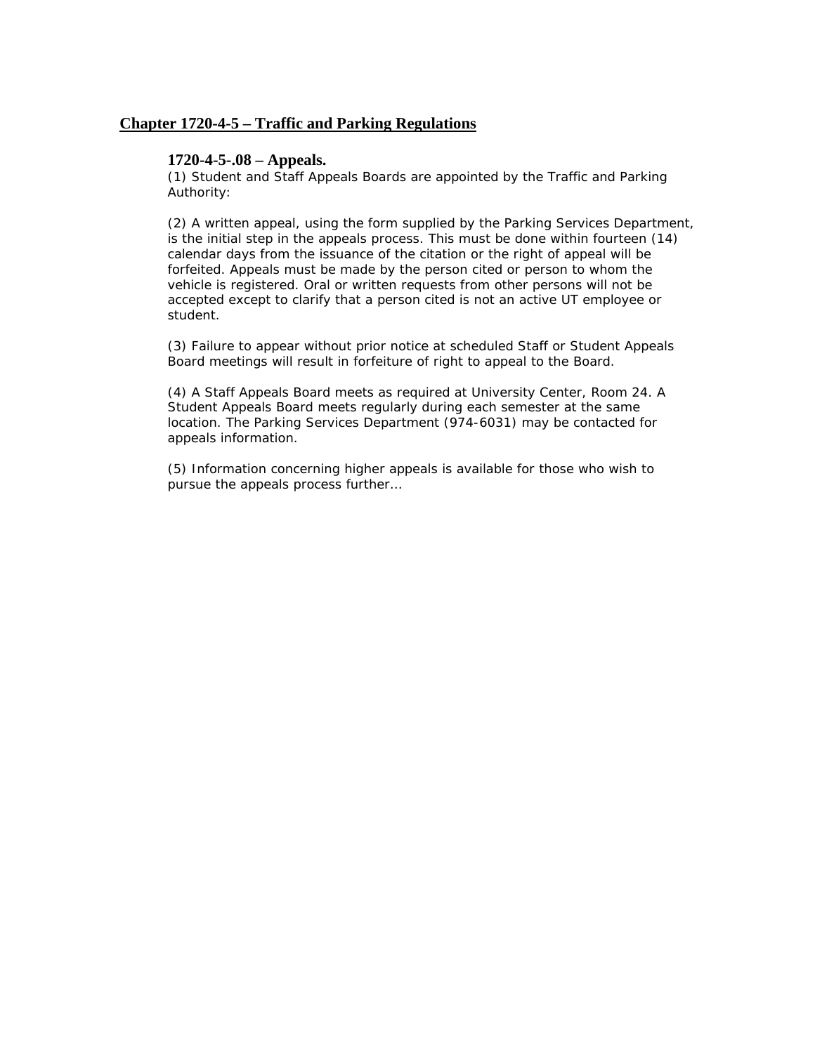## Chapter 1720-4-5 – Traffic and Parking Regulations

### 1720-4-5-.08 – Appeals.

(1) Student and Staff Appeals Boards are appointed by the Traffic and Parking Authority:

(2) A written appeal, using the form supplied by the Parking Services Department, is the initial step in the appeals process. This must be done within fourteen (14) calendar days from the issuance of the citation or the right of appeal will be forfeited. Appeals must be made by the person cited or person to whom the vehicle is registered. Oral or written requests from other persons will not be accepted except to clarify that a person cited is not an active UT employee or student.

(3) Failure to appear without prior notice at scheduled Staff or Student Appeals Board meetings will result in forfeiture of right to appeal to the Board.

(4) A Staff Appeals Board meets as required at University Center, Room 24. A Student Appeals Board meets regularly during each semester at the same location. The Parking Services Department (974-6031) may be contacted for appeals information.

(5) Information concerning higher appeals is available for those who wish to pursue the appeals process further…